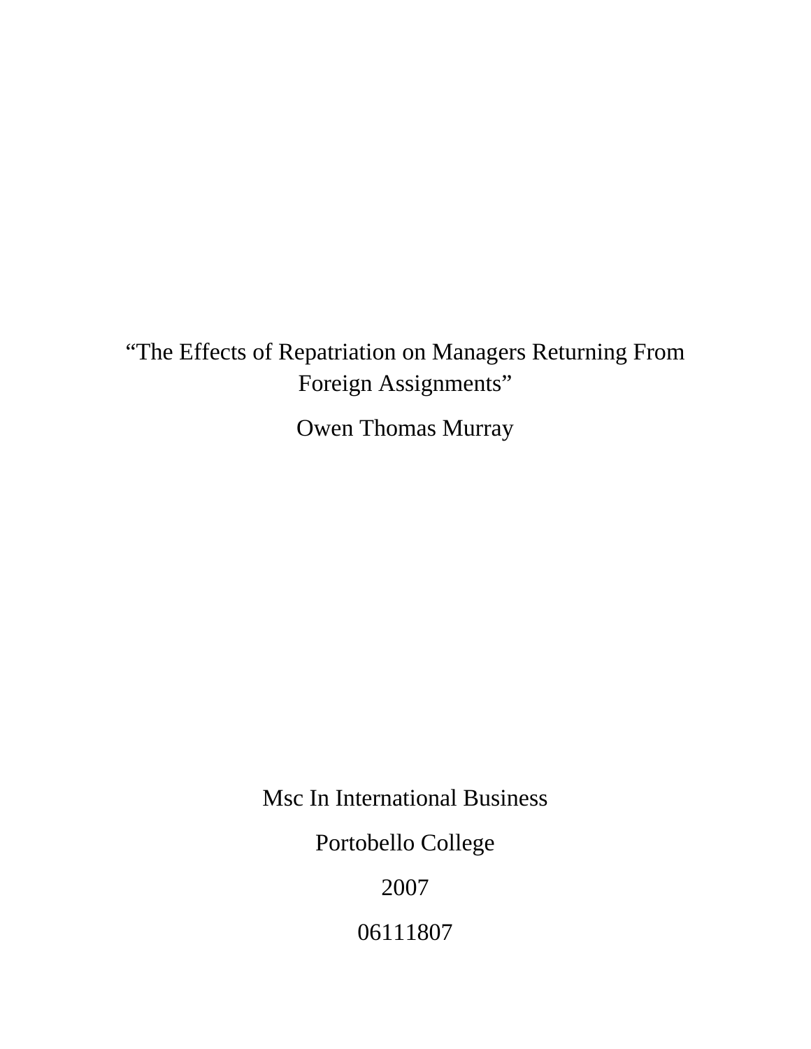# “The Effects of Repatriation on Managers Returning From Foreign Assignments”

Owen Thomas Murray

Msc In International Business

Portobello College

2007

06111807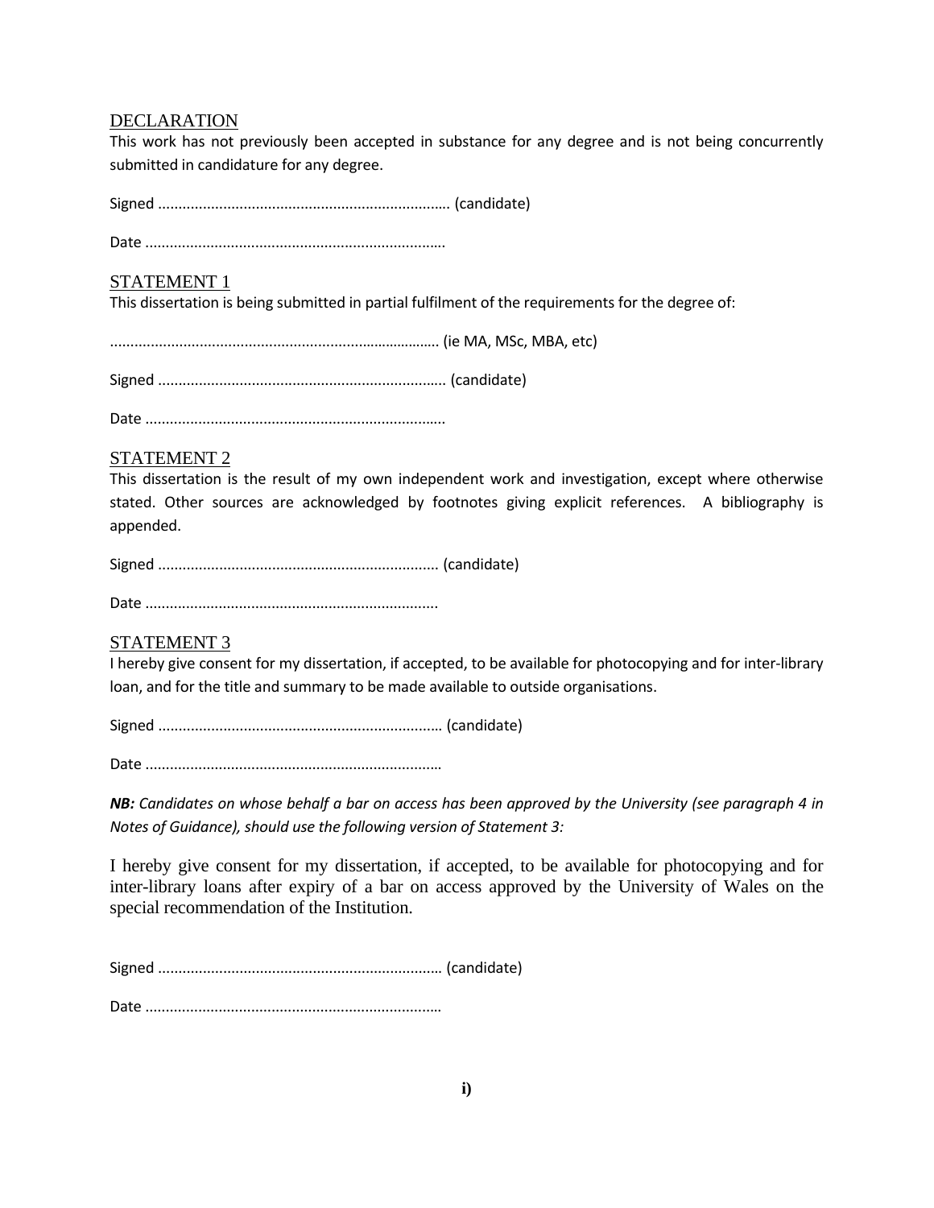## DECLARATION

This work has not previously been accepted in substance for any degree and is not being concurrently submitted in candidature for any degree.

Signed ……………………………………………………………… (candidate)

Date …………………………………………………………………

## STATEMENT 1

This dissertation is being submitted in partial fulfilment of the requirements for the degree of:

……………………………………………………………………… (ie MA, MSc, MBA, etc)

Signed ……………………………………………………………… (candidate)

Date …………………………………………………………………

## STATEMENT 2

This dissertation is the result of my own independent work and investigation, except where otherwise stated. Other sources are acknowledged by footnotes giving explicit references. A bibliography is appended.

Signed ……………………………………………………………… (candidate)

Date …………………………………………………………………

## STATEMENT 3

I hereby give consent for my dissertation, if accepted, to be available for photocopying and for inter-library loan, and for the title and summary to be made available to outside organisations.

Signed ……………………………………………………………… (candidate)

Date …………………………………………………………………

***NB:*** *Candidates on whose behalf a bar on access has been approved by the University (see paragraph 4 in Notes of Guidance), should use the following version of Statement 3:*

I hereby give consent for my dissertation, if accepted, to be available for photocopying and for inter-library loans after expiry of a bar on access approved by the University of Wales on the special recommendation of the Institution.

Signed ……………………………………………………………… (candidate)

Date …………………………………………………………………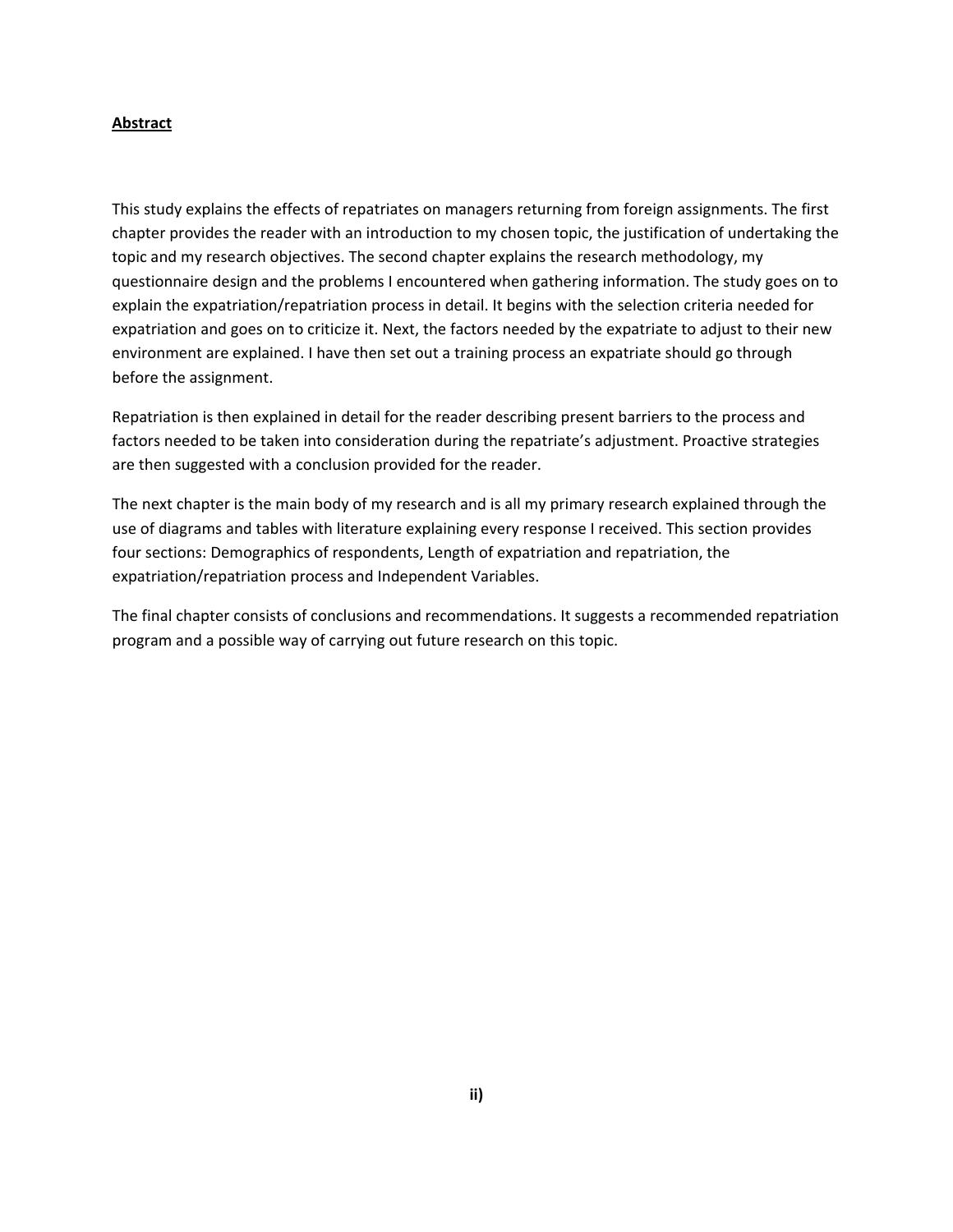**Abstract**

This study explains the effects of repatriates on managers returning from foreign assignments. The first chapter provides the reader with an introduction to my chosen topic, the justification of undertaking the topic and my research objectives. The second chapter explains the research methodology, my questionnaire design and the problems I encountered when gathering information. The study goes on to explain the expatriation/repatriation process in detail. It begins with the selection criteria needed for expatriation and goes on to criticize it. Next, the factors needed by the expatriate to adjust to their new environment are explained. I have then set out a training process an expatriate should go through before the assignment.

Repatriation is then explained in detail for the reader describing present barriers to the process and factors needed to be taken into consideration during the repatriate's adjustment. Proactive strategies are then suggested with a conclusion provided for the reader.

The next chapter is the main body of my research and is all my primary research explained through the use of diagrams and tables with literature explaining every response I received. This section provides four sections: Demographics of respondents, Length of expatriation and repatriation, the expatriation/repatriation process and Independent Variables.

The final chapter consists of conclusions and recommendations. It suggests a recommended repatriation program and a possible way of carrying out future research on this topic.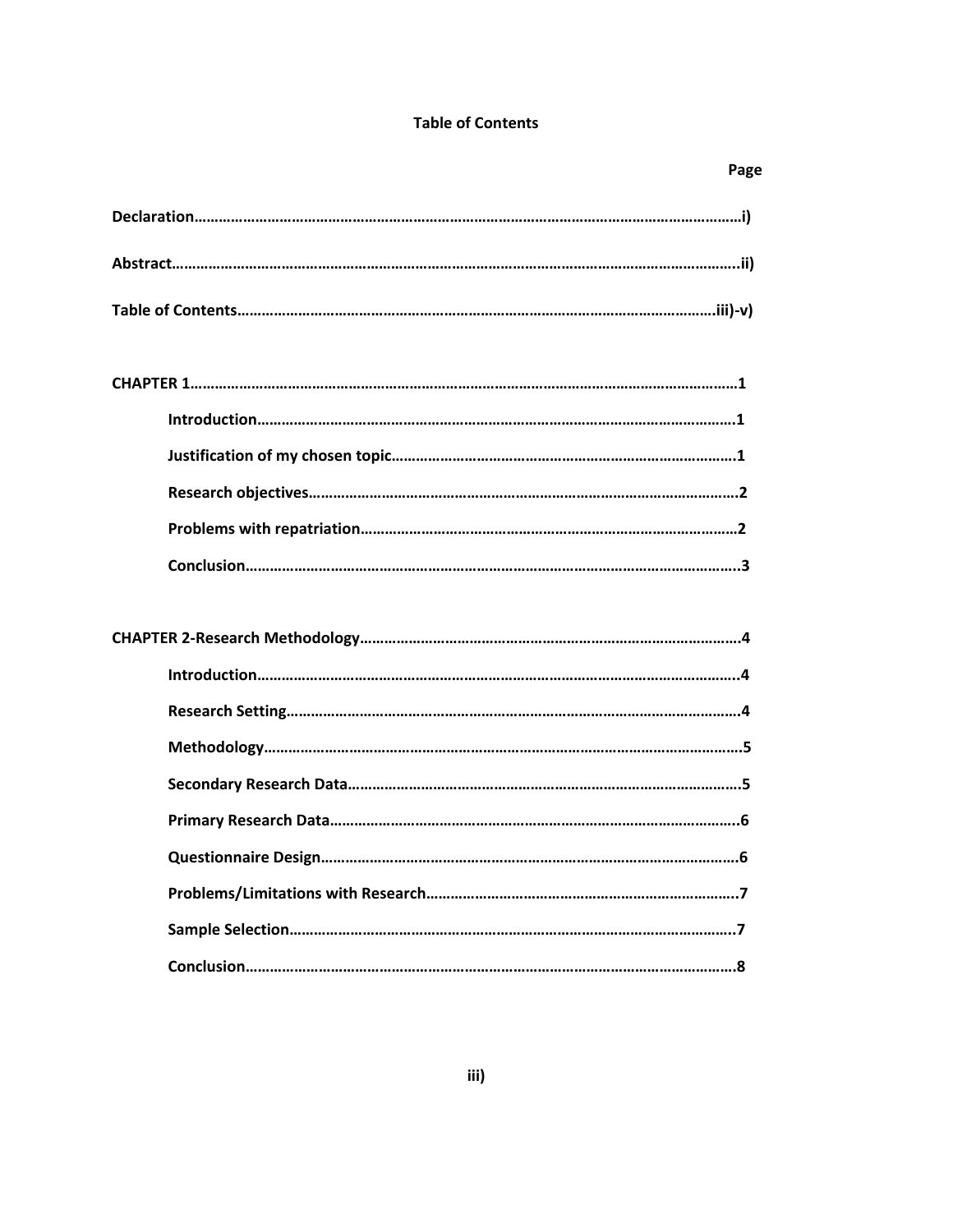**Table of Contents**

**Page**

**Declaration…………………………………………………………………………………………………………………i)**

**Abstract………………………………………………………………………………………………………………………..ii)**

**Table of Contents………………………………………………………………………………………………………iii)-v)**

**CHAPTER 1…………………………………………………………………………………………………………………1**

- **Introduction……………………………………………………………………………………………………….1**
- **Justification of my chosen topic…………………………………………………………………………1**
- **Research objectives…………………………………………………………………………………………….2**
- **Problems with repatriation………………………………………………………………………………2**
- **Conclusion…………………………………………………………………………………………………………..3**

**CHAPTER 2-Research Methodology…………………………………………………………………………………4**

- **Introduction………………………………………………………………………………………………………..4**
- **Research Setting…………………………………………………………………………………………………4**
- **Methodology………………………………………………………………………………………………………5**
- **Secondary Research Data……………………………………………………………………………………5**
- **Primary Research Data………………………………………………………………………………………..6**
- **Questionnaire Design…………………………………………………………………………………………6**
- **Problems/Limitations with Research………………………………………………………………..7**
- **Sample Selection………………………………………………………………………………………………..7**
- **Conclusion………………………………………………………………………………………………………….8**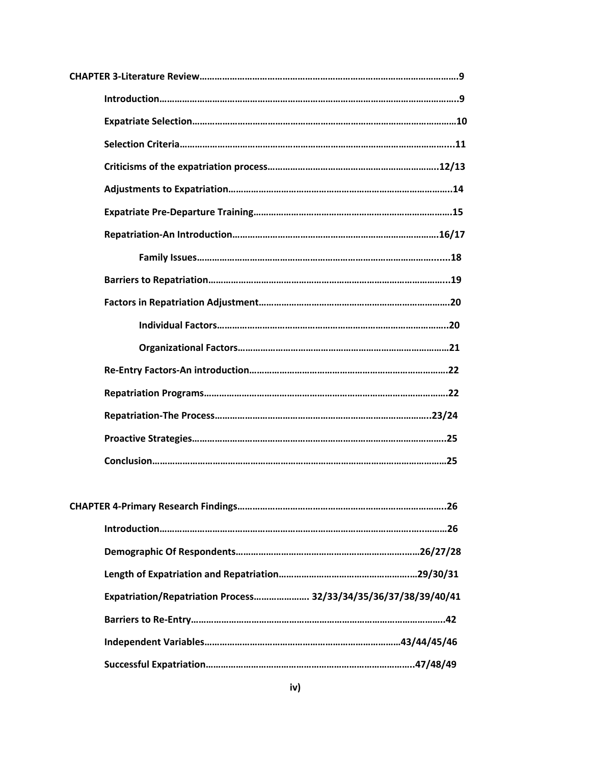**CHAPTER 3-Literature Review……………………………………………………………………………………………9**

- **Introduction……………………………………………………………………………………………………..9**
- **Expatriate Selection……………………………………………………………………………………………10**
- **Selection Criteria………………………………………………………………………………………………..11**
- **Criticisms of the expatriation process…………………………………………………………..12/13**
- **Adjustments to Expatriation……………………………………………………………………………..14**
- **Expatriate Pre-Departure Training………………………………………………………………………15**
- **Repatriation-An Introduction……………………………………………………………………………16/17**
    - **Family Issues………………………………………………………………………………………...18**
- **Barriers to Repatriation……………………………………………………………………………………..19**
- **Factors in Repatriation Adjustment…………………………………………………………………..20**
    - **Individual Factors……………………………………………………………………………….20**
    - **Organizational Factors………………………………………………………………………….21**
- **Re-Entry Factors-An introduction…………………………………………………………………….22**
- **Repatriation Programs……………………………………………………………………………………..22**
- **Repatriation-The Process……………………………………………………………………………..23/24**
- **Proactive Strategies…………………………………………………………………………………………..25**
- **Conclusion…………………………………………………………………………………………………………25**

**CHAPTER 4-Primary Research Findings…………………………………………………………………………..26**

- **Introduction……………………………………………………………………………………………………..26**
- **Demographic Of Respondents………………………………………………………………26/27/28**
- **Length of Expatriation and Repatriation……………………………………………….29/30/31**
- **Expatriation/Repatriation Process…………………. 32/33/34/35/36/37/38/39/40/41**
- **Barriers to Re-Entry…………………………………………………………………………………………..42**
- **Independent Variables……………………………………………………………………43/44/45/46**
- **Successful Expatriation………………………………………………………………………..47/48/49**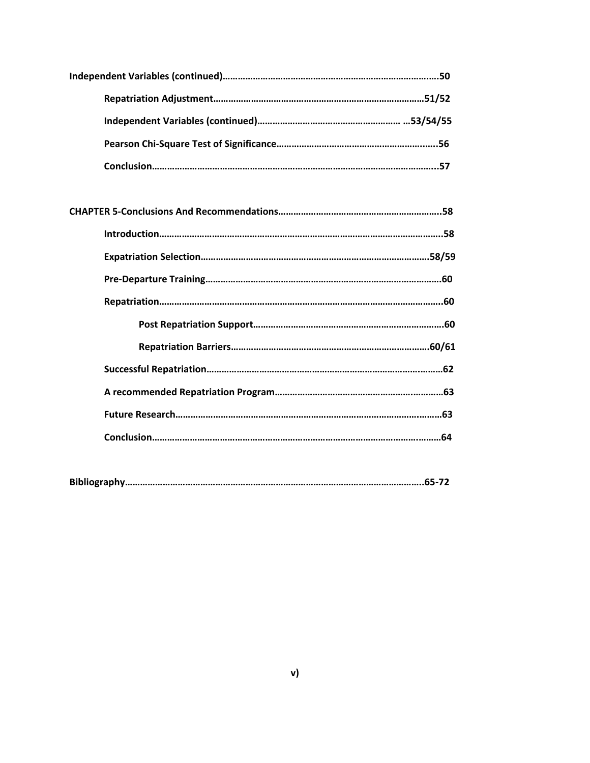**Independent Variables (continued)……………………………………………………………………….50**

- **Repatriation Adjustment………………………………………………………………………51/52**
- **Independent Variables (continued)………………………………………………… …53/54/55**
- **Pearson Chi-Square Test of Significance……………………………………………………...56**
- **Conclusion…………………………………………………………………………………………...57**

**CHAPTER 5-Conclusions And Recommendations………………………………………………………..58**

- **Introduction…………………………………………………………………………………………..58**
- **Expatriation Selection………………………………………………………………………………58/59**
- **Pre-Departure Training……………………………………………………………………………….60**
- **Repatriation…………………………………………………………………………………………...60**
  - **Post Repatriation Support…………………………………………………………………60**
  - **Repatriation Barriers………………………………………………………………………60/61**
- **Successful Repatriation……………………………………………………………………………62**
- **A recommended Repatriation Program……………………………………………………………63**
- **Future Research…………………………………………………………………………………………63**
- **Conclusion…………………………………………………………………………………………………64**

**Bibliography……………………………………………………………………………………………………..65-72**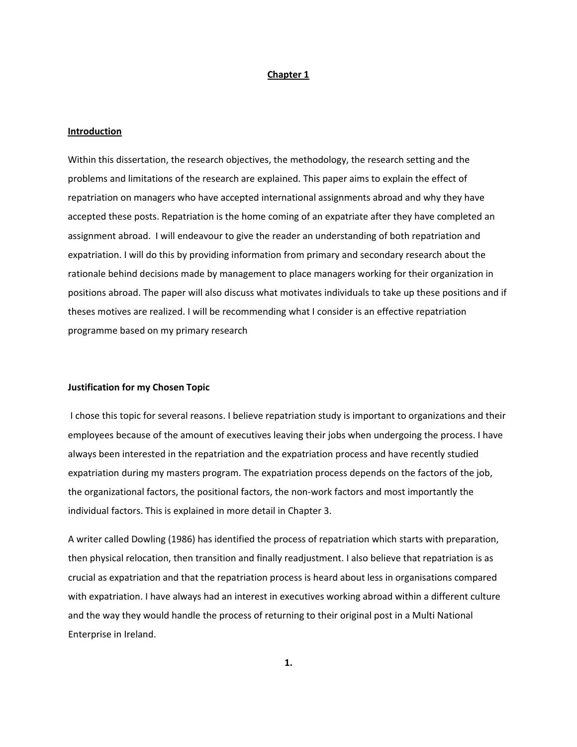# Chapter 1

## Introduction

Within this dissertation, the research objectives, the methodology, the research setting and the problems and limitations of the research are explained. This paper aims to explain the effect of repatriation on managers who have accepted international assignments abroad and why they have accepted these posts. Repatriation is the home coming of an expatriate after they have completed an assignment abroad. I will endeavour to give the reader an understanding of both repatriation and expatriation. I will do this by providing information from primary and secondary research about the rationale behind decisions made by management to place managers working for their organization in positions abroad. The paper will also discuss what motivates individuals to take up these positions and if theses motives are realized. I will be recommending what I consider is an effective repatriation programme based on my primary research

### Justification for my Chosen Topic

I chose this topic for several reasons. I believe repatriation study is important to organizations and their employees because of the amount of executives leaving their jobs when undergoing the process. I have always been interested in the repatriation and the expatriation process and have recently studied expatriation during my masters program. The expatriation process depends on the factors of the job, the organizational factors, the positional factors, the non-work factors and most importantly the individual factors. This is explained in more detail in Chapter 3.

A writer called Dowling (1986) has identified the process of repatriation which starts with preparation, then physical relocation, then transition and finally readjustment. I also believe that repatriation is as crucial as expatriation and that the repatriation process is heard about less in organisations compared with expatriation. I have always had an interest in executives working abroad within a different culture and the way they would handle the process of returning to their original post in a Multi National Enterprise in Ireland.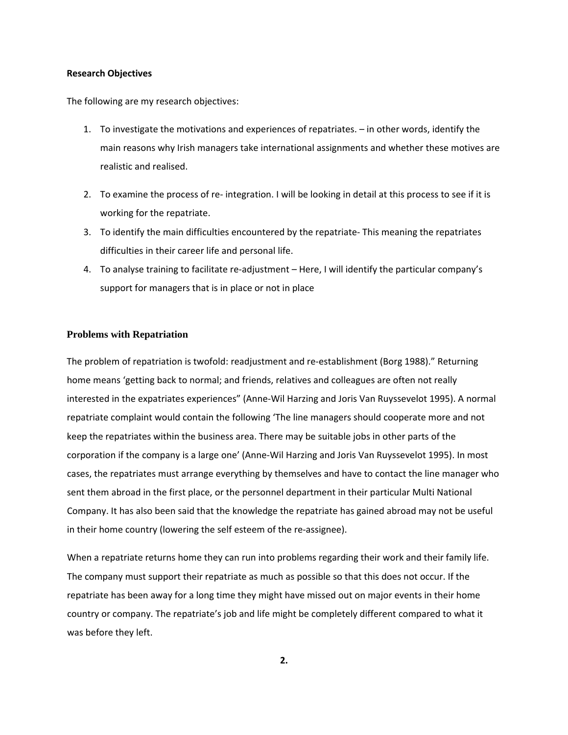**Research Objectives**

The following are my research objectives:

1. To investigate the motivations and experiences of repatriates. – in other words, identify the main reasons why Irish managers take international assignments and whether these motives are realistic and realised.

2. To examine the process of re- integration. I will be looking in detail at this process to see if it is working for the repatriate.
3. To identify the main difficulties encountered by the repatriate- This meaning the repatriates difficulties in their career life and personal life.
4. To analyse training to facilitate re-adjustment – Here, I will identify the particular company's support for managers that is in place or not in place

**Problems with Repatriation**

The problem of repatriation is twofold: readjustment and re-establishment (Borg 1988)." Returning home means 'getting back to normal; and friends, relatives and colleagues are often not really interested in the expatriates experiences" (Anne-Wil Harzing and Joris Van Ruyssevelot 1995). A normal repatriate complaint would contain the following 'The line managers should cooperate more and not keep the repatriates within the business area. There may be suitable jobs in other parts of the corporation if the company is a large one' (Anne-Wil Harzing and Joris Van Ruyssevelot 1995). In most cases, the repatriates must arrange everything by themselves and have to contact the line manager who sent them abroad in the first place, or the personnel department in their particular Multi National Company. It has also been said that the knowledge the repatriate has gained abroad may not be useful in their home country (lowering the self esteem of the re-assignee).

When a repatriate returns home they can run into problems regarding their work and their family life. The company must support their repatriate as much as possible so that this does not occur. If the repatriate has been away for a long time they might have missed out on major events in their home country or company. The repatriate's job and life might be completely different compared to what it was before they left.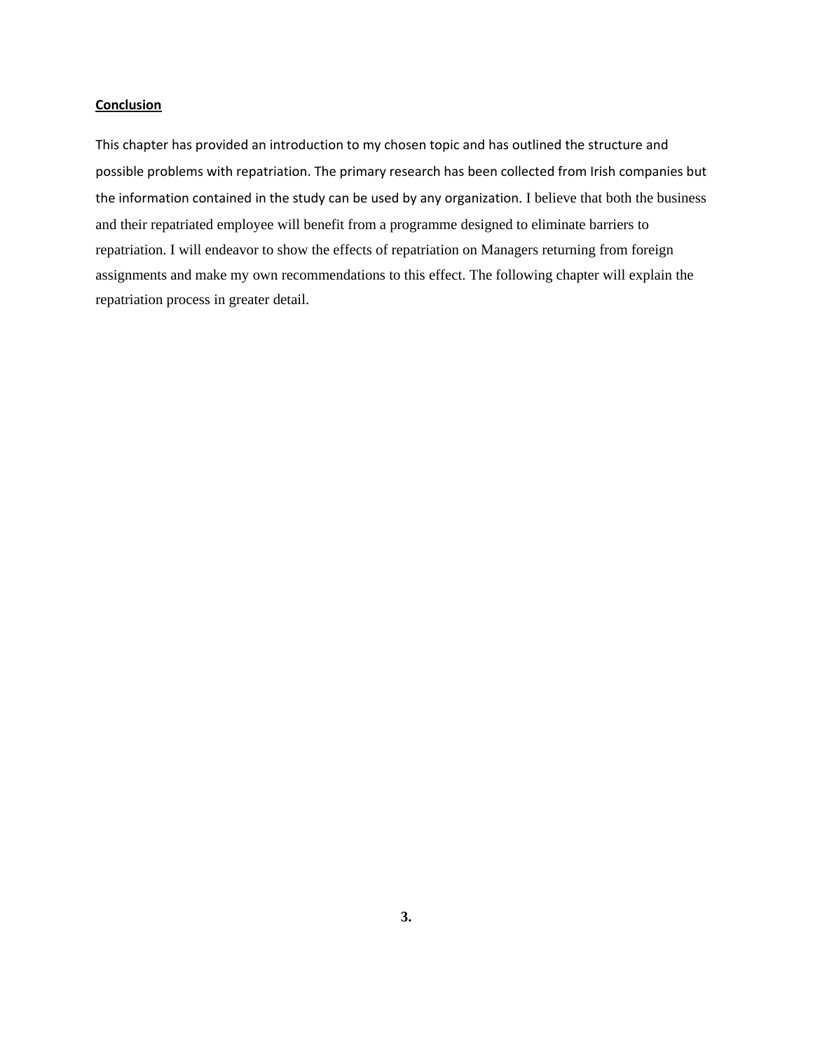## Conclusion

This chapter has provided an introduction to my chosen topic and has outlined the structure and possible problems with repatriation. The primary research has been collected from Irish companies but the information contained in the study can be used by any organization. I believe that both the business and their repatriated employee will benefit from a programme designed to eliminate barriers to repatriation. I will endeavor to show the effects of repatriation on Managers returning from foreign assignments and make my own recommendations to this effect. The following chapter will explain the repatriation process in greater detail.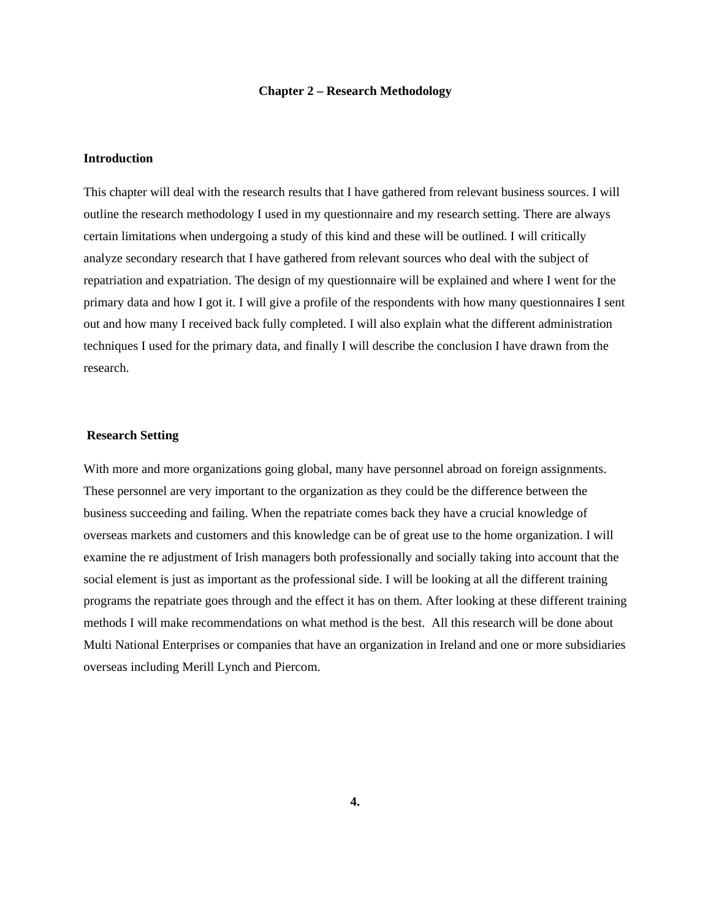# Chapter 2 – Research Methodology

## Introduction

This chapter will deal with the research results that I have gathered from relevant business sources. I will outline the research methodology I used in my questionnaire and my research setting. There are always certain limitations when undergoing a study of this kind and these will be outlined. I will critically analyze secondary research that I have gathered from relevant sources who deal with the subject of repatriation and expatriation. The design of my questionnaire will be explained and where I went for the primary data and how I got it. I will give a profile of the respondents with how many questionnaires I sent out and how many I received back fully completed. I will also explain what the different administration techniques I used for the primary data, and finally I will describe the conclusion I have drawn from the research.

## Research Setting

With more and more organizations going global, many have personnel abroad on foreign assignments. These personnel are very important to the organization as they could be the difference between the business succeeding and failing. When the repatriate comes back they have a crucial knowledge of overseas markets and customers and this knowledge can be of great use to the home organization. I will examine the re adjustment of Irish managers both professionally and socially taking into account that the social element is just as important as the professional side. I will be looking at all the different training programs the repatriate goes through and the effect it has on them. After looking at these different training methods I will make recommendations on what method is the best. All this research will be done about Multi National Enterprises or companies that have an organization in Ireland and one or more subsidiaries overseas including Merill Lynch and Piercom.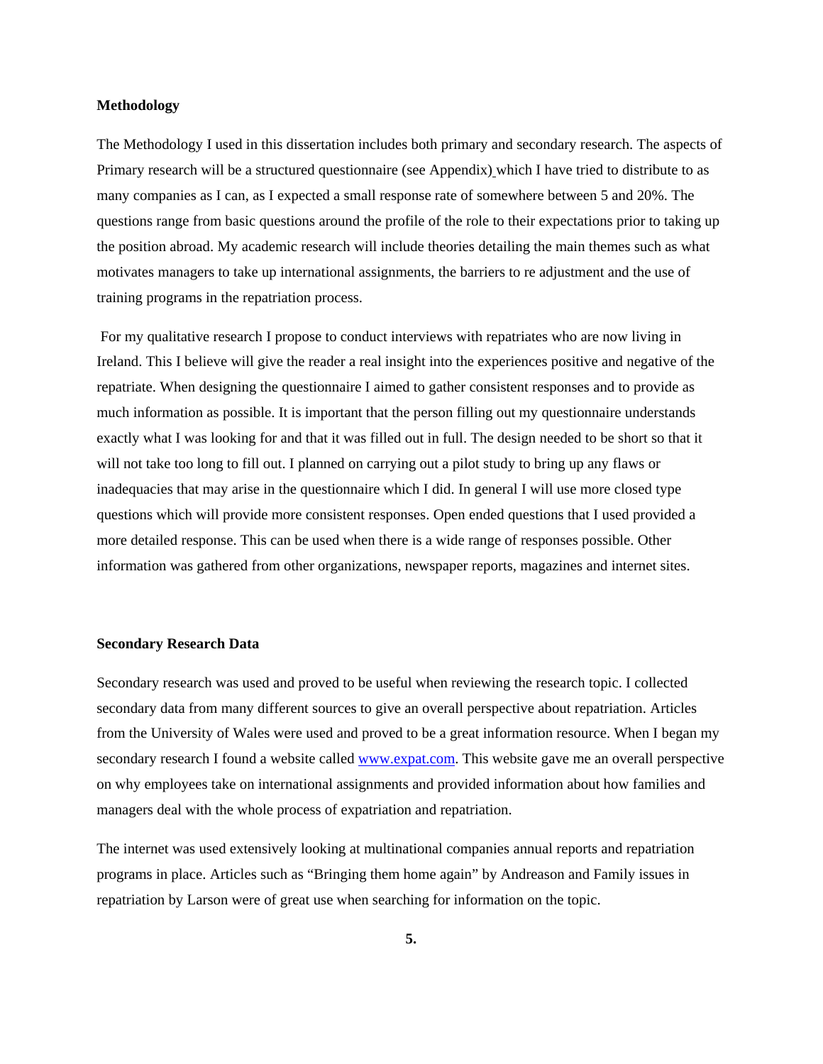**Methodology**

The Methodology I used in this dissertation includes both primary and secondary research. The aspects of Primary research will be a structured questionnaire (see Appendix) which I have tried to distribute to as many companies as I can, as I expected a small response rate of somewhere between 5 and 20%. The questions range from basic questions around the profile of the role to their expectations prior to taking up the position abroad. My academic research will include theories detailing the main themes such as what motivates managers to take up international assignments, the barriers to re adjustment and the use of training programs in the repatriation process.

For my qualitative research I propose to conduct interviews with repatriates who are now living in Ireland. This I believe will give the reader a real insight into the experiences positive and negative of the repatriate. When designing the questionnaire I aimed to gather consistent responses and to provide as much information as possible. It is important that the person filling out my questionnaire understands exactly what I was looking for and that it was filled out in full. The design needed to be short so that it will not take too long to fill out. I planned on carrying out a pilot study to bring up any flaws or inadequacies that may arise in the questionnaire which I did. In general I will use more closed type questions which will provide more consistent responses. Open ended questions that I used provided a more detailed response. This can be used when there is a wide range of responses possible. Other information was gathered from other organizations, newspaper reports, magazines and internet sites.

**Secondary Research Data**

Secondary research was used and proved to be useful when reviewing the research topic. I collected secondary data from many different sources to give an overall perspective about repatriation. Articles from the University of Wales were used and proved to be a great information resource. When I began my secondary research I found a website called www.expat.com. This website gave me an overall perspective on why employees take on international assignments and provided information about how families and managers deal with the whole process of expatriation and repatriation.

The internet was used extensively looking at multinational companies annual reports and repatriation programs in place. Articles such as "Bringing them home again" by Andreason and Family issues in repatriation by Larson were of great use when searching for information on the topic.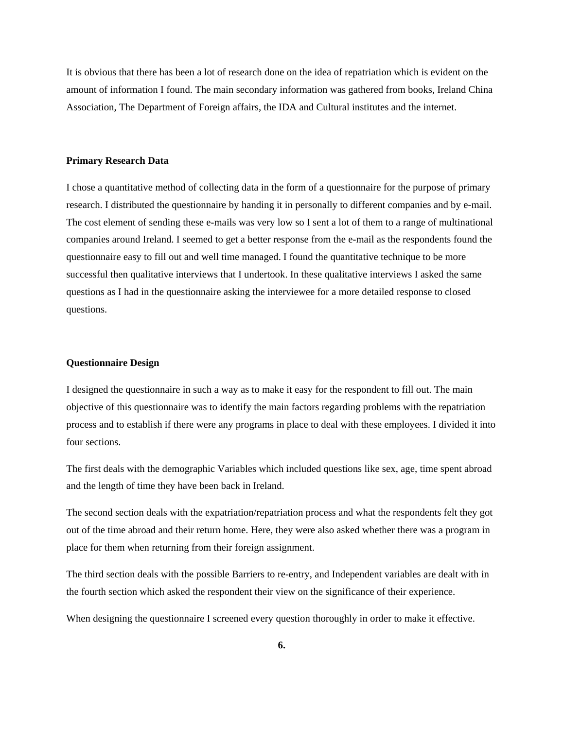It is obvious that there has been a lot of research done on the idea of repatriation which is evident on the amount of information I found. The main secondary information was gathered from books, Ireland China Association, The Department of Foreign affairs, the IDA and Cultural institutes and the internet.

**Primary Research Data**

I chose a quantitative method of collecting data in the form of a questionnaire for the purpose of primary research. I distributed the questionnaire by handing it in personally to different companies and by e-mail. The cost element of sending these e-mails was very low so I sent a lot of them to a range of multinational companies around Ireland. I seemed to get a better response from the e-mail as the respondents found the questionnaire easy to fill out and well time managed. I found the quantitative technique to be more successful then qualitative interviews that I undertook. In these qualitative interviews I asked the same questions as I had in the questionnaire asking the interviewee for a more detailed response to closed questions.

**Questionnaire Design**

I designed the questionnaire in such a way as to make it easy for the respondent to fill out. The main objective of this questionnaire was to identify the main factors regarding problems with the repatriation process and to establish if there were any programs in place to deal with these employees. I divided it into four sections.

The first deals with the demographic Variables which included questions like sex, age, time spent abroad and the length of time they have been back in Ireland.

The second section deals with the expatriation/repatriation process and what the respondents felt they got out of the time abroad and their return home. Here, they were also asked whether there was a program in place for them when returning from their foreign assignment.

The third section deals with the possible Barriers to re-entry, and Independent variables are dealt with in the fourth section which asked the respondent their view on the significance of their experience.

When designing the questionnaire I screened every question thoroughly in order to make it effective.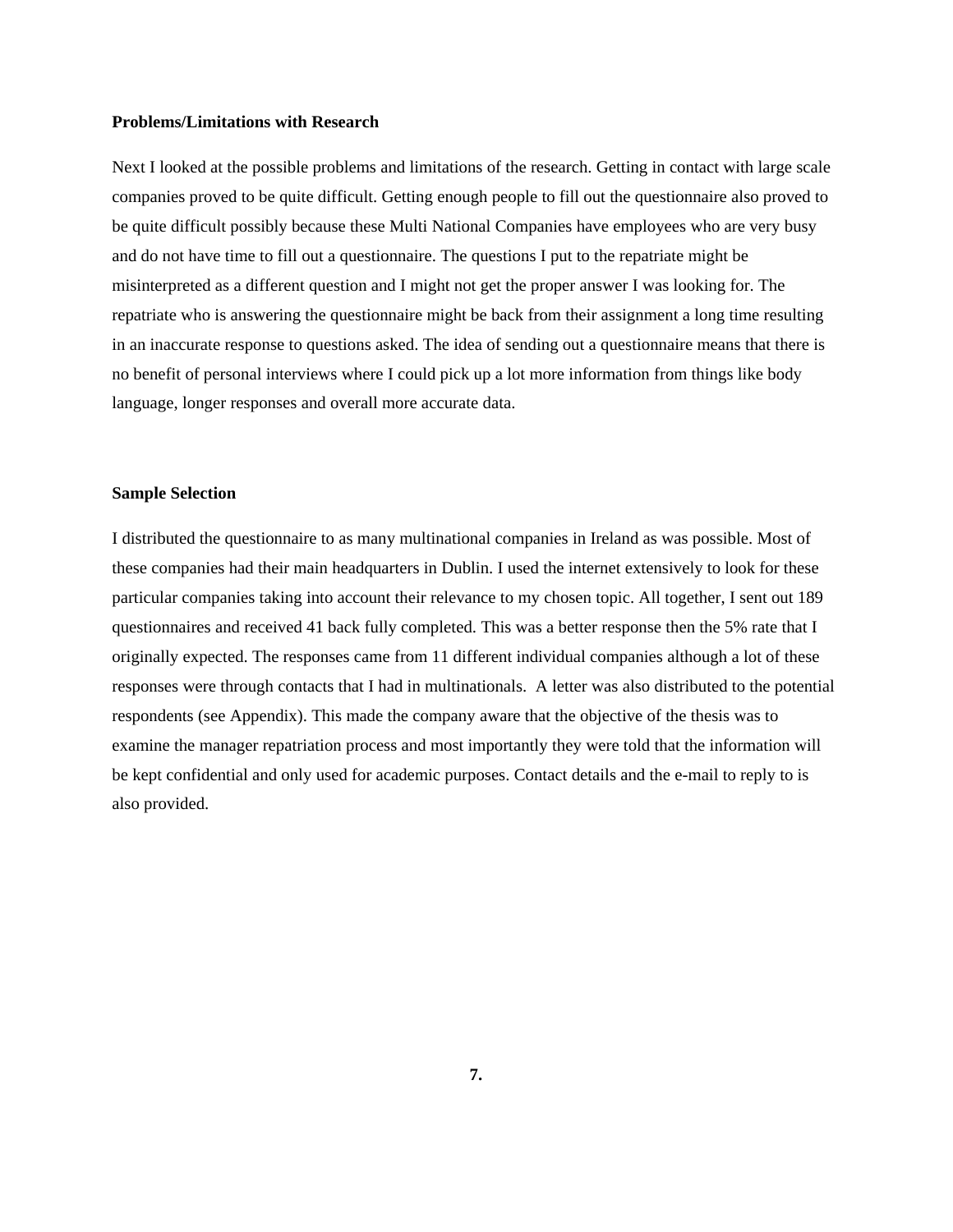**Problems/Limitations with Research**

Next I looked at the possible problems and limitations of the research. Getting in contact with large scale companies proved to be quite difficult. Getting enough people to fill out the questionnaire also proved to be quite difficult possibly because these Multi National Companies have employees who are very busy and do not have time to fill out a questionnaire. The questions I put to the repatriate might be misinterpreted as a different question and I might not get the proper answer I was looking for. The repatriate who is answering the questionnaire might be back from their assignment a long time resulting in an inaccurate response to questions asked. The idea of sending out a questionnaire means that there is no benefit of personal interviews where I could pick up a lot more information from things like body language, longer responses and overall more accurate data.

**Sample Selection**

I distributed the questionnaire to as many multinational companies in Ireland as was possible. Most of these companies had their main headquarters in Dublin. I used the internet extensively to look for these particular companies taking into account their relevance to my chosen topic. All together, I sent out 189 questionnaires and received 41 back fully completed. This was a better response then the 5% rate that I originally expected. The responses came from 11 different individual companies although a lot of these responses were through contacts that I had in multinationals. A letter was also distributed to the potential respondents (see Appendix). This made the company aware that the objective of the thesis was to examine the manager repatriation process and most importantly they were told that the information will be kept confidential and only used for academic purposes. Contact details and the e-mail to reply to is also provided.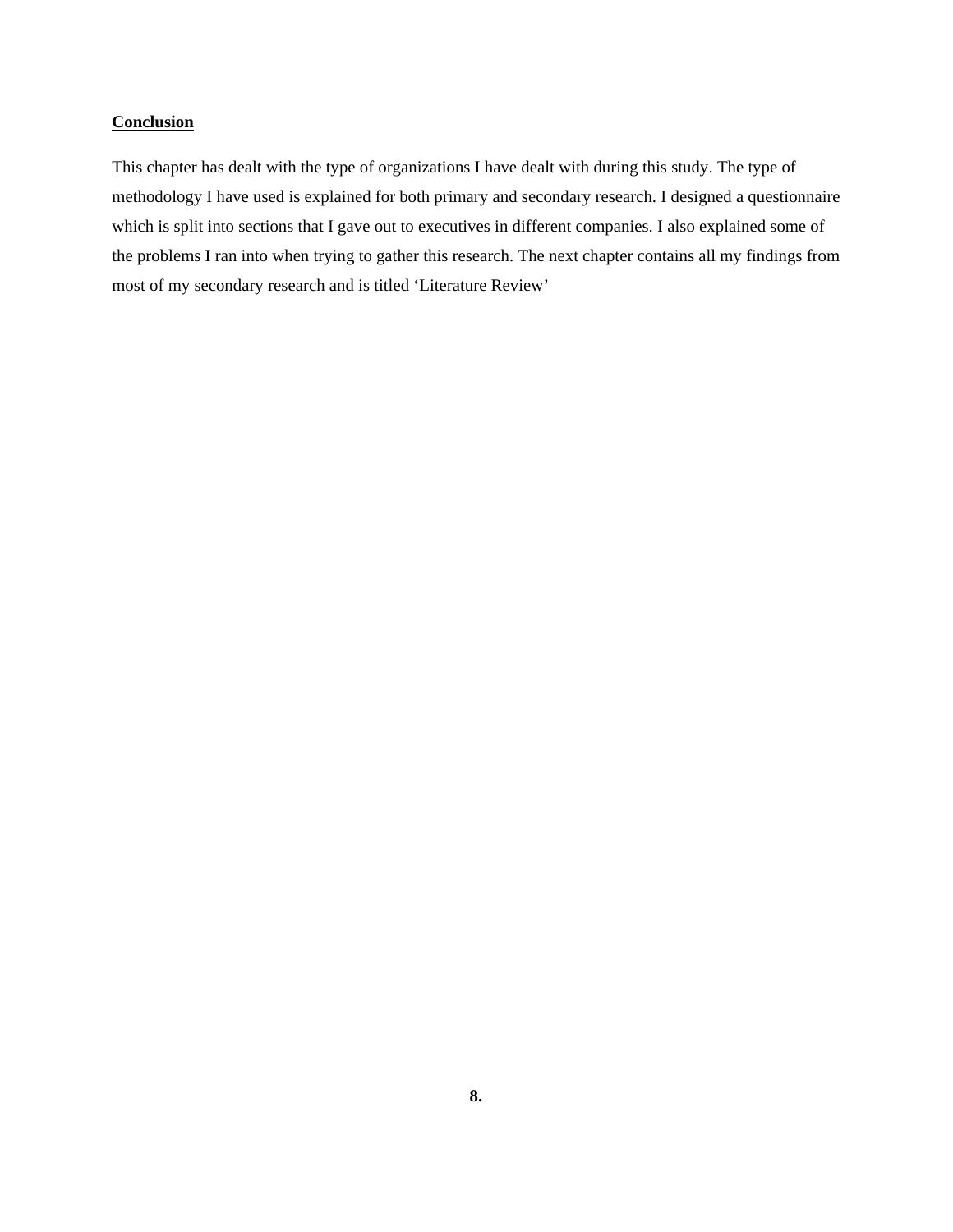## **Conclusion**

This chapter has dealt with the type of organizations I have dealt with during this study. The type of methodology I have used is explained for both primary and secondary research. I designed a questionnaire which is split into sections that I gave out to executives in different companies. I also explained some of the problems I ran into when trying to gather this research. The next chapter contains all my findings from most of my secondary research and is titled 'Literature Review'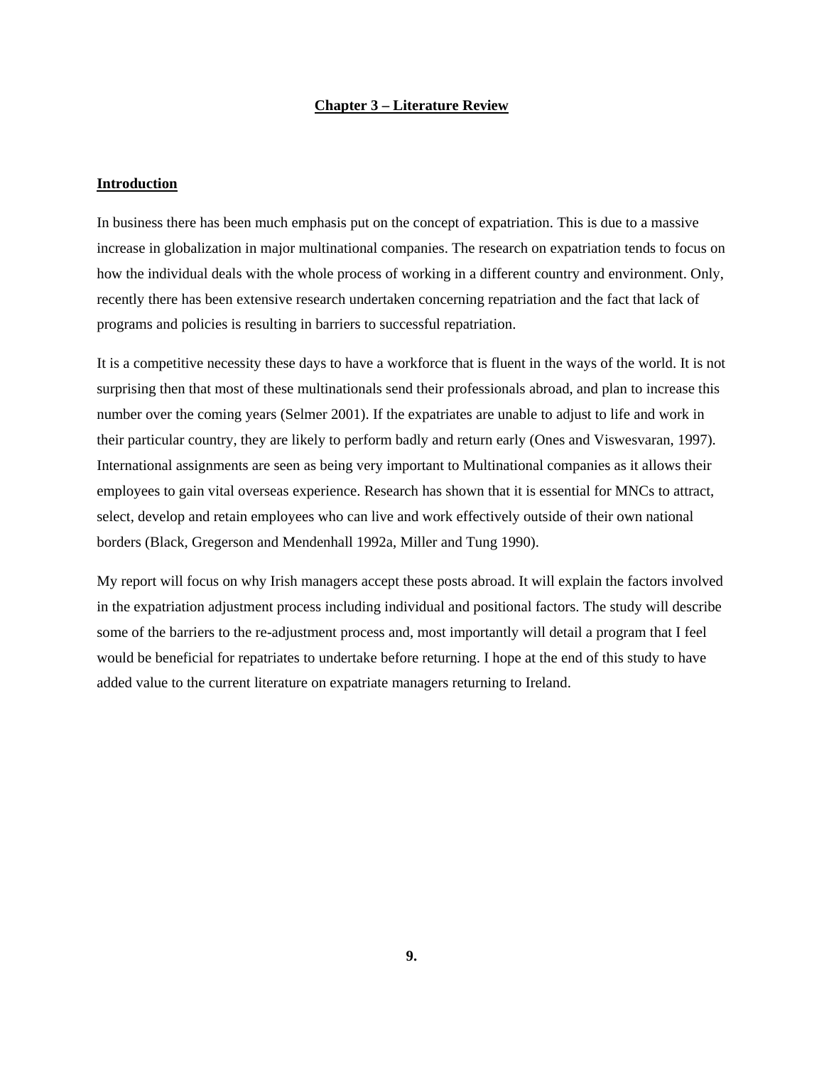# Chapter 3 – Literature Review

## Introduction

In business there has been much emphasis put on the concept of expatriation. This is due to a massive increase in globalization in major multinational companies. The research on expatriation tends to focus on how the individual deals with the whole process of working in a different country and environment. Only, recently there has been extensive research undertaken concerning repatriation and the fact that lack of programs and policies is resulting in barriers to successful repatriation.

It is a competitive necessity these days to have a workforce that is fluent in the ways of the world. It is not surprising then that most of these multinationals send their professionals abroad, and plan to increase this number over the coming years (Selmer 2001). If the expatriates are unable to adjust to life and work in their particular country, they are likely to perform badly and return early (Ones and Viswesvaran, 1997). International assignments are seen as being very important to Multinational companies as it allows their employees to gain vital overseas experience. Research has shown that it is essential for MNCs to attract, select, develop and retain employees who can live and work effectively outside of their own national borders (Black, Gregerson and Mendenhall 1992a, Miller and Tung 1990).

My report will focus on why Irish managers accept these posts abroad. It will explain the factors involved in the expatriation adjustment process including individual and positional factors. The study will describe some of the barriers to the re-adjustment process and, most importantly will detail a program that I feel would be beneficial for repatriates to undertake before returning. I hope at the end of this study to have added value to the current literature on expatriate managers returning to Ireland.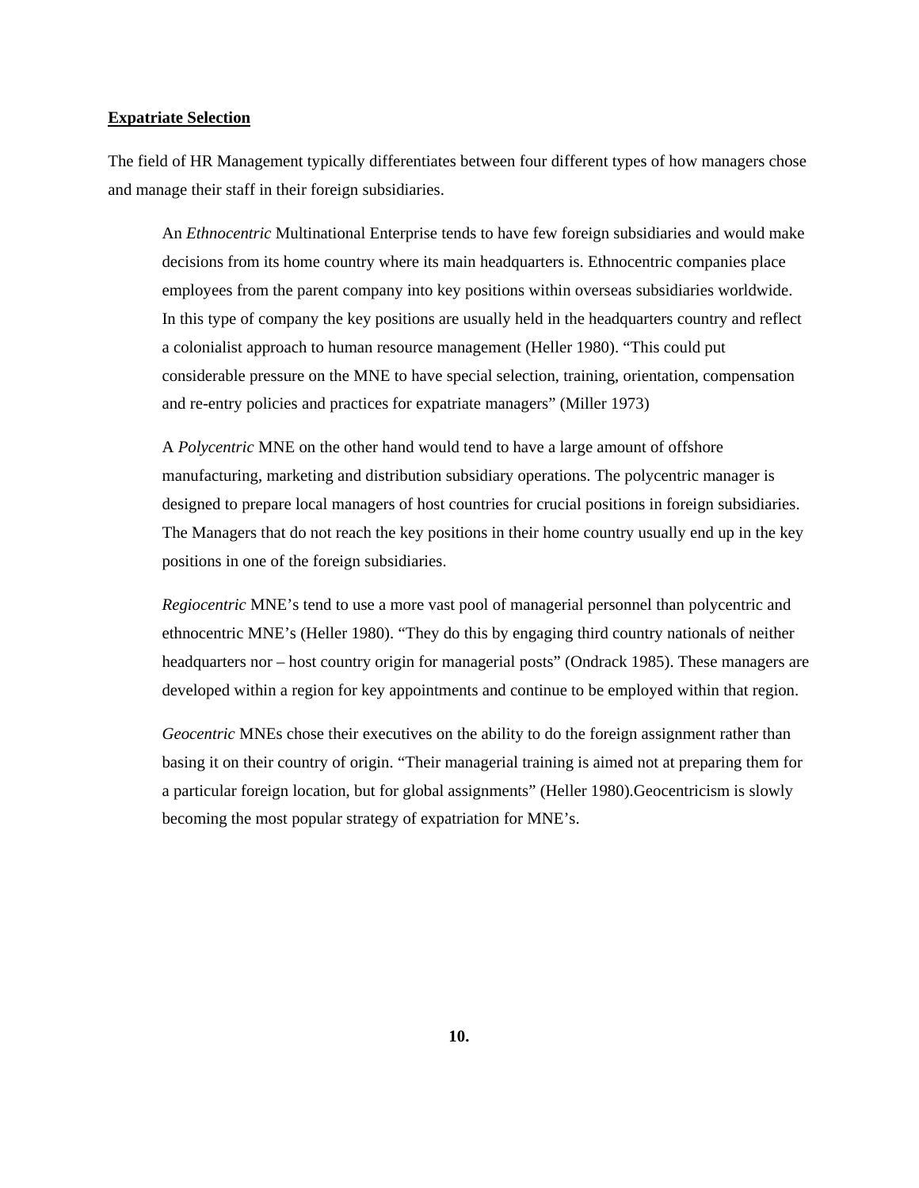**Expatriate Selection**

The field of HR Management typically differentiates between four different types of how managers chose and manage their staff in their foreign subsidiaries.

> An *Ethnocentric* Multinational Enterprise tends to have few foreign subsidiaries and would make decisions from its home country where its main headquarters is. Ethnocentric companies place employees from the parent company into key positions within overseas subsidiaries worldwide. In this type of company the key positions are usually held in the headquarters country and reflect a colonialist approach to human resource management (Heller 1980). “This could put considerable pressure on the MNE to have special selection, training, orientation, compensation and re-entry policies and practices for expatriate managers” (Miller 1973)
>
> A *Polycentric* MNE on the other hand would tend to have a large amount of offshore manufacturing, marketing and distribution subsidiary operations. The polycentric manager is designed to prepare local managers of host countries for crucial positions in foreign subsidiaries. The Managers that do not reach the key positions in their home country usually end up in the key positions in one of the foreign subsidiaries.
>
> *Regiocentric* MNE’s tend to use a more vast pool of managerial personnel than polycentric and ethnocentric MNE’s (Heller 1980). “They do this by engaging third country nationals of neither headquarters nor – host country origin for managerial posts” (Ondrack 1985). These managers are developed within a region for key appointments and continue to be employed within that region.
>
> *Geocentric* MNEs chose their executives on the ability to do the foreign assignment rather than basing it on their country of origin. “Their managerial training is aimed not at preparing them for a particular foreign location, but for global assignments” (Heller 1980).Geocentricism is slowly becoming the most popular strategy of expatriation for MNE’s.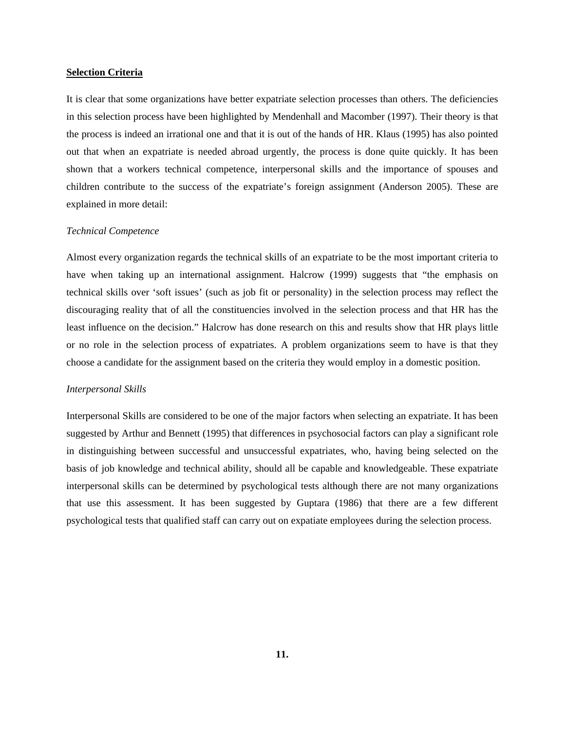**Selection Criteria**

It is clear that some organizations have better expatriate selection processes than others. The deficiencies in this selection process have been highlighted by Mendenhall and Macomber (1997). Their theory is that the process is indeed an irrational one and that it is out of the hands of HR. Klaus (1995) has also pointed out that when an expatriate is needed abroad urgently, the process is done quite quickly. It has been shown that a workers technical competence, interpersonal skills and the importance of spouses and children contribute to the success of the expatriate's foreign assignment (Anderson 2005). These are explained in more detail:

*Technical Competence*

Almost every organization regards the technical skills of an expatriate to be the most important criteria to have when taking up an international assignment. Halcrow (1999) suggests that "the emphasis on technical skills over 'soft issues' (such as job fit or personality) in the selection process may reflect the discouraging reality that of all the constituencies involved in the selection process and that HR has the least influence on the decision." Halcrow has done research on this and results show that HR plays little or no role in the selection process of expatriates. A problem organizations seem to have is that they choose a candidate for the assignment based on the criteria they would employ in a domestic position.

*Interpersonal Skills*

Interpersonal Skills are considered to be one of the major factors when selecting an expatriate. It has been suggested by Arthur and Bennett (1995) that differences in psychosocial factors can play a significant role in distinguishing between successful and unsuccessful expatriates, who, having being selected on the basis of job knowledge and technical ability, should all be capable and knowledgeable. These expatriate interpersonal skills can be determined by psychological tests although there are not many organizations that use this assessment. It has been suggested by Guptara (1986) that there are a few different psychological tests that qualified staff can carry out on expatiate employees during the selection process.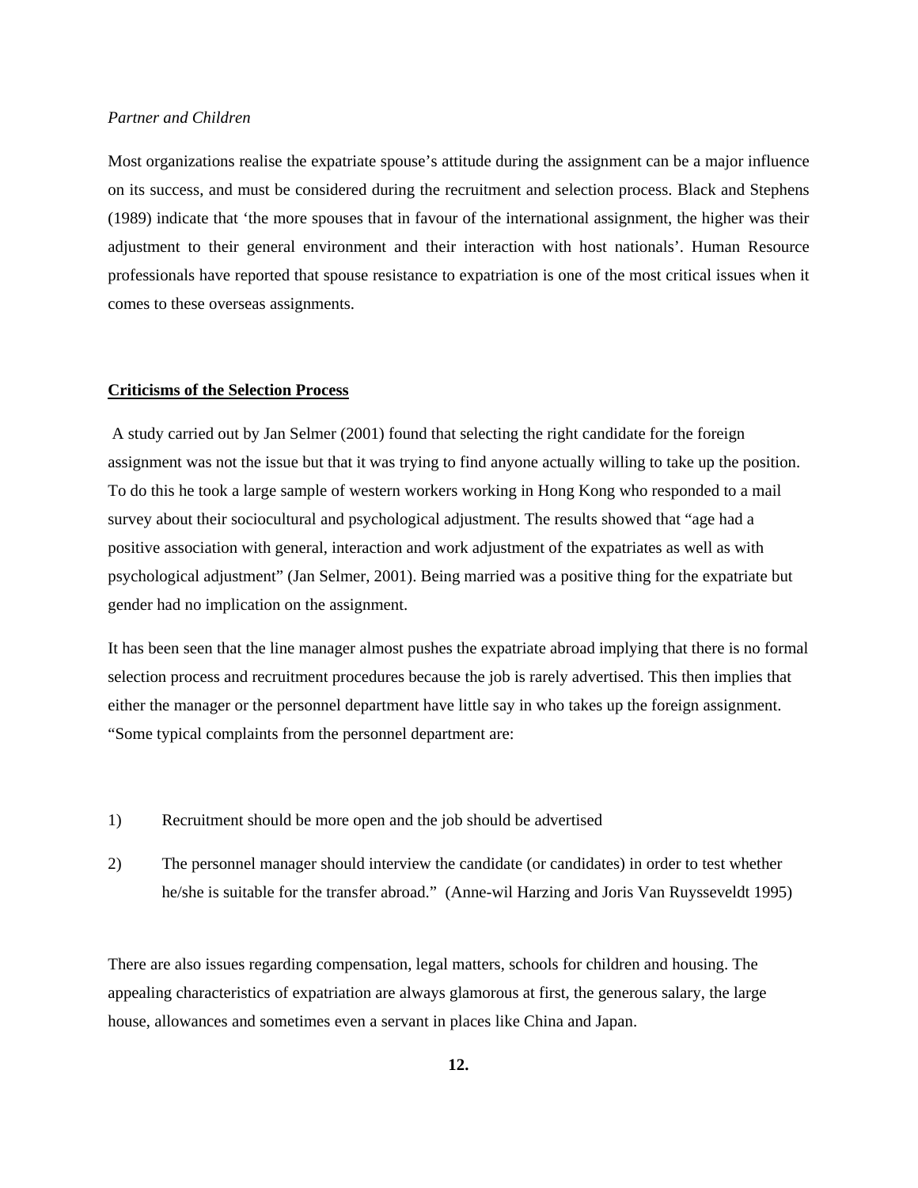*Partner and Children*

Most organizations realise the expatriate spouse's attitude during the assignment can be a major influence on its success, and must be considered during the recruitment and selection process. Black and Stephens (1989) indicate that 'the more spouses that in favour of the international assignment, the higher was their adjustment to their general environment and their interaction with host nationals'. Human Resource professionals have reported that spouse resistance to expatriation is one of the most critical issues when it comes to these overseas assignments.

**Criticisms of the Selection Process**

A study carried out by Jan Selmer (2001) found that selecting the right candidate for the foreign assignment was not the issue but that it was trying to find anyone actually willing to take up the position. To do this he took a large sample of western workers working in Hong Kong who responded to a mail survey about their sociocultural and psychological adjustment. The results showed that "age had a positive association with general, interaction and work adjustment of the expatriates as well as with psychological adjustment" (Jan Selmer, 2001). Being married was a positive thing for the expatriate but gender had no implication on the assignment.

It has been seen that the line manager almost pushes the expatriate abroad implying that there is no formal selection process and recruitment procedures because the job is rarely advertised. This then implies that either the manager or the personnel department have little say in who takes up the foreign assignment. "Some typical complaints from the personnel department are:

1) Recruitment should be more open and the job should be advertised

2) The personnel manager should interview the candidate (or candidates) in order to test whether he/she is suitable for the transfer abroad." (Anne-wil Harzing and Joris Van Ruysseveldt 1995)

There are also issues regarding compensation, legal matters, schools for children and housing. The appealing characteristics of expatriation are always glamorous at first, the generous salary, the large house, allowances and sometimes even a servant in places like China and Japan.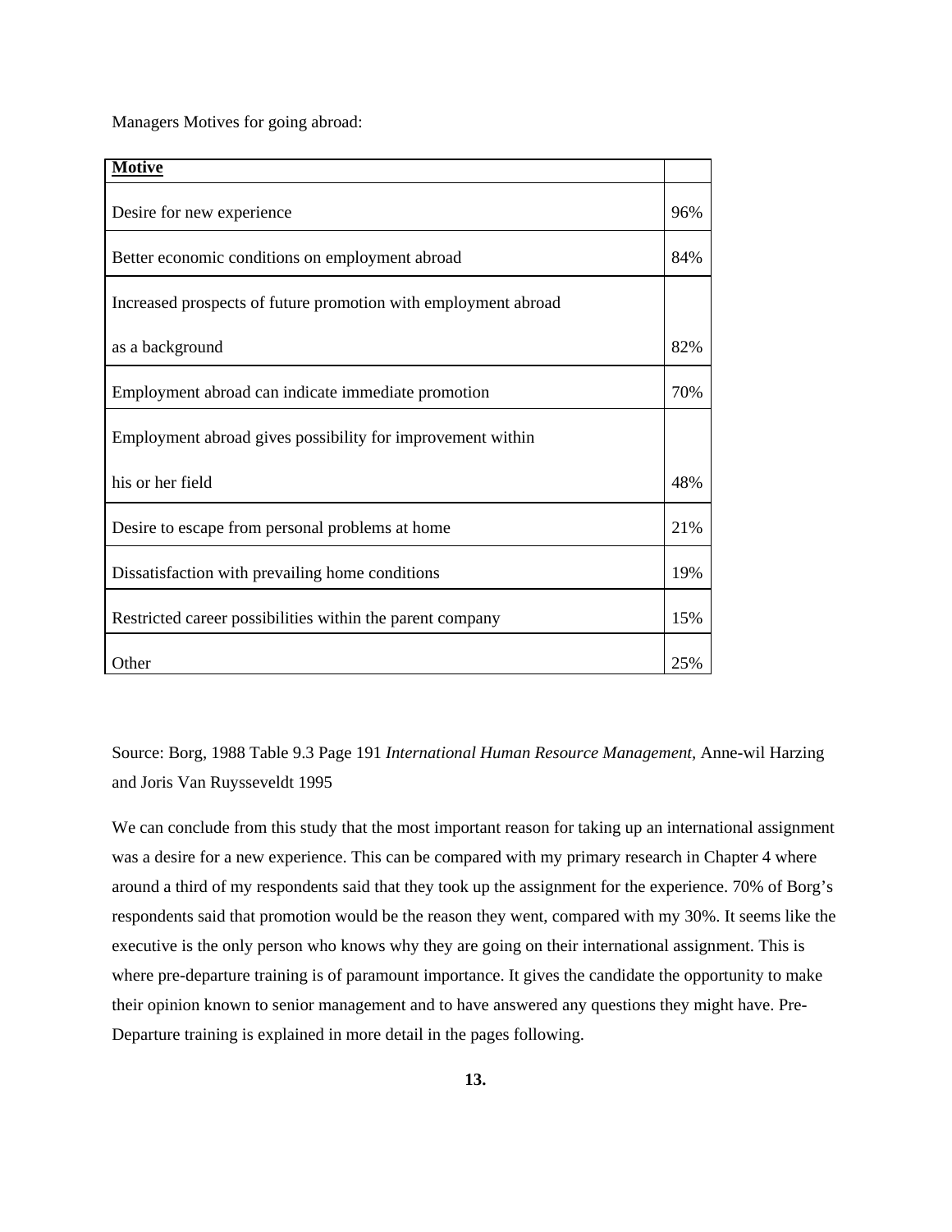Managers Motives for going abroad:

| **Motive** | |
|---|---|
| Desire for new experience | 96% |
| Better economic conditions on employment abroad | 84% |
| Increased prospects of future promotion with employment abroad as a background | 82% |
| Employment abroad can indicate immediate promotion | 70% |
| Employment abroad gives possibility for improvement within his or her field | 48% |
| Desire to escape from personal problems at home | 21% |
| Dissatisfaction with prevailing home conditions | 19% |
| Restricted career possibilities within the parent company | 15% |
| Other | 25% |

Source: Borg, 1988 Table 9.3 Page 191 *International Human Resource Management,* Anne-wil Harzing and Joris Van Ruysseveldt 1995

We can conclude from this study that the most important reason for taking up an international assignment was a desire for a new experience. This can be compared with my primary research in Chapter 4 where around a third of my respondents said that they took up the assignment for the experience. 70% of Borg's respondents said that promotion would be the reason they went, compared with my 30%. It seems like the executive is the only person who knows why they are going on their international assignment. This is where pre-departure training is of paramount importance. It gives the candidate the opportunity to make their opinion known to senior management and to have answered any questions they might have. Pre-Departure training is explained in more detail in the pages following.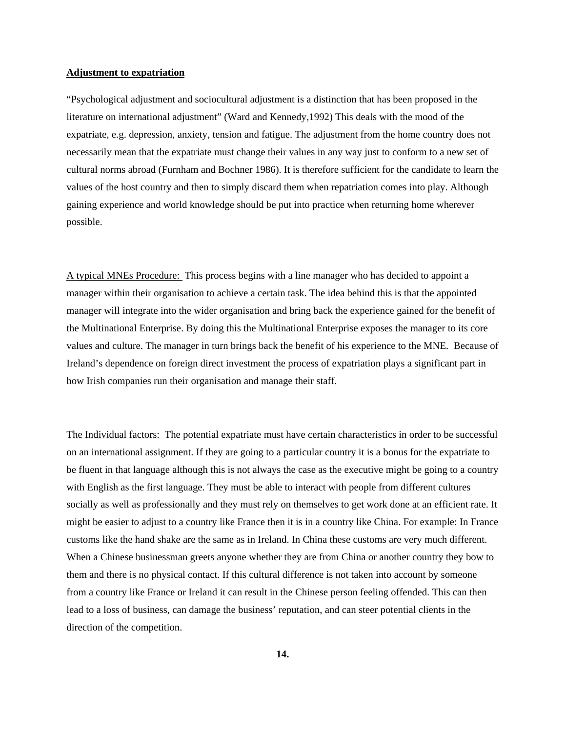**Adjustment to expatriation**

"Psychological adjustment and sociocultural adjustment is a distinction that has been proposed in the literature on international adjustment" (Ward and Kennedy,1992) This deals with the mood of the expatriate, e.g. depression, anxiety, tension and fatigue. The adjustment from the home country does not necessarily mean that the expatriate must change their values in any way just to conform to a new set of cultural norms abroad (Furnham and Bochner 1986). It is therefore sufficient for the candidate to learn the values of the host country and then to simply discard them when repatriation comes into play. Although gaining experience and world knowledge should be put into practice when returning home wherever possible.

A typical MNEs Procedure: This process begins with a line manager who has decided to appoint a manager within their organisation to achieve a certain task. The idea behind this is that the appointed manager will integrate into the wider organisation and bring back the experience gained for the benefit of the Multinational Enterprise. By doing this the Multinational Enterprise exposes the manager to its core values and culture. The manager in turn brings back the benefit of his experience to the MNE. Because of Ireland's dependence on foreign direct investment the process of expatriation plays a significant part in how Irish companies run their organisation and manage their staff.

The Individual factors: The potential expatriate must have certain characteristics in order to be successful on an international assignment. If they are going to a particular country it is a bonus for the expatriate to be fluent in that language although this is not always the case as the executive might be going to a country with English as the first language. They must be able to interact with people from different cultures socially as well as professionally and they must rely on themselves to get work done at an efficient rate. It might be easier to adjust to a country like France then it is in a country like China. For example: In France customs like the hand shake are the same as in Ireland. In China these customs are very much different. When a Chinese businessman greets anyone whether they are from China or another country they bow to them and there is no physical contact. If this cultural difference is not taken into account by someone from a country like France or Ireland it can result in the Chinese person feeling offended. This can then lead to a loss of business, can damage the business' reputation, and can steer potential clients in the direction of the competition.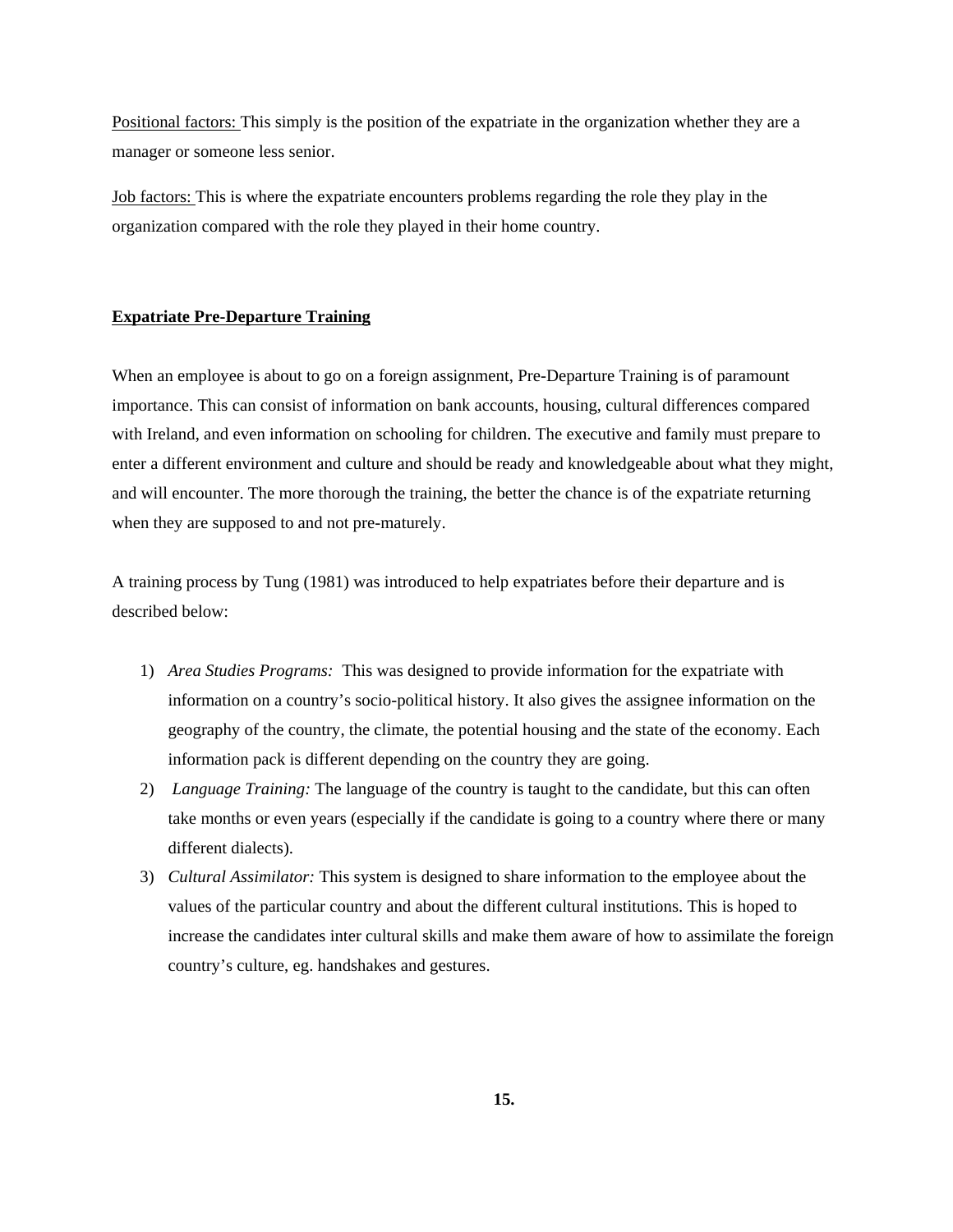Positional factors: This simply is the position of the expatriate in the organization whether they are a manager or someone less senior.

Job factors: This is where the expatriate encounters problems regarding the role they play in the organization compared with the role they played in their home country.

## Expatriate Pre-Departure Training

When an employee is about to go on a foreign assignment, Pre-Departure Training is of paramount importance. This can consist of information on bank accounts, housing, cultural differences compared with Ireland, and even information on schooling for children. The executive and family must prepare to enter a different environment and culture and should be ready and knowledgeable about what they might, and will encounter. The more thorough the training, the better the chance is of the expatriate returning when they are supposed to and not pre-maturely.

A training process by Tung (1981) was introduced to help expatriates before their departure and is described below:

1) *Area Studies Programs:* This was designed to provide information for the expatriate with information on a country's socio-political history. It also gives the assignee information on the geography of the country, the climate, the potential housing and the state of the economy. Each information pack is different depending on the country they are going.
2) *Language Training:* The language of the country is taught to the candidate, but this can often take months or even years (especially if the candidate is going to a country where there or many different dialects).
3) *Cultural Assimilator:* This system is designed to share information to the employee about the values of the particular country and about the different cultural institutions. This is hoped to increase the candidates inter cultural skills and make them aware of how to assimilate the foreign country's culture, eg. handshakes and gestures.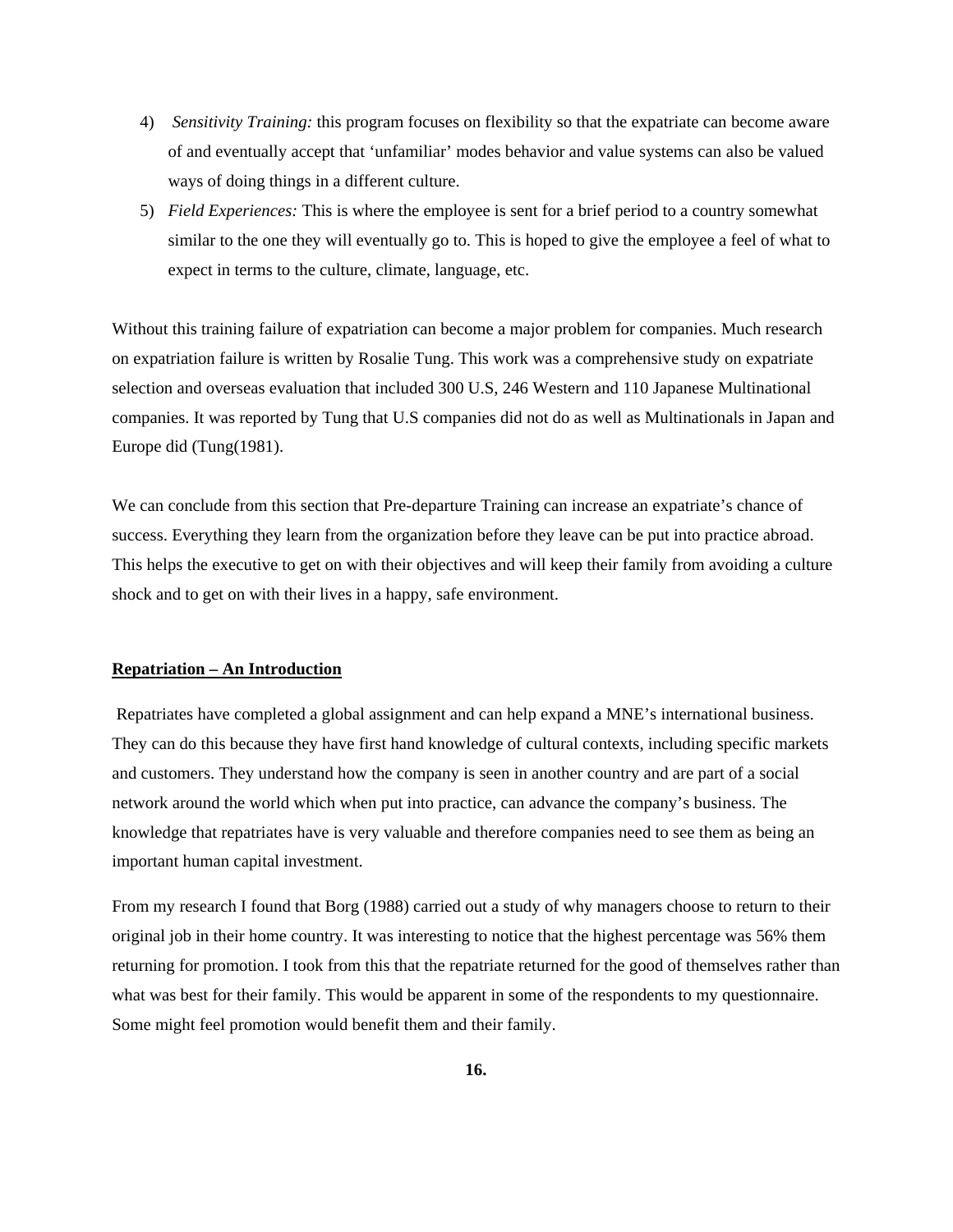4) *Sensitivity Training:* this program focuses on flexibility so that the expatriate can become aware of and eventually accept that 'unfamiliar' modes behavior and value systems can also be valued ways of doing things in a different culture.
5) *Field Experiences:* This is where the employee is sent for a brief period to a country somewhat similar to the one they will eventually go to. This is hoped to give the employee a feel of what to expect in terms to the culture, climate, language, etc.

Without this training failure of expatriation can become a major problem for companies. Much research on expatriation failure is written by Rosalie Tung. This work was a comprehensive study on expatriate selection and overseas evaluation that included 300 U.S, 246 Western and 110 Japanese Multinational companies. It was reported by Tung that U.S companies did not do as well as Multinationals in Japan and Europe did (Tung(1981).

We can conclude from this section that Pre-departure Training can increase an expatriate's chance of success. Everything they learn from the organization before they leave can be put into practice abroad. This helps the executive to get on with their objectives and will keep their family from avoiding a culture shock and to get on with their lives in a happy, safe environment.

## Repatriation – An Introduction

Repatriates have completed a global assignment and can help expand a MNE's international business. They can do this because they have first hand knowledge of cultural contexts, including specific markets and customers. They understand how the company is seen in another country and are part of a social network around the world which when put into practice, can advance the company's business. The knowledge that repatriates have is very valuable and therefore companies need to see them as being an important human capital investment.

From my research I found that Borg (1988) carried out a study of why managers choose to return to their original job in their home country. It was interesting to notice that the highest percentage was 56% them returning for promotion. I took from this that the repatriate returned for the good of themselves rather than what was best for their family. This would be apparent in some of the respondents to my questionnaire. Some might feel promotion would benefit them and their family.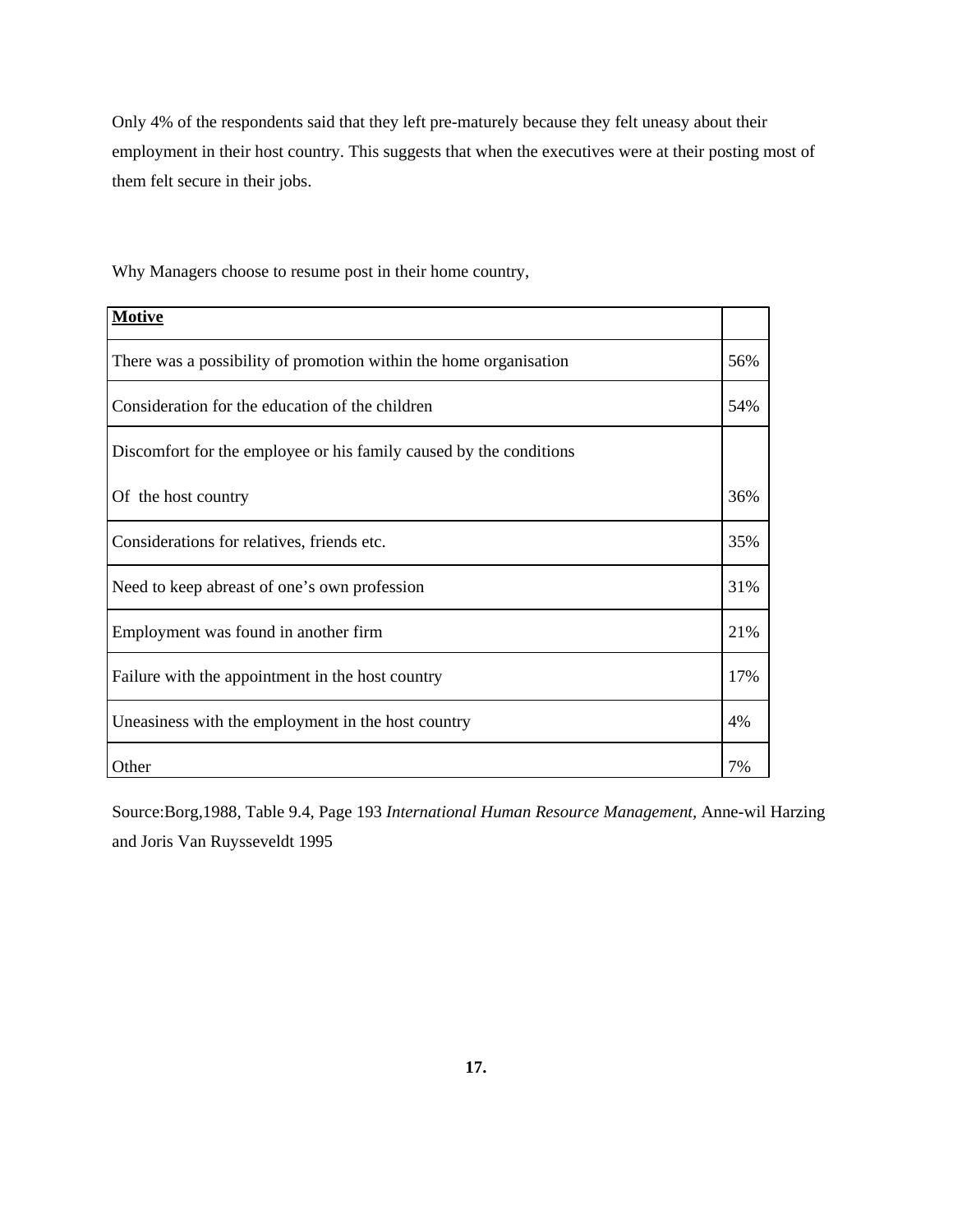Only 4% of the respondents said that they left pre-maturely because they felt uneasy about their employment in their host country. This suggests that when the executives were at their posting most of them felt secure in their jobs.

Why Managers choose to resume post in their home country,

| **Motive** | |
|---|---|
| There was a possibility of promotion within the home organisation | 56% |
| Consideration for the education of the children | 54% |
| Discomfort for the employee or his family caused by the conditions Of the host country | 36% |
| Considerations for relatives, friends etc. | 35% |
| Need to keep abreast of one's own profession | 31% |
| Employment was found in another firm | 21% |
| Failure with the appointment in the host country | 17% |
| Uneasiness with the employment in the host country | 4% |
| Other | 7% |

Source:Borg,1988, Table 9.4, Page 193 *International Human Resource Management,* Anne-wil Harzing and Joris Van Ruysseveldt 1995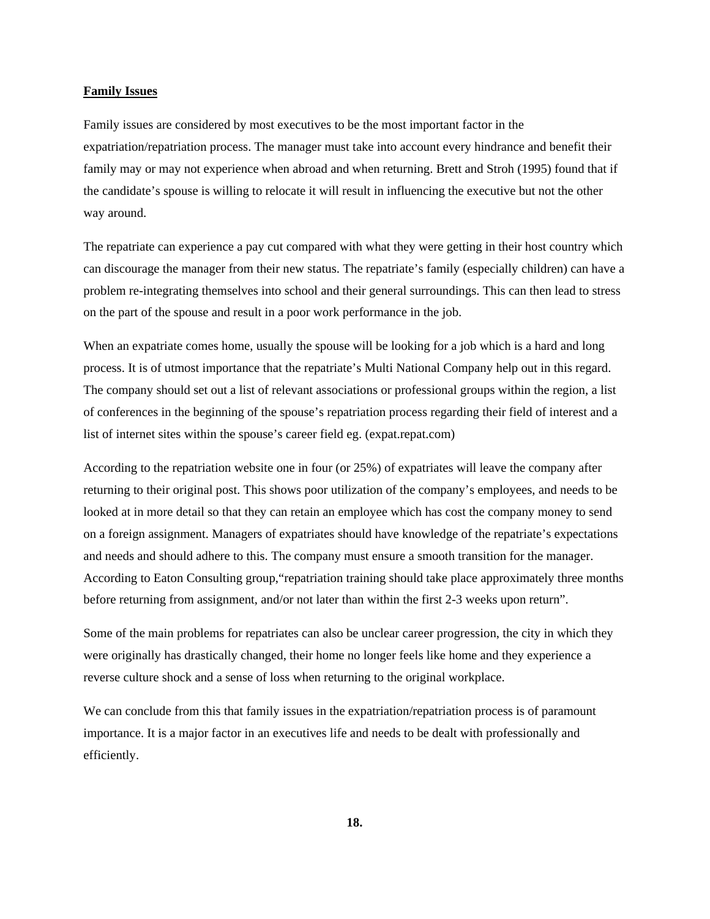**Family Issues**

Family issues are considered by most executives to be the most important factor in the expatriation/repatriation process. The manager must take into account every hindrance and benefit their family may or may not experience when abroad and when returning. Brett and Stroh (1995) found that if the candidate's spouse is willing to relocate it will result in influencing the executive but not the other way around.

The repatriate can experience a pay cut compared with what they were getting in their host country which can discourage the manager from their new status. The repatriate's family (especially children) can have a problem re-integrating themselves into school and their general surroundings. This can then lead to stress on the part of the spouse and result in a poor work performance in the job.

When an expatriate comes home, usually the spouse will be looking for a job which is a hard and long process. It is of utmost importance that the repatriate's Multi National Company help out in this regard. The company should set out a list of relevant associations or professional groups within the region, a list of conferences in the beginning of the spouse's repatriation process regarding their field of interest and a list of internet sites within the spouse's career field eg. (expat.repat.com)

According to the repatriation website one in four (or 25%) of expatriates will leave the company after returning to their original post. This shows poor utilization of the company's employees, and needs to be looked at in more detail so that they can retain an employee which has cost the company money to send on a foreign assignment. Managers of expatriates should have knowledge of the repatriate's expectations and needs and should adhere to this. The company must ensure a smooth transition for the manager. According to Eaton Consulting group,"repatriation training should take place approximately three months before returning from assignment, and/or not later than within the first 2-3 weeks upon return".

Some of the main problems for repatriates can also be unclear career progression, the city in which they were originally has drastically changed, their home no longer feels like home and they experience a reverse culture shock and a sense of loss when returning to the original workplace.

We can conclude from this that family issues in the expatriation/repatriation process is of paramount importance. It is a major factor in an executives life and needs to be dealt with professionally and efficiently.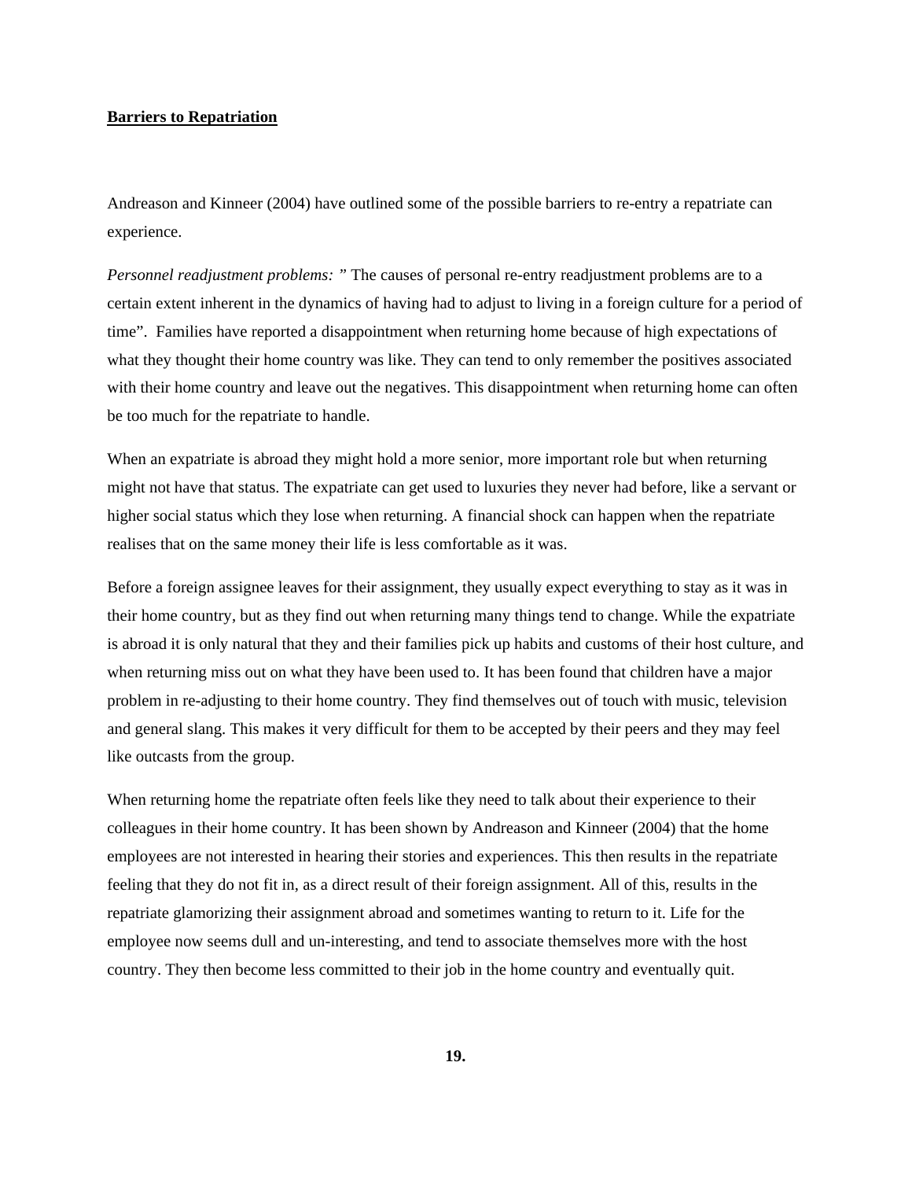**Barriers to Repatriation**

Andreason and Kinneer (2004) have outlined some of the possible barriers to re-entry a repatriate can experience.

*Personnel readjustment problems:* " The causes of personal re-entry readjustment problems are to a certain extent inherent in the dynamics of having had to adjust to living in a foreign culture for a period of time". Families have reported a disappointment when returning home because of high expectations of what they thought their home country was like. They can tend to only remember the positives associated with their home country and leave out the negatives. This disappointment when returning home can often be too much for the repatriate to handle.

When an expatriate is abroad they might hold a more senior, more important role but when returning might not have that status. The expatriate can get used to luxuries they never had before, like a servant or higher social status which they lose when returning. A financial shock can happen when the repatriate realises that on the same money their life is less comfortable as it was.

Before a foreign assignee leaves for their assignment, they usually expect everything to stay as it was in their home country, but as they find out when returning many things tend to change. While the expatriate is abroad it is only natural that they and their families pick up habits and customs of their host culture, and when returning miss out on what they have been used to. It has been found that children have a major problem in re-adjusting to their home country. They find themselves out of touch with music, television and general slang. This makes it very difficult for them to be accepted by their peers and they may feel like outcasts from the group.

When returning home the repatriate often feels like they need to talk about their experience to their colleagues in their home country. It has been shown by Andreason and Kinneer (2004) that the home employees are not interested in hearing their stories and experiences. This then results in the repatriate feeling that they do not fit in, as a direct result of their foreign assignment. All of this, results in the repatriate glamorizing their assignment abroad and sometimes wanting to return to it. Life for the employee now seems dull and un-interesting, and tend to associate themselves more with the host country. They then become less committed to their job in the home country and eventually quit.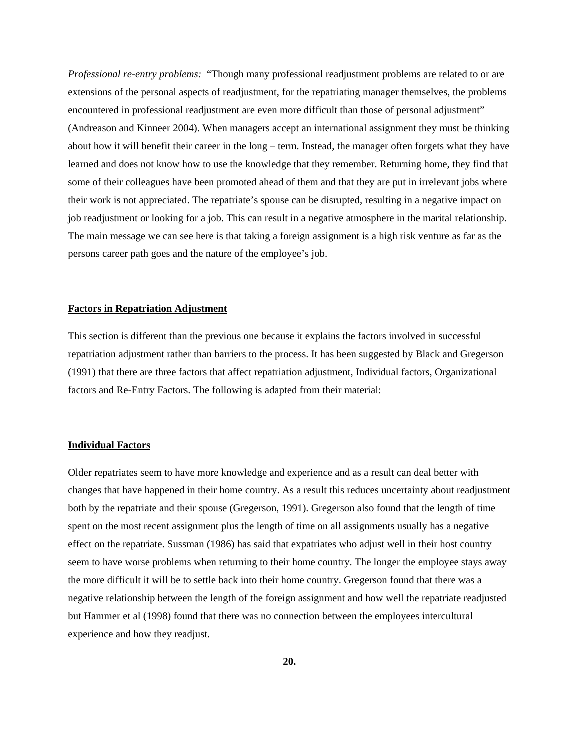*Professional re-entry problems:* "Though many professional readjustment problems are related to or are extensions of the personal aspects of readjustment, for the repatriating manager themselves, the problems encountered in professional readjustment are even more difficult than those of personal adjustment" (Andreason and Kinneer 2004). When managers accept an international assignment they must be thinking about how it will benefit their career in the long – term. Instead, the manager often forgets what they have learned and does not know how to use the knowledge that they remember. Returning home, they find that some of their colleagues have been promoted ahead of them and that they are put in irrelevant jobs where their work is not appreciated. The repatriate's spouse can be disrupted, resulting in a negative impact on job readjustment or looking for a job. This can result in a negative atmosphere in the marital relationship. The main message we can see here is that taking a foreign assignment is a high risk venture as far as the persons career path goes and the nature of the employee's job.

**Factors in Repatriation Adjustment**

This section is different than the previous one because it explains the factors involved in successful repatriation adjustment rather than barriers to the process. It has been suggested by Black and Gregerson (1991) that there are three factors that affect repatriation adjustment, Individual factors, Organizational factors and Re-Entry Factors. The following is adapted from their material:

**Individual Factors**

Older repatriates seem to have more knowledge and experience and as a result can deal better with changes that have happened in their home country. As a result this reduces uncertainty about readjustment both by the repatriate and their spouse (Gregerson, 1991). Gregerson also found that the length of time spent on the most recent assignment plus the length of time on all assignments usually has a negative effect on the repatriate. Sussman (1986) has said that expatriates who adjust well in their host country seem to have worse problems when returning to their home country. The longer the employee stays away the more difficult it will be to settle back into their home country. Gregerson found that there was a negative relationship between the length of the foreign assignment and how well the repatriate readjusted but Hammer et al (1998) found that there was no connection between the employees intercultural experience and how they readjust.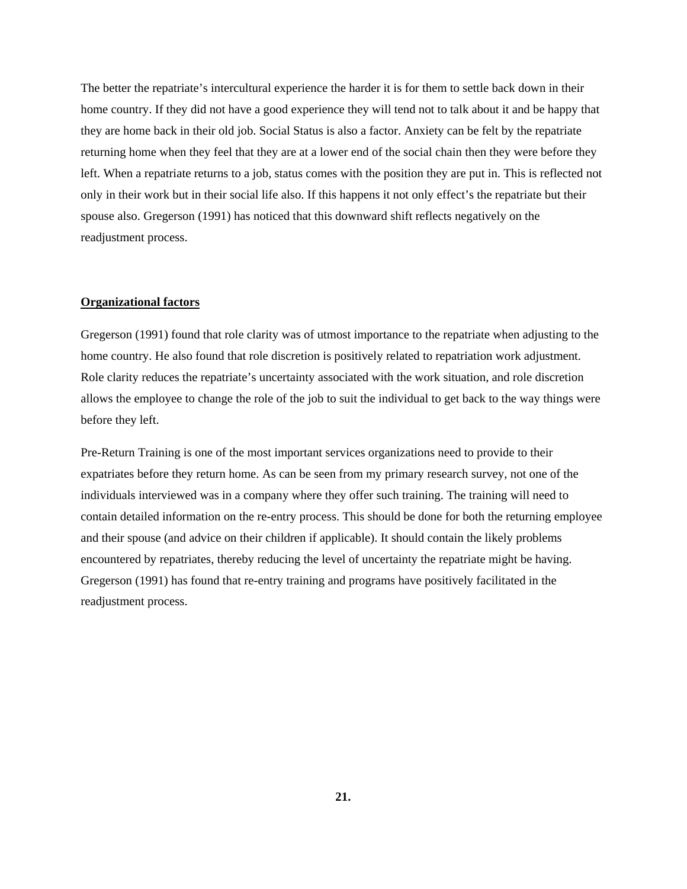The better the repatriate's intercultural experience the harder it is for them to settle back down in their home country. If they did not have a good experience they will tend not to talk about it and be happy that they are home back in their old job. Social Status is also a factor. Anxiety can be felt by the repatriate returning home when they feel that they are at a lower end of the social chain then they were before they left. When a repatriate returns to a job, status comes with the position they are put in. This is reflected not only in their work but in their social life also. If this happens it not only effect's the repatriate but their spouse also. Gregerson (1991) has noticed that this downward shift reflects negatively on the readjustment process.

**Organizational factors**

Gregerson (1991) found that role clarity was of utmost importance to the repatriate when adjusting to the home country. He also found that role discretion is positively related to repatriation work adjustment. Role clarity reduces the repatriate's uncertainty associated with the work situation, and role discretion allows the employee to change the role of the job to suit the individual to get back to the way things were before they left.

Pre-Return Training is one of the most important services organizations need to provide to their expatriates before they return home. As can be seen from my primary research survey, not one of the individuals interviewed was in a company where they offer such training. The training will need to contain detailed information on the re-entry process. This should be done for both the returning employee and their spouse (and advice on their children if applicable). It should contain the likely problems encountered by repatriates, thereby reducing the level of uncertainty the repatriate might be having. Gregerson (1991) has found that re-entry training and programs have positively facilitated in the readjustment process.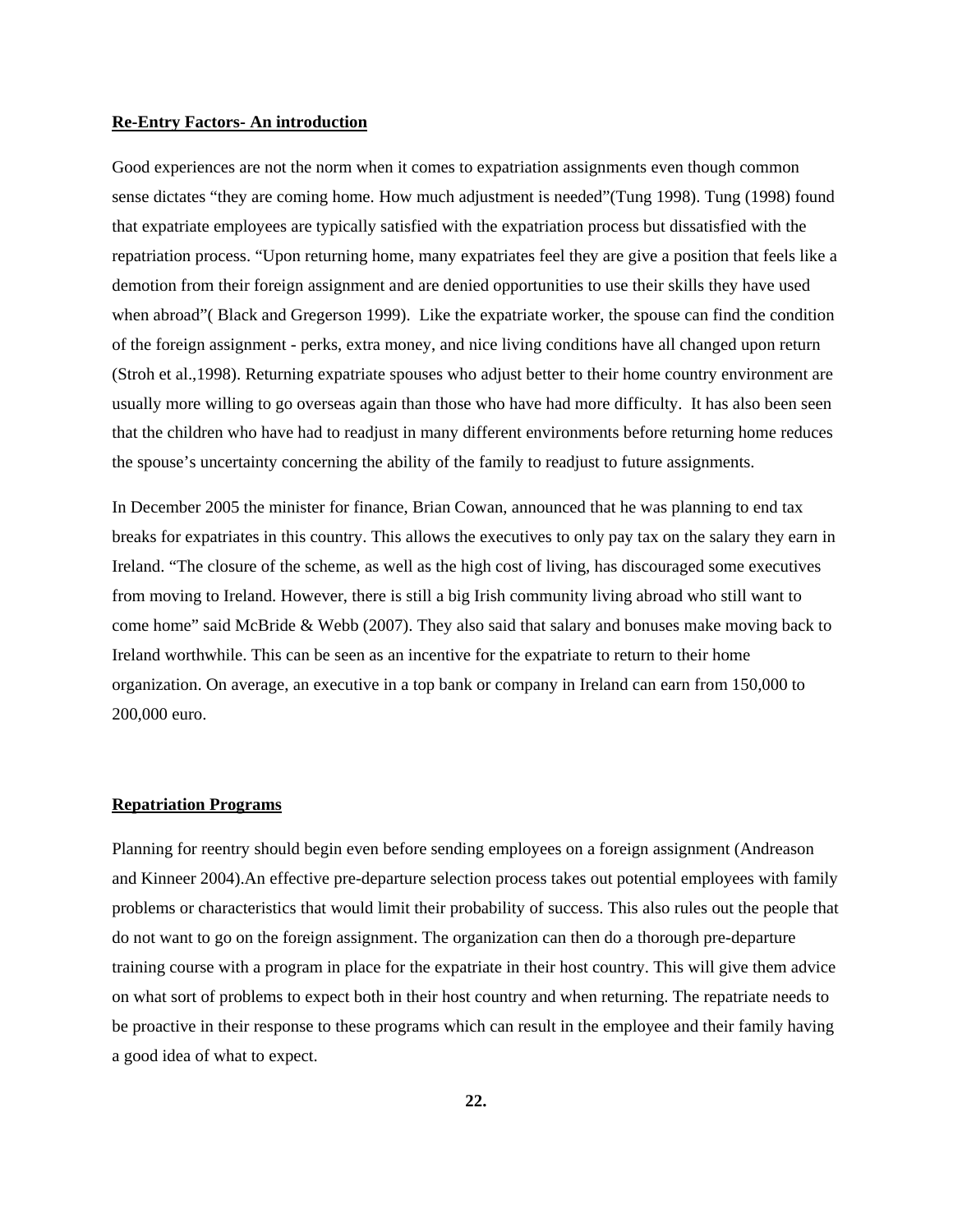**Re-Entry Factors- An introduction**

Good experiences are not the norm when it comes to expatriation assignments even though common sense dictates “they are coming home. How much adjustment is needed”(Tung 1998). Tung (1998) found that expatriate employees are typically satisfied with the expatriation process but dissatisfied with the repatriation process. “Upon returning home, many expatriates feel they are give a position that feels like a demotion from their foreign assignment and are denied opportunities to use their skills they have used when abroad”( Black and Gregerson 1999). Like the expatriate worker, the spouse can find the condition of the foreign assignment - perks, extra money, and nice living conditions have all changed upon return (Stroh et al.,1998). Returning expatriate spouses who adjust better to their home country environment are usually more willing to go overseas again than those who have had more difficulty. It has also been seen that the children who have had to readjust in many different environments before returning home reduces the spouse’s uncertainty concerning the ability of the family to readjust to future assignments.

In December 2005 the minister for finance, Brian Cowan, announced that he was planning to end tax breaks for expatriates in this country. This allows the executives to only pay tax on the salary they earn in Ireland. “The closure of the scheme, as well as the high cost of living, has discouraged some executives from moving to Ireland. However, there is still a big Irish community living abroad who still want to come home” said McBride & Webb (2007). They also said that salary and bonuses make moving back to Ireland worthwhile. This can be seen as an incentive for the expatriate to return to their home organization. On average, an executive in a top bank or company in Ireland can earn from 150,000 to 200,000 euro.

**Repatriation Programs**

Planning for reentry should begin even before sending employees on a foreign assignment (Andreason and Kinneer 2004).An effective pre-departure selection process takes out potential employees with family problems or characteristics that would limit their probability of success. This also rules out the people that do not want to go on the foreign assignment. The organization can then do a thorough pre-departure training course with a program in place for the expatriate in their host country. This will give them advice on what sort of problems to expect both in their host country and when returning. The repatriate needs to be proactive in their response to these programs which can result in the employee and their family having a good idea of what to expect.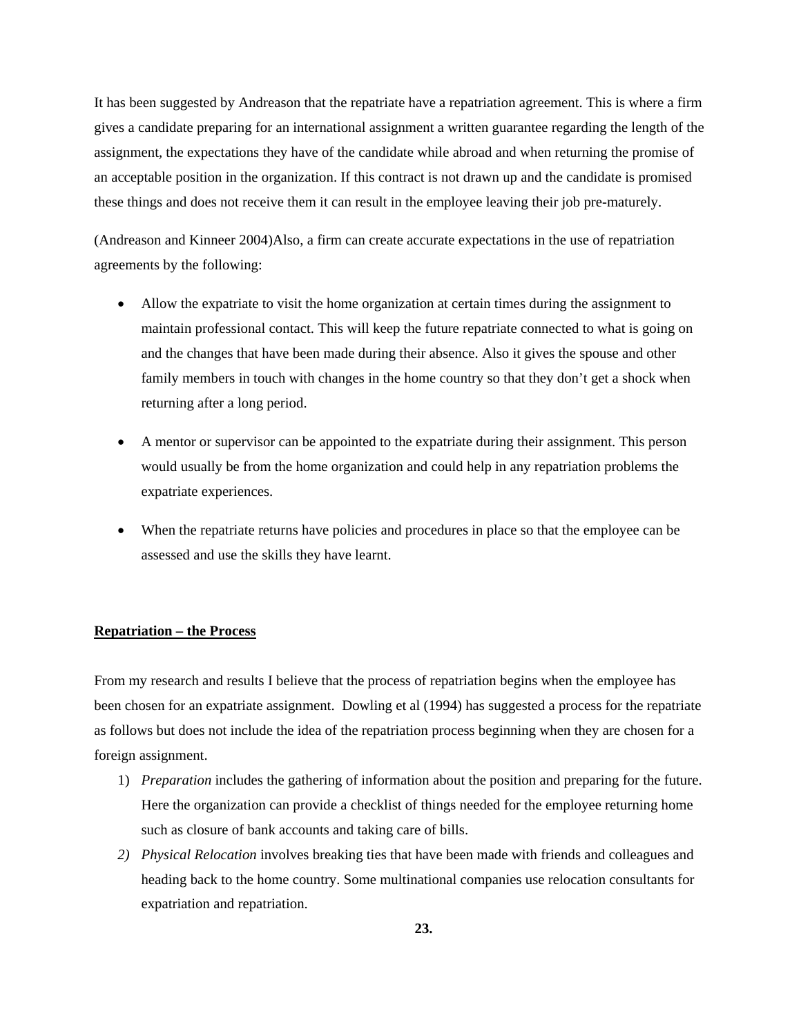It has been suggested by Andreason that the repatriate have a repatriation agreement. This is where a firm gives a candidate preparing for an international assignment a written guarantee regarding the length of the assignment, the expectations they have of the candidate while abroad and when returning the promise of an acceptable position in the organization. If this contract is not drawn up and the candidate is promised these things and does not receive them it can result in the employee leaving their job pre-maturely.

(Andreason and Kinneer 2004)Also, a firm can create accurate expectations in the use of repatriation agreements by the following:

- Allow the expatriate to visit the home organization at certain times during the assignment to maintain professional contact. This will keep the future repatriate connected to what is going on and the changes that have been made during their absence. Also it gives the spouse and other family members in touch with changes in the home country so that they don't get a shock when returning after a long period.
- A mentor or supervisor can be appointed to the expatriate during their assignment. This person would usually be from the home organization and could help in any repatriation problems the expatriate experiences.
- When the repatriate returns have policies and procedures in place so that the employee can be assessed and use the skills they have learnt.

**<u>Repatriation – the Process</u>**

From my research and results I believe that the process of repatriation begins when the employee has been chosen for an expatriate assignment. Dowling et al (1994) has suggested a process for the repatriate as follows but does not include the idea of the repatriation process beginning when they are chosen for a foreign assignment.

1) *Preparation* includes the gathering of information about the position and preparing for the future. Here the organization can provide a checklist of things needed for the employee returning home such as closure of bank accounts and taking care of bills.
2) *Physical Relocation* involves breaking ties that have been made with friends and colleagues and heading back to the home country. Some multinational companies use relocation consultants for expatriation and repatriation.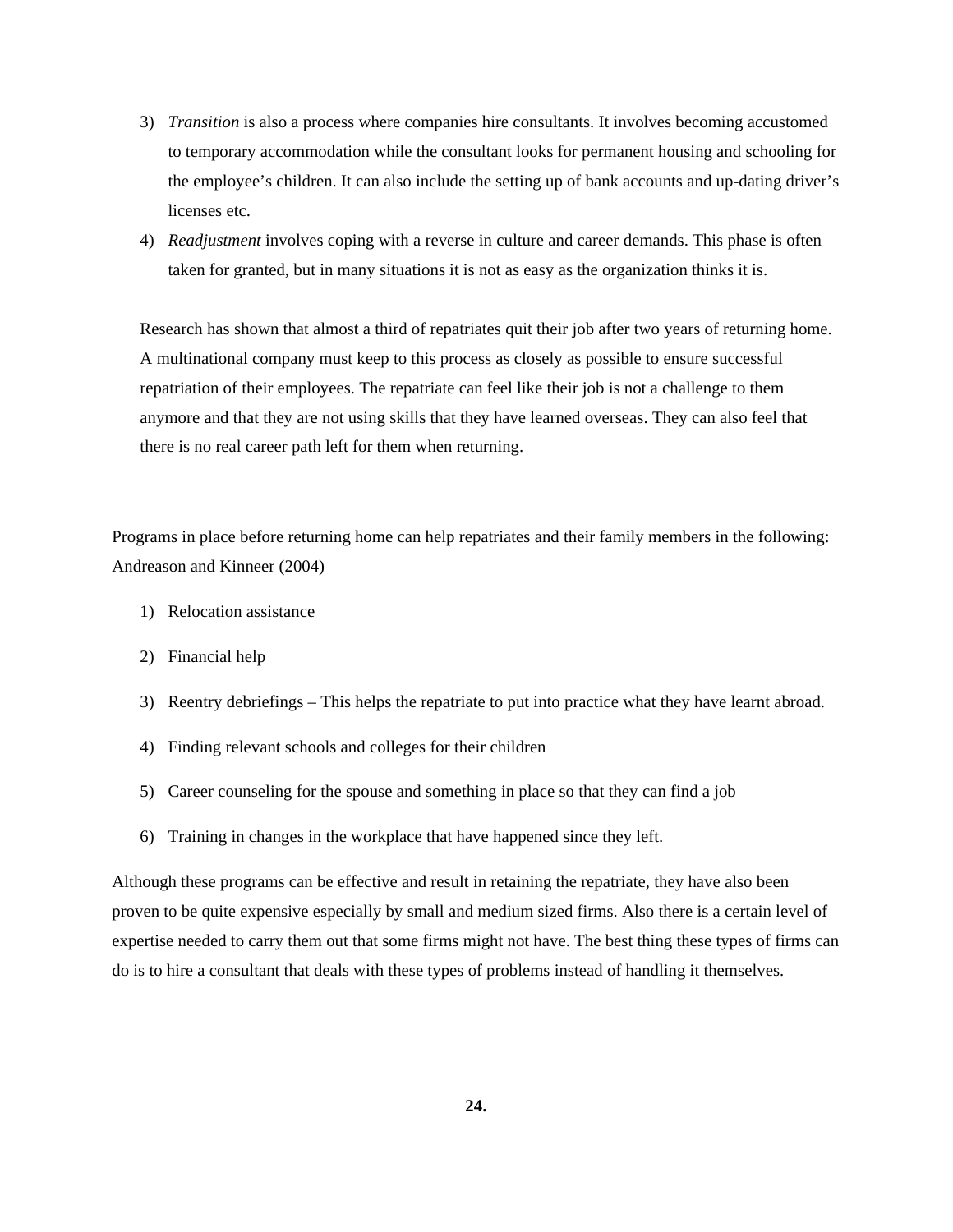3) *Transition* is also a process where companies hire consultants. It involves becoming accustomed to temporary accommodation while the consultant looks for permanent housing and schooling for the employee's children. It can also include the setting up of bank accounts and up-dating driver's licenses etc.
4) *Readjustment* involves coping with a reverse in culture and career demands. This phase is often taken for granted, but in many situations it is not as easy as the organization thinks it is.

Research has shown that almost a third of repatriates quit their job after two years of returning home. A multinational company must keep to this process as closely as possible to ensure successful repatriation of their employees. The repatriate can feel like their job is not a challenge to them anymore and that they are not using skills that they have learned overseas. They can also feel that there is no real career path left for them when returning.

Programs in place before returning home can help repatriates and their family members in the following: Andreason and Kinneer (2004)

1) Relocation assistance
2) Financial help
3) Reentry debriefings – This helps the repatriate to put into practice what they have learnt abroad.
4) Finding relevant schools and colleges for their children
5) Career counseling for the spouse and something in place so that they can find a job
6) Training in changes in the workplace that have happened since they left.

Although these programs can be effective and result in retaining the repatriate, they have also been proven to be quite expensive especially by small and medium sized firms. Also there is a certain level of expertise needed to carry them out that some firms might not have. The best thing these types of firms can do is to hire a consultant that deals with these types of problems instead of handling it themselves.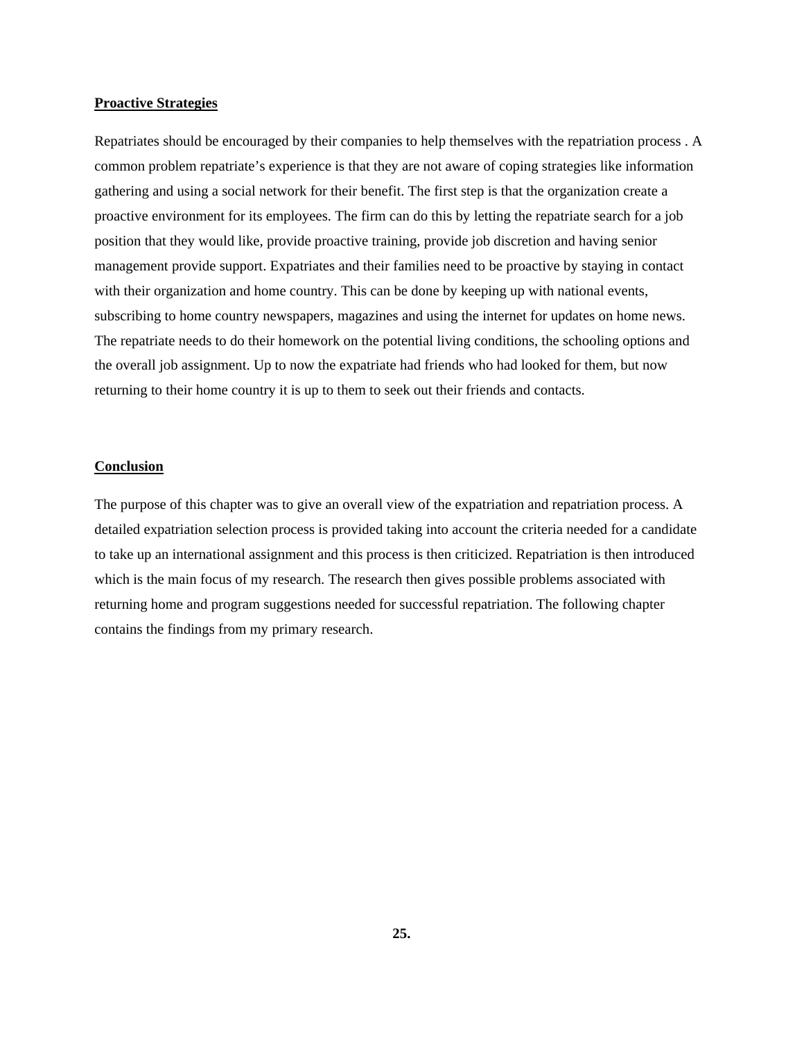## Proactive Strategies

Repatriates should be encouraged by their companies to help themselves with the repatriation process . A common problem repatriate's experience is that they are not aware of coping strategies like information gathering and using a social network for their benefit. The first step is that the organization create a proactive environment for its employees. The firm can do this by letting the repatriate search for a job position that they would like, provide proactive training, provide job discretion and having senior management provide support. Expatriates and their families need to be proactive by staying in contact with their organization and home country. This can be done by keeping up with national events, subscribing to home country newspapers, magazines and using the internet for updates on home news. The repatriate needs to do their homework on the potential living conditions, the schooling options and the overall job assignment. Up to now the expatriate had friends who had looked for them, but now returning to their home country it is up to them to seek out their friends and contacts.

## Conclusion

The purpose of this chapter was to give an overall view of the expatriation and repatriation process. A detailed expatriation selection process is provided taking into account the criteria needed for a candidate to take up an international assignment and this process is then criticized. Repatriation is then introduced which is the main focus of my research. The research then gives possible problems associated with returning home and program suggestions needed for successful repatriation. The following chapter contains the findings from my primary research.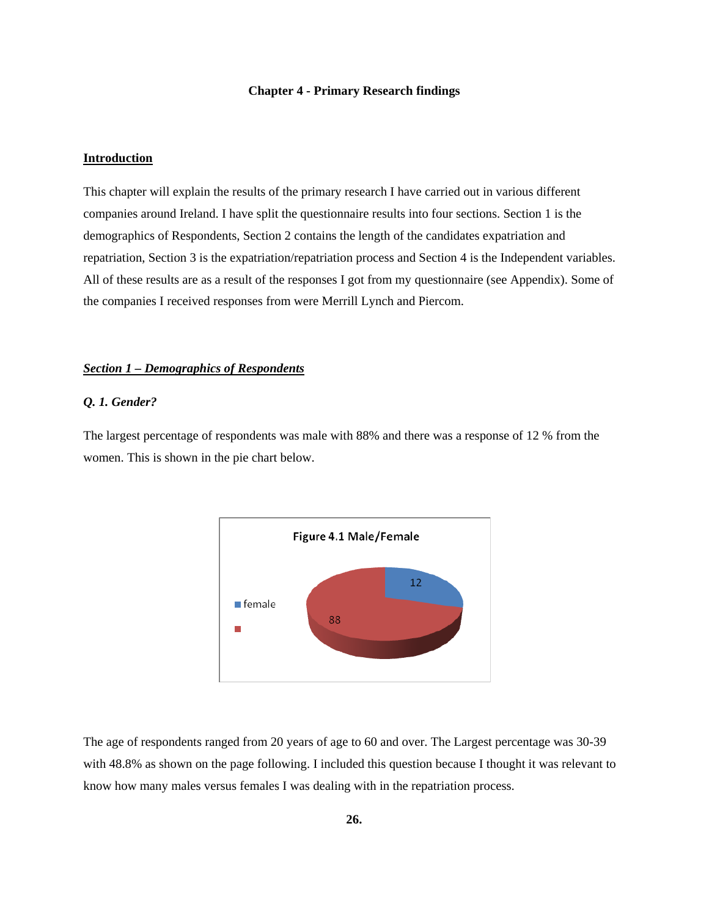**Chapter 4 - Primary Research findings**

## Introduction

This chapter will explain the results of the primary research I have carried out in various different companies around Ireland. I have split the questionnaire results into four sections. Section 1 is the demographics of Respondents, Section 2 contains the length of the candidates expatriation and repatriation, Section 3 is the expatriation/repatriation process and Section 4 is the Independent variables. All of these results are as a result of the responses I got from my questionnaire (see Appendix). Some of the companies I received responses from were Merrill Lynch and Piercom.

### *Section 1 – Demographics of Respondents*

***Q. 1. Gender?***

The largest percentage of respondents was male with 88% and there was a response of 12 % from the women. This is shown in the pie chart below.

Figure 4.1 Male/Female

The age of respondents ranged from 20 years of age to 60 and over. The Largest percentage was 30-39 with 48.8% as shown on the page following. I included this question because I thought it was relevant to know how many males versus females I was dealing with in the repatriation process.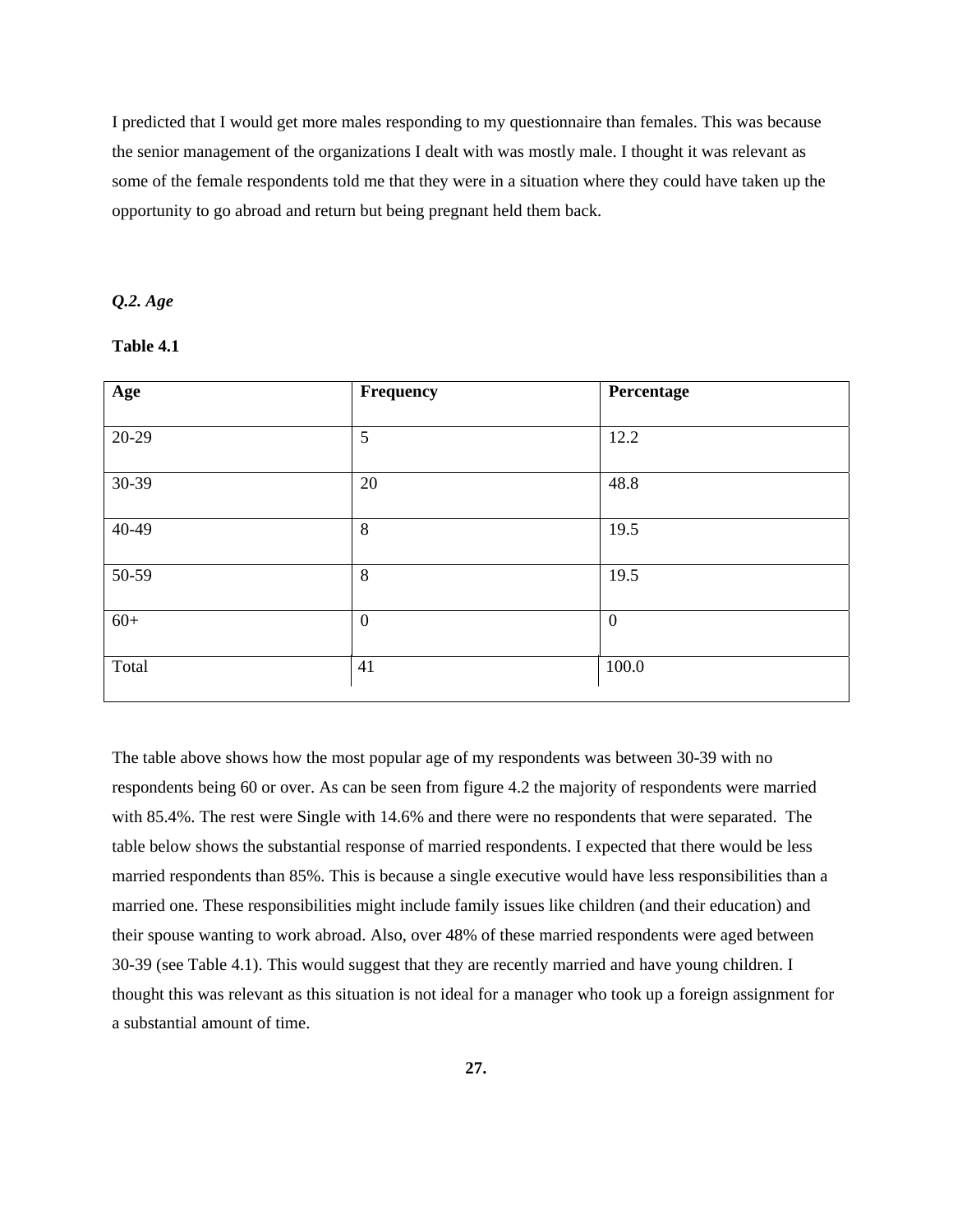I predicted that I would get more males responding to my questionnaire than females. This was because the senior management of the organizations I dealt with was mostly male. I thought it was relevant as some of the female respondents told me that they were in a situation where they could have taken up the opportunity to go abroad and return but being pregnant held them back.

***Q.2. Age***

**Table 4.1**

| **Age** | **Frequency** | **Percentage** |
|---|---|---|
| 20-29 | 5 | 12.2 |
| 30-39 | 20 | 48.8 |
| 40-49 | 8 | 19.5 |
| 50-59 | 8 | 19.5 |
| 60+ | 0 | 0 |
| Total | 41 | 100.0 |

The table above shows how the most popular age of my respondents was between 30-39 with no respondents being 60 or over. As can be seen from figure 4.2 the majority of respondents were married with 85.4%. The rest were Single with 14.6% and there were no respondents that were separated. The table below shows the substantial response of married respondents. I expected that there would be less married respondents than 85%. This is because a single executive would have less responsibilities than a married one. These responsibilities might include family issues like children (and their education) and their spouse wanting to work abroad. Also, over 48% of these married respondents were aged between 30-39 (see Table 4.1). This would suggest that they are recently married and have young children. I thought this was relevant as this situation is not ideal for a manager who took up a foreign assignment for a substantial amount of time.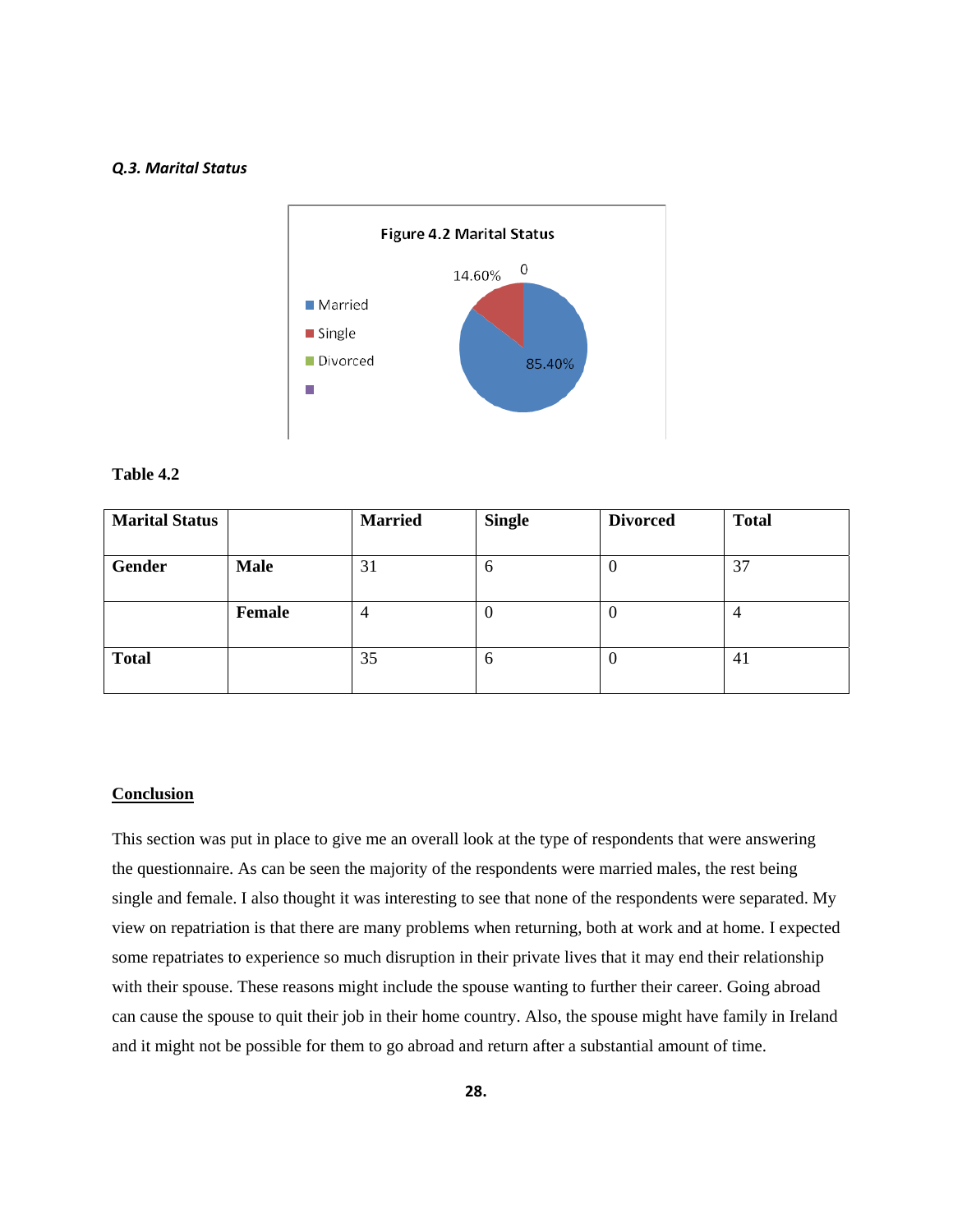***Q.3. Marital Status***

Figure 4.2 Marital Status

**Table 4.2**

| **Marital Status** | | **Married** | **Single** | **Divorced** | **Total** |
|---|---|---|---|---|---|
| **Gender** | **Male** | 31 | 6 | 0 | 37 |
| | **Female** | 4 | 0 | 0 | 4 |
| **Total** | | 35 | 6 | 0 | 41 |

**Conclusion**

This section was put in place to give me an overall look at the type of respondents that were answering the questionnaire. As can be seen the majority of the respondents were married males, the rest being single and female. I also thought it was interesting to see that none of the respondents were separated. My view on repatriation is that there are many problems when returning, both at work and at home. I expected some repatriates to experience so much disruption in their private lives that it may end their relationship with their spouse. These reasons might include the spouse wanting to further their career. Going abroad can cause the spouse to quit their job in their home country. Also, the spouse might have family in Ireland and it might not be possible for them to go abroad and return after a substantial amount of time.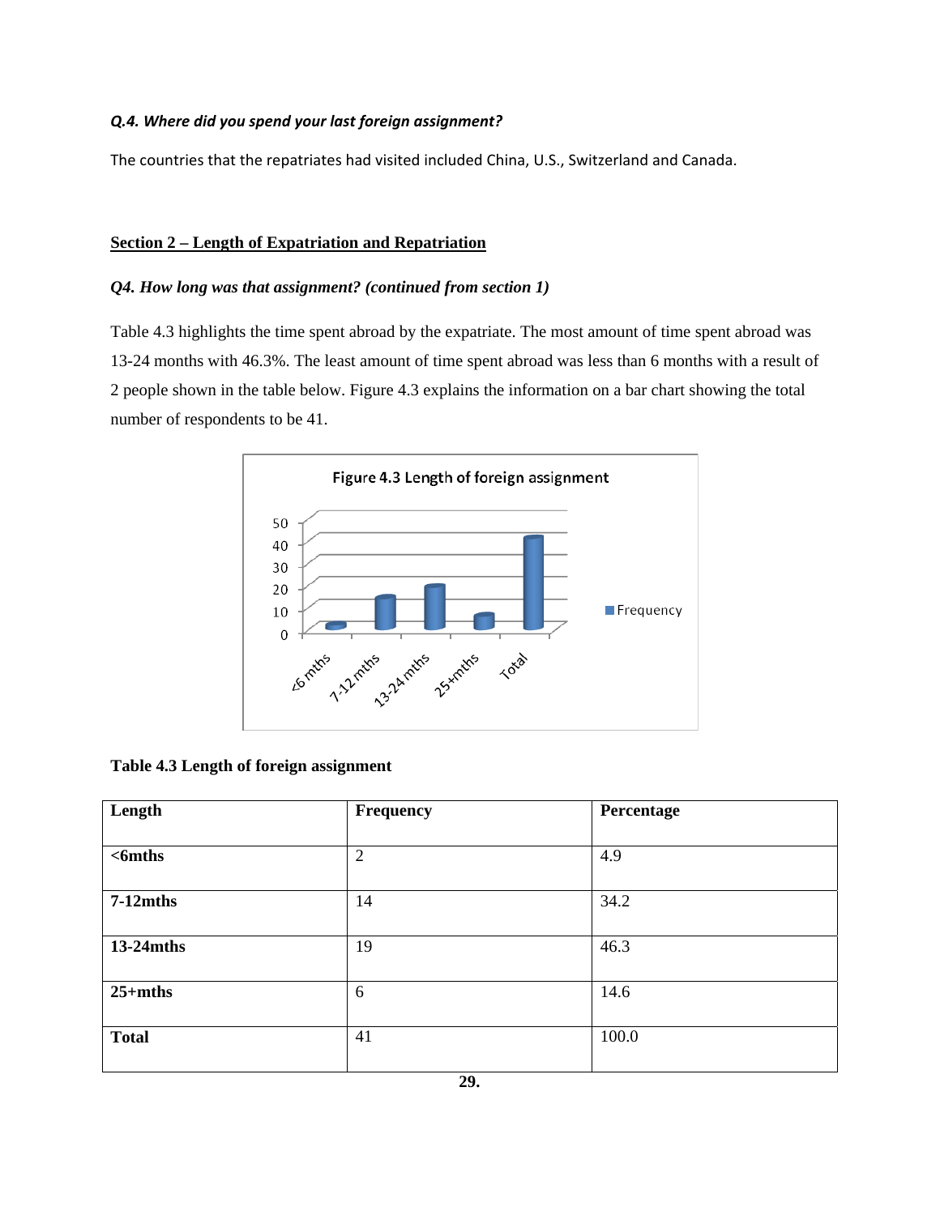***Q.4. Where did you spend your last foreign assignment?***

The countries that the repatriates had visited included China, U.S., Switzerland and Canada.

## Section 2 – Length of Expatriation and Repatriation

***Q4. How long was that assignment? (continued from section 1)***

Table 4.3 highlights the time spent abroad by the expatriate. The most amount of time spent abroad was 13-24 months with 46.3%. The least amount of time spent abroad was less than 6 months with a result of 2 people shown in the table below. Figure 4.3 explains the information on a bar chart showing the total number of respondents to be 41.

Figure 4.3 Length of foreign assignment

**Table 4.3 Length of foreign assignment**

| **Length** | **Frequency** | **Percentage** |
|---|---|---|
| **<6mths** | 2 | 4.9 |
| **7-12mths** | 14 | 34.2 |
| **13-24mths** | 19 | 46.3 |
| **25+mths** | 6 | 14.6 |
| **Total** | 41 | 100.0 |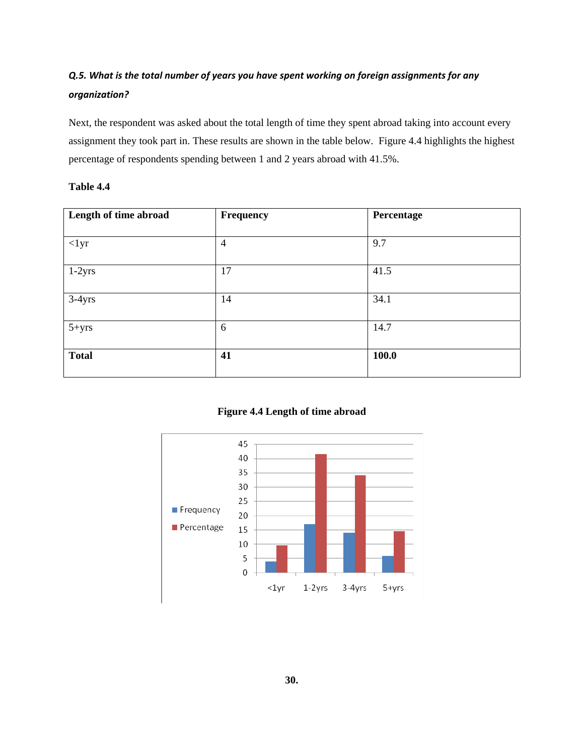***Q.5. What is the total number of years you have spent working on foreign assignments for any organization?***

Next, the respondent was asked about the total length of time they spent abroad taking into account every assignment they took part in. These results are shown in the table below. Figure 4.4 highlights the highest percentage of respondents spending between 1 and 2 years abroad with 41.5%.

**Table 4.4**

| Length of time abroad | Frequency | Percentage |
|---|---|---|
| <1yr | 4 | 9.7 |
| 1-2yrs | 17 | 41.5 |
| 3-4yrs | 14 | 34.1 |
| 5+yrs | 6 | 14.7 |
| **Total** | **41** | **100.0** |

**Figure 4.4 Length of time abroad**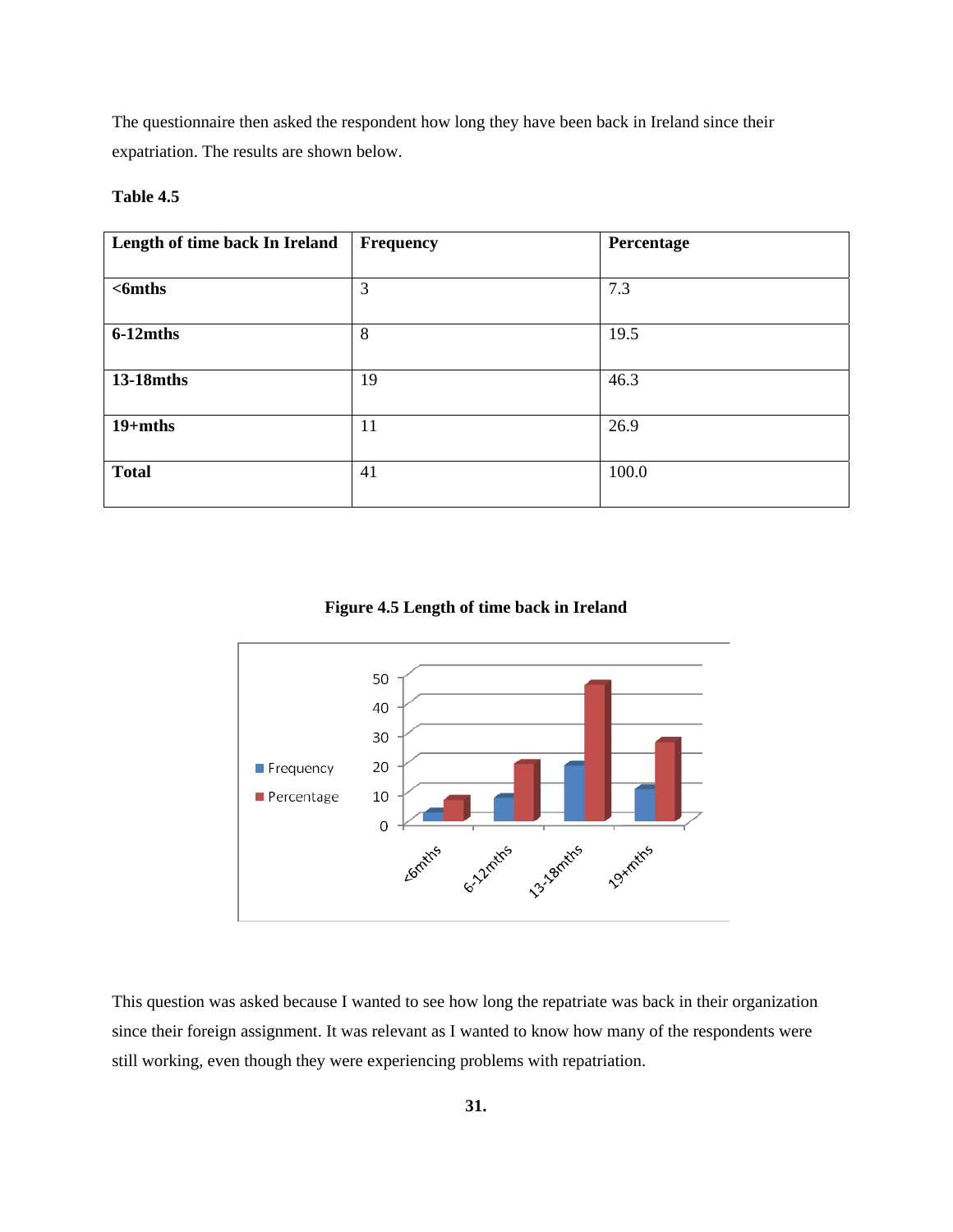The questionnaire then asked the respondent how long they have been back in Ireland since their expatriation. The results are shown below.

**Table 4.5**

| Length of time back In Ireland | Frequency | Percentage |
|---|---|---|
| **<6mths** | 3 | 7.3 |
| **6-12mths** | 8 | 19.5 |
| **13-18mths** | 19 | 46.3 |
| **19+mths** | 11 | 26.9 |
| **Total** | 41 | 100.0 |

**Figure 4.5 Length of time back in Ireland**

This question was asked because I wanted to see how long the repatriate was back in their organization since their foreign assignment. It was relevant as I wanted to know how many of the respondents were still working, even though they were experiencing problems with repatriation.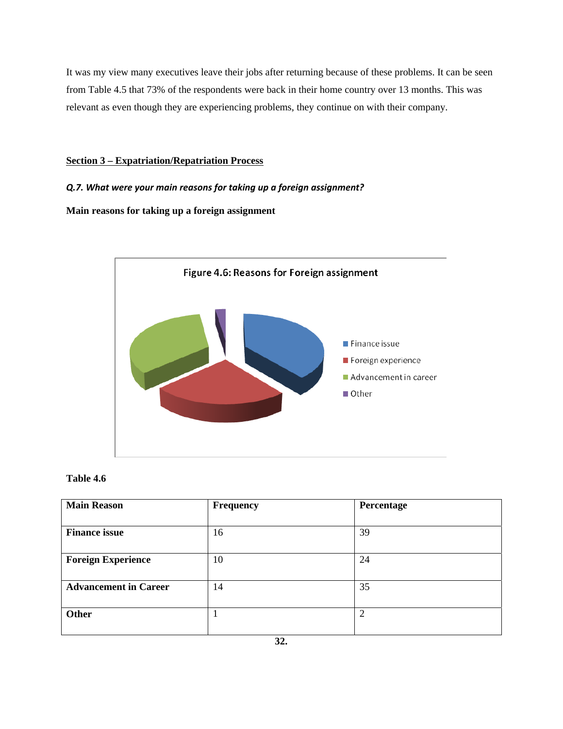It was my view many executives leave their jobs after returning because of these problems. It can be seen from Table 4.5 that 73% of the respondents were back in their home country over 13 months. This was relevant as even though they are experiencing problems, they continue on with their company.

**Section 3 – Expatriation/Repatriation Process**

***Q.7. What were your main reasons for taking up a foreign assignment?***

**Main reasons for taking up a foreign assignment**

Figure 4.6: Reasons for Foreign assignment

**Table 4.6**

| Main Reason | Frequency | Percentage |
|---|---|---|
| **Finance issue** | 16 | 39 |
| **Foreign Experience** | 10 | 24 |
| **Advancement in Career** | 14 | 35 |
| **Other** | 1 | 2 |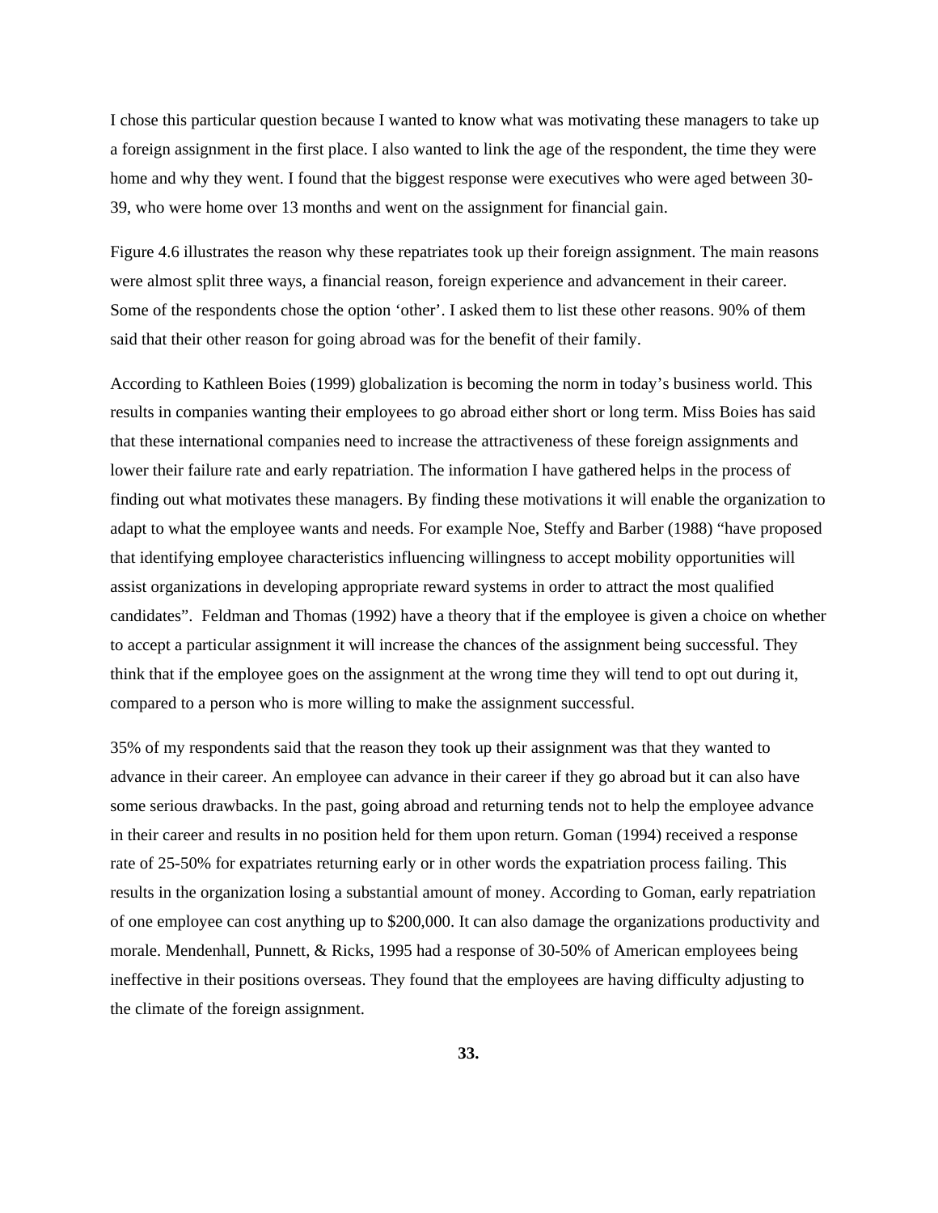I chose this particular question because I wanted to know what was motivating these managers to take up a foreign assignment in the first place. I also wanted to link the age of the respondent, the time they were home and why they went. I found that the biggest response were executives who were aged between 30-39, who were home over 13 months and went on the assignment for financial gain.

Figure 4.6 illustrates the reason why these repatriates took up their foreign assignment. The main reasons were almost split three ways, a financial reason, foreign experience and advancement in their career. Some of the respondents chose the option 'other'. I asked them to list these other reasons. 90% of them said that their other reason for going abroad was for the benefit of their family.

According to Kathleen Boies (1999) globalization is becoming the norm in today's business world. This results in companies wanting their employees to go abroad either short or long term. Miss Boies has said that these international companies need to increase the attractiveness of these foreign assignments and lower their failure rate and early repatriation. The information I have gathered helps in the process of finding out what motivates these managers. By finding these motivations it will enable the organization to adapt to what the employee wants and needs. For example Noe, Steffy and Barber (1988) "have proposed that identifying employee characteristics influencing willingness to accept mobility opportunities will assist organizations in developing appropriate reward systems in order to attract the most qualified candidates". Feldman and Thomas (1992) have a theory that if the employee is given a choice on whether to accept a particular assignment it will increase the chances of the assignment being successful. They think that if the employee goes on the assignment at the wrong time they will tend to opt out during it, compared to a person who is more willing to make the assignment successful.

35% of my respondents said that the reason they took up their assignment was that they wanted to advance in their career. An employee can advance in their career if they go abroad but it can also have some serious drawbacks. In the past, going abroad and returning tends not to help the employee advance in their career and results in no position held for them upon return. Goman (1994) received a response rate of 25-50% for expatriates returning early or in other words the expatriation process failing. This results in the organization losing a substantial amount of money. According to Goman, early repatriation of one employee can cost anything up to $200,000. It can also damage the organizations productivity and morale. Mendenhall, Punnett, & Ricks, 1995 had a response of 30-50% of American employees being ineffective in their positions overseas. They found that the employees are having difficulty adjusting to the climate of the foreign assignment.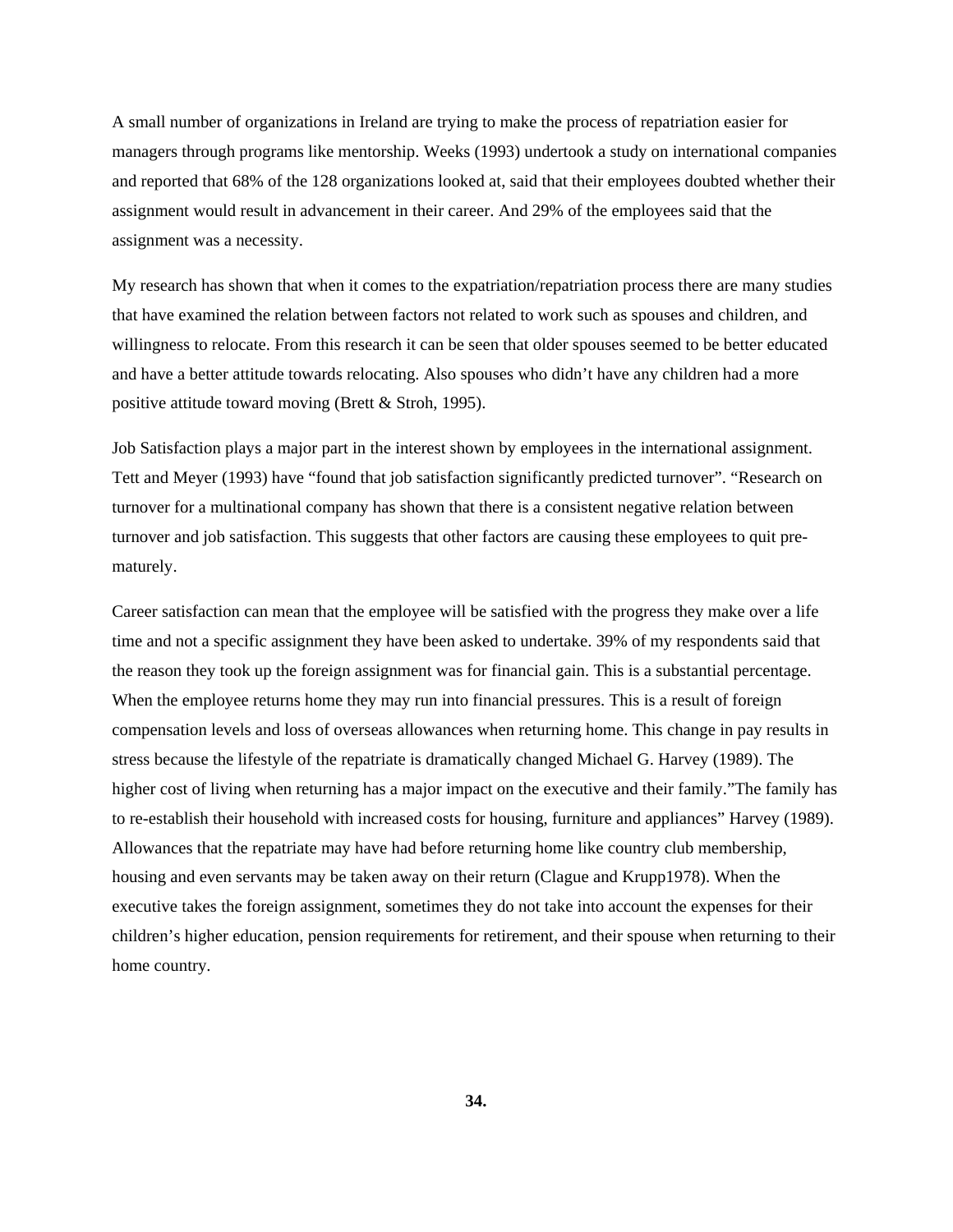A small number of organizations in Ireland are trying to make the process of repatriation easier for managers through programs like mentorship. Weeks (1993) undertook a study on international companies and reported that 68% of the 128 organizations looked at, said that their employees doubted whether their assignment would result in advancement in their career. And 29% of the employees said that the assignment was a necessity.

My research has shown that when it comes to the expatriation/repatriation process there are many studies that have examined the relation between factors not related to work such as spouses and children, and willingness to relocate. From this research it can be seen that older spouses seemed to be better educated and have a better attitude towards relocating. Also spouses who didn't have any children had a more positive attitude toward moving (Brett & Stroh, 1995).

Job Satisfaction plays a major part in the interest shown by employees in the international assignment. Tett and Meyer (1993) have "found that job satisfaction significantly predicted turnover". "Research on turnover for a multinational company has shown that there is a consistent negative relation between turnover and job satisfaction. This suggests that other factors are causing these employees to quit pre-maturely.

Career satisfaction can mean that the employee will be satisfied with the progress they make over a life time and not a specific assignment they have been asked to undertake. 39% of my respondents said that the reason they took up the foreign assignment was for financial gain. This is a substantial percentage. When the employee returns home they may run into financial pressures. This is a result of foreign compensation levels and loss of overseas allowances when returning home. This change in pay results in stress because the lifestyle of the repatriate is dramatically changed Michael G. Harvey (1989). The higher cost of living when returning has a major impact on the executive and their family."The family has to re-establish their household with increased costs for housing, furniture and appliances" Harvey (1989). Allowances that the repatriate may have had before returning home like country club membership, housing and even servants may be taken away on their return (Clague and Krupp1978). When the executive takes the foreign assignment, sometimes they do not take into account the expenses for their children's higher education, pension requirements for retirement, and their spouse when returning to their home country.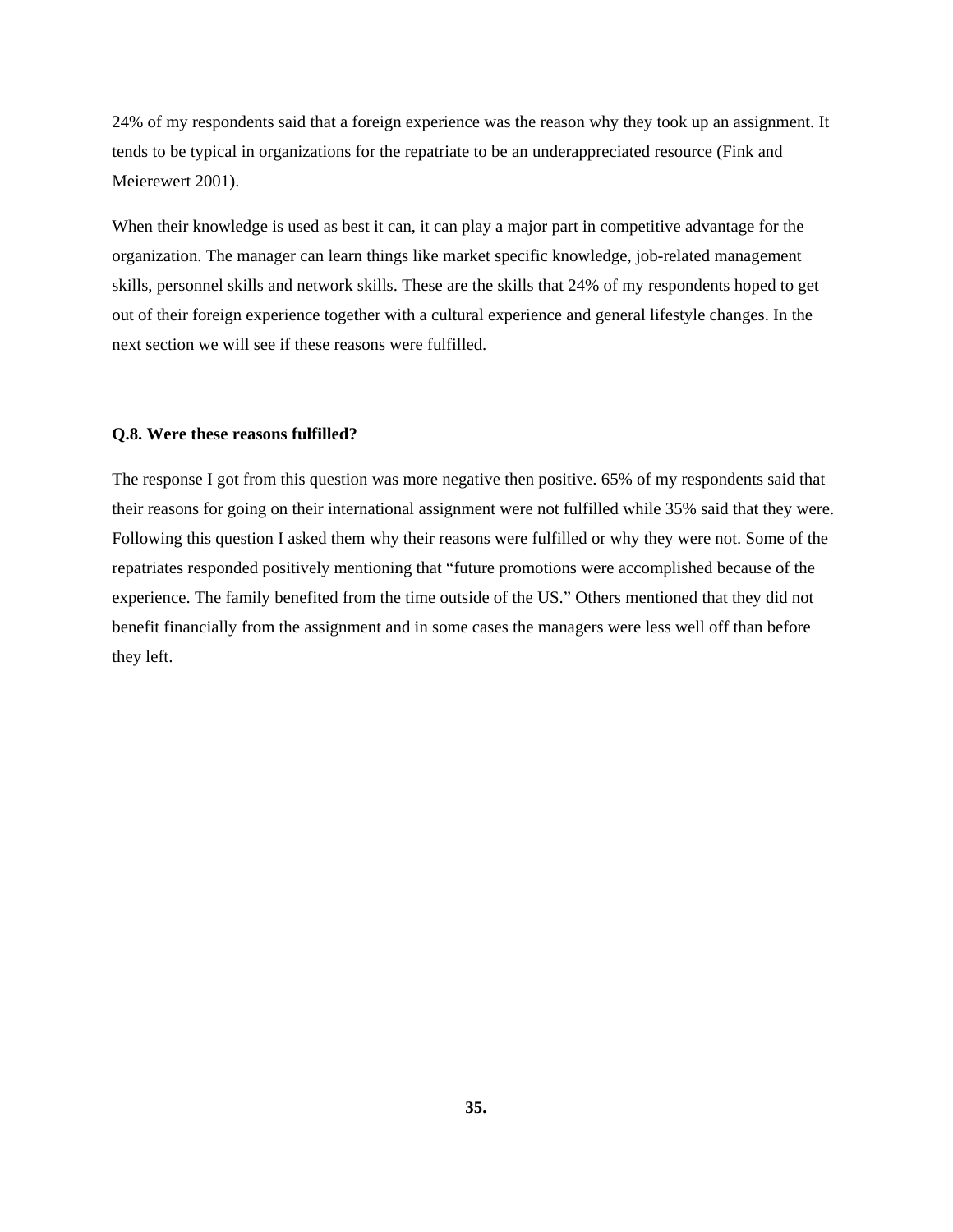24% of my respondents said that a foreign experience was the reason why they took up an assignment. It tends to be typical in organizations for the repatriate to be an underappreciated resource (Fink and Meierewert 2001).

When their knowledge is used as best it can, it can play a major part in competitive advantage for the organization. The manager can learn things like market specific knowledge, job-related management skills, personnel skills and network skills. These are the skills that 24% of my respondents hoped to get out of their foreign experience together with a cultural experience and general lifestyle changes. In the next section we will see if these reasons were fulfilled.

**Q.8. Were these reasons fulfilled?**

The response I got from this question was more negative then positive. 65% of my respondents said that their reasons for going on their international assignment were not fulfilled while 35% said that they were. Following this question I asked them why their reasons were fulfilled or why they were not. Some of the repatriates responded positively mentioning that "future promotions were accomplished because of the experience. The family benefited from the time outside of the US." Others mentioned that they did not benefit financially from the assignment and in some cases the managers were less well off than before they left.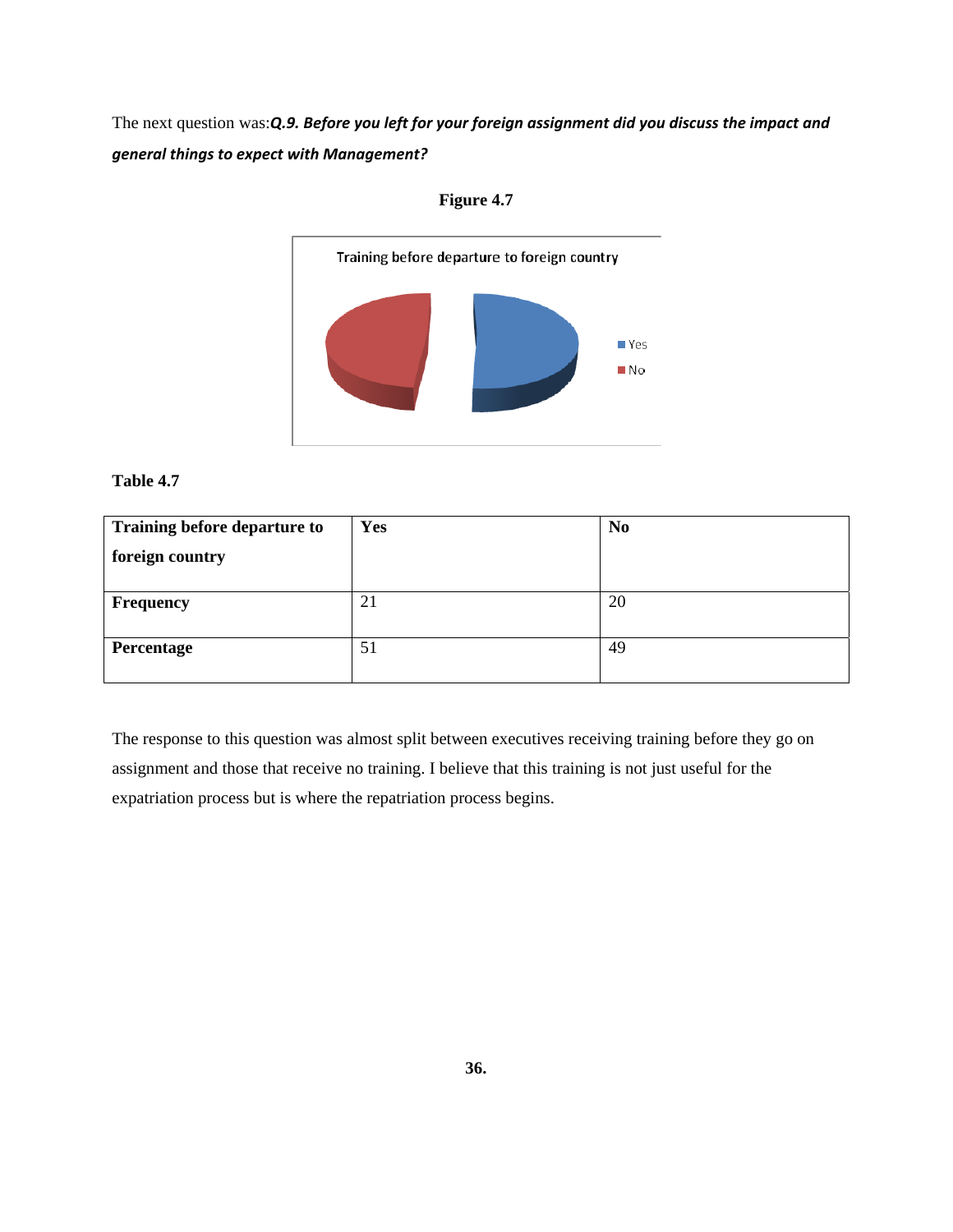The next question was:***Q.9. Before you left for your foreign assignment did you discuss the impact and general things to expect with Management?***

**Figure 4.7**

Training before departure to foreign country

Yes

No

**Table 4.7**

| **Training before departure to foreign country** | **Yes** | **No** |
|---|---|---|
| **Frequency** | 21 | 20 |
| **Percentage** | 51 | 49 |

The response to this question was almost split between executives receiving training before they go on assignment and those that receive no training. I believe that this training is not just useful for the expatriation process but is where the repatriation process begins.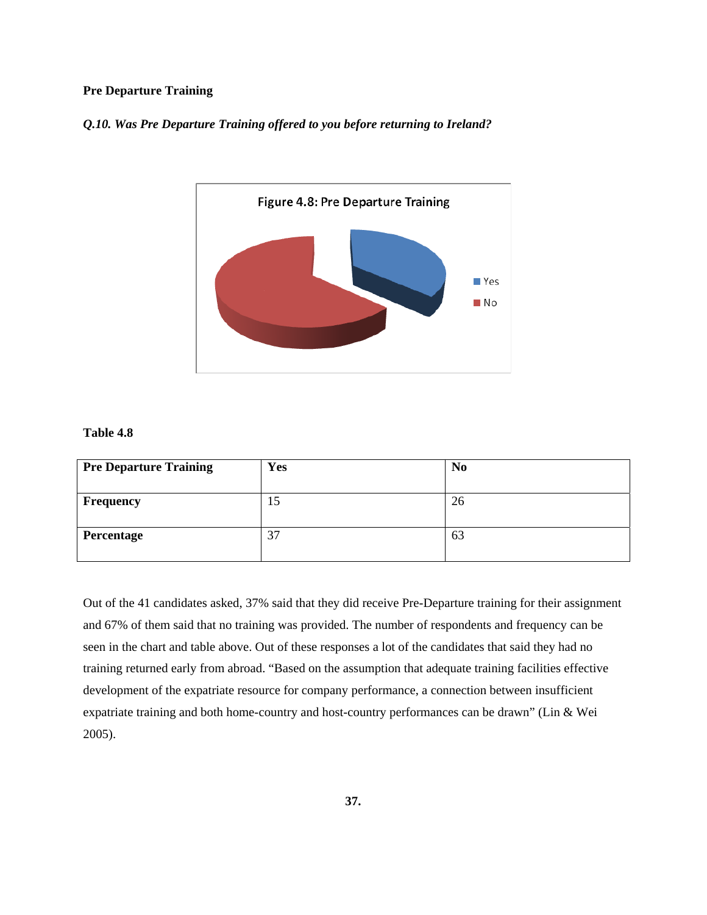**Pre Departure Training**

***Q.10. Was Pre Departure Training offered to you before returning to Ireland?***

Figure 4.8: Pre Departure Training

**Table 4.8**

| **Pre Departure Training** | **Yes** | **No** |
|---|---|---|
| **Frequency** | 15 | 26 |
| **Percentage** | 37 | 63 |

Out of the 41 candidates asked, 37% said that they did receive Pre-Departure training for their assignment and 67% of them said that no training was provided. The number of respondents and frequency can be seen in the chart and table above. Out of these responses a lot of the candidates that said they had no training returned early from abroad. "Based on the assumption that adequate training facilities effective development of the expatriate resource for company performance, a connection between insufficient expatriate training and both home-country and host-country performances can be drawn" (Lin & Wei 2005).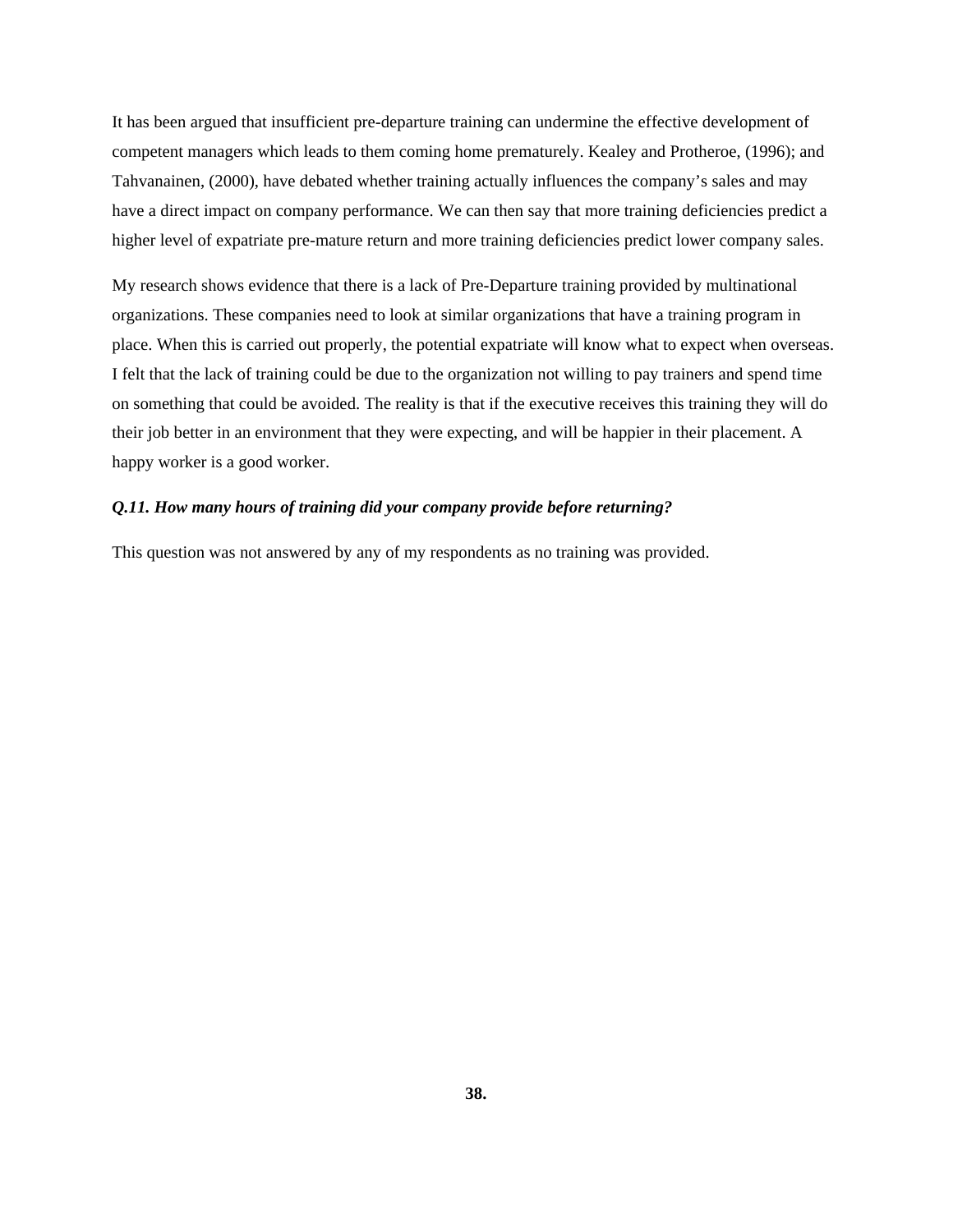It has been argued that insufficient pre-departure training can undermine the effective development of competent managers which leads to them coming home prematurely. Kealey and Protheroe, (1996); and Tahvanainen, (2000), have debated whether training actually influences the company's sales and may have a direct impact on company performance. We can then say that more training deficiencies predict a higher level of expatriate pre-mature return and more training deficiencies predict lower company sales.

My research shows evidence that there is a lack of Pre-Departure training provided by multinational organizations. These companies need to look at similar organizations that have a training program in place. When this is carried out properly, the potential expatriate will know what to expect when overseas. I felt that the lack of training could be due to the organization not willing to pay trainers and spend time on something that could be avoided. The reality is that if the executive receives this training they will do their job better in an environment that they were expecting, and will be happier in their placement. A happy worker is a good worker.

***Q.11. How many hours of training did your company provide before returning?***

This question was not answered by any of my respondents as no training was provided.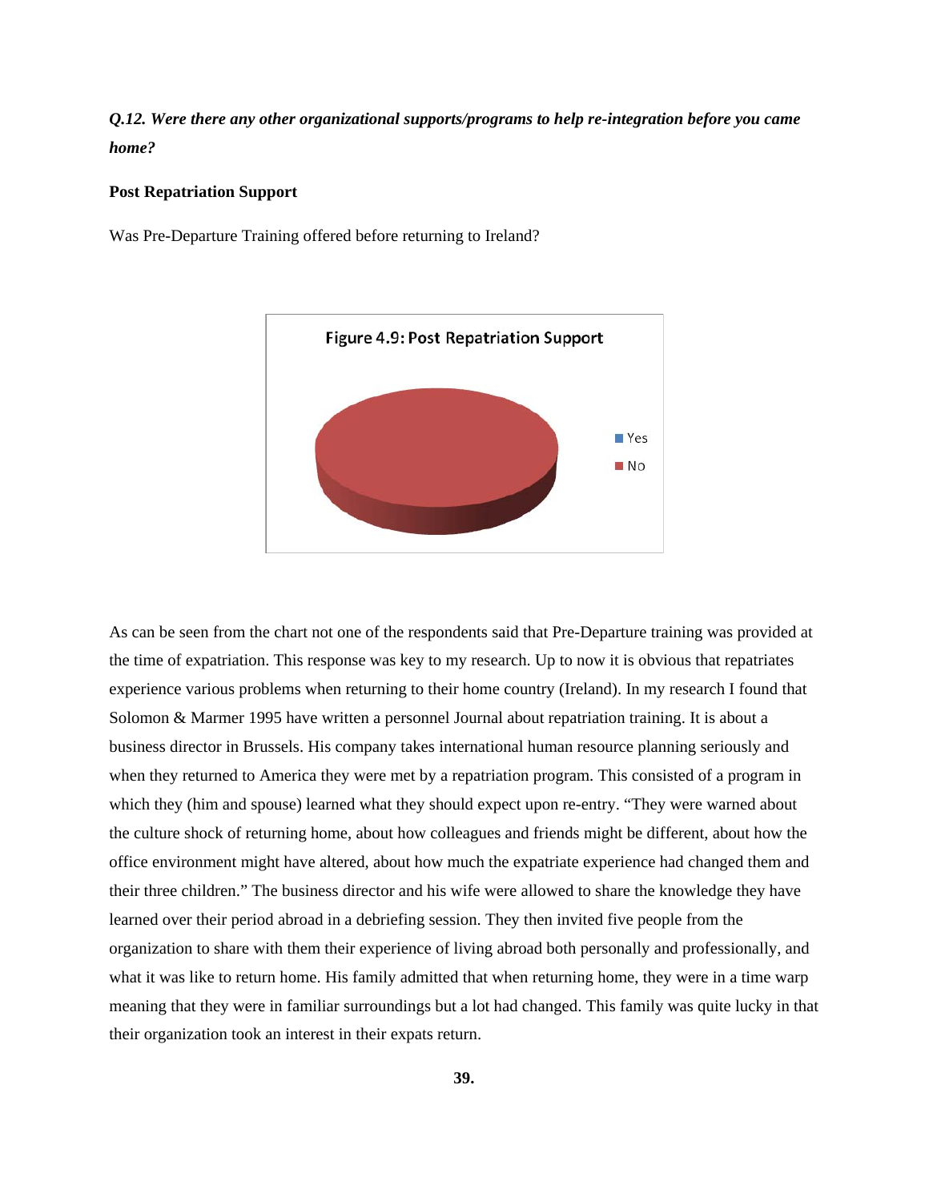*Q.12. Were there any other organizational supports/programs to help re-integration before you came home?*

**Post Repatriation Support**

Was Pre-Departure Training offered before returning to Ireland?

Figure 4.9: Post Repatriation Support

As can be seen from the chart not one of the respondents said that Pre-Departure training was provided at the time of expatriation. This response was key to my research. Up to now it is obvious that repatriates experience various problems when returning to their home country (Ireland). In my research I found that Solomon & Marmer 1995 have written a personnel Journal about repatriation training. It is about a business director in Brussels. His company takes international human resource planning seriously and when they returned to America they were met by a repatriation program. This consisted of a program in which they (him and spouse) learned what they should expect upon re-entry. "They were warned about the culture shock of returning home, about how colleagues and friends might be different, about how the office environment might have altered, about how much the expatriate experience had changed them and their three children." The business director and his wife were allowed to share the knowledge they have learned over their period abroad in a debriefing session. They then invited five people from the organization to share with them their experience of living abroad both personally and professionally, and what it was like to return home. His family admitted that when returning home, they were in a time warp meaning that they were in familiar surroundings but a lot had changed. This family was quite lucky in that their organization took an interest in their expats return.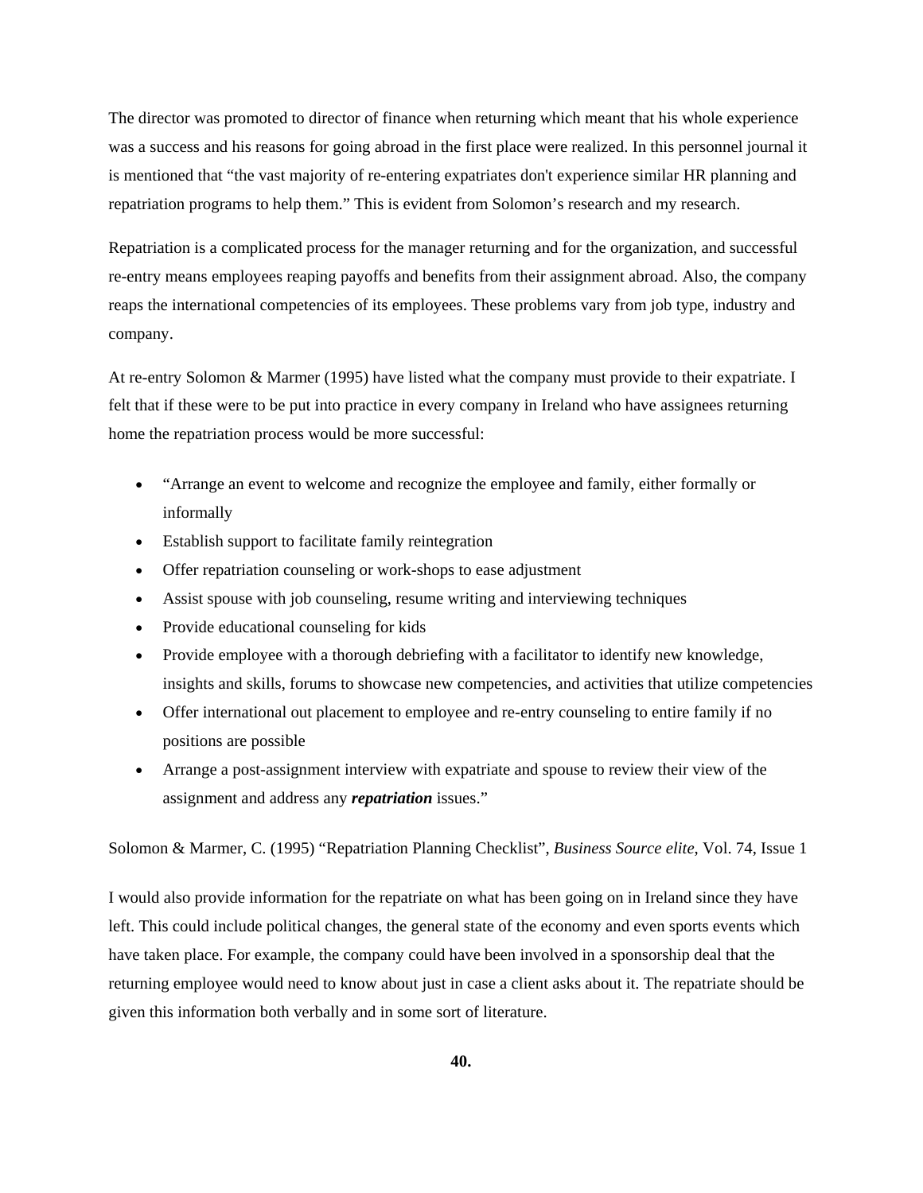The director was promoted to director of finance when returning which meant that his whole experience was a success and his reasons for going abroad in the first place were realized. In this personnel journal it is mentioned that "the vast majority of re-entering expatriates don't experience similar HR planning and repatriation programs to help them." This is evident from Solomon's research and my research.

Repatriation is a complicated process for the manager returning and for the organization, and successful re-entry means employees reaping payoffs and benefits from their assignment abroad. Also, the company reaps the international competencies of its employees. These problems vary from job type, industry and company.

At re-entry Solomon & Marmer (1995) have listed what the company must provide to their expatriate. I felt that if these were to be put into practice in every company in Ireland who have assignees returning home the repatriation process would be more successful:

- "Arrange an event to welcome and recognize the employee and family, either formally or informally
- Establish support to facilitate family reintegration
- Offer repatriation counseling or work-shops to ease adjustment
- Assist spouse with job counseling, resume writing and interviewing techniques
- Provide educational counseling for kids
- Provide employee with a thorough debriefing with a facilitator to identify new knowledge, insights and skills, forums to showcase new competencies, and activities that utilize competencies
- Offer international out placement to employee and re-entry counseling to entire family if no positions are possible
- Arrange a post-assignment interview with expatriate and spouse to review their view of the assignment and address any ***repatriation*** issues."

Solomon & Marmer, C. (1995) "Repatriation Planning Checklist", *Business Source elite*, Vol. 74, Issue 1

I would also provide information for the repatriate on what has been going on in Ireland since they have left. This could include political changes, the general state of the economy and even sports events which have taken place. For example, the company could have been involved in a sponsorship deal that the returning employee would need to know about just in case a client asks about it. The repatriate should be given this information both verbally and in some sort of literature.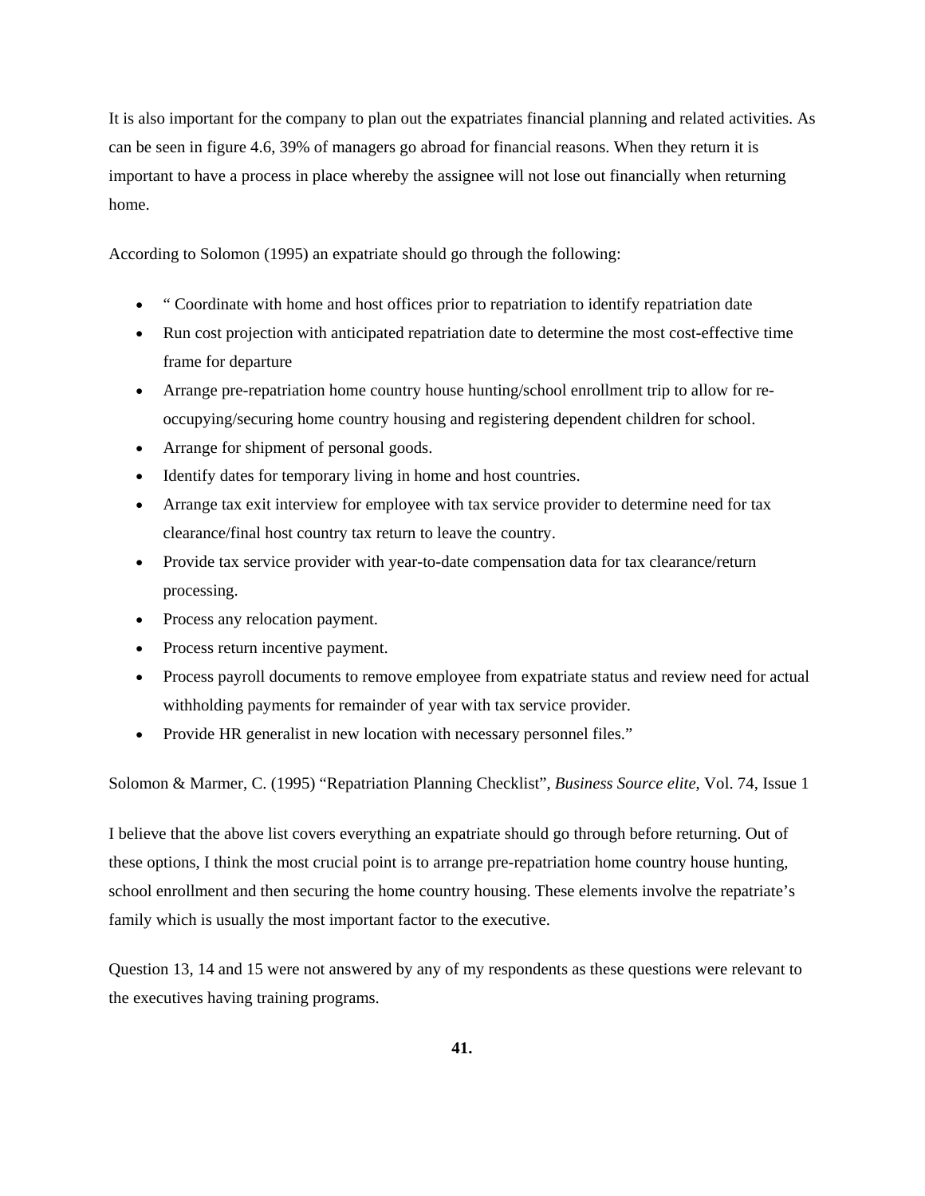It is also important for the company to plan out the expatriates financial planning and related activities. As can be seen in figure 4.6, 39% of managers go abroad for financial reasons. When they return it is important to have a process in place whereby the assignee will not lose out financially when returning home.

According to Solomon (1995) an expatriate should go through the following:

- " Coordinate with home and host offices prior to repatriation to identify repatriation date
- Run cost projection with anticipated repatriation date to determine the most cost-effective time frame for departure
- Arrange pre-repatriation home country house hunting/school enrollment trip to allow for re-occupying/securing home country housing and registering dependent children for school.
- Arrange for shipment of personal goods.
- Identify dates for temporary living in home and host countries.
- Arrange tax exit interview for employee with tax service provider to determine need for tax clearance/final host country tax return to leave the country.
- Provide tax service provider with year-to-date compensation data for tax clearance/return processing.
- Process any relocation payment.
- Process return incentive payment.
- Process payroll documents to remove employee from expatriate status and review need for actual withholding payments for remainder of year with tax service provider.
- Provide HR generalist in new location with necessary personnel files."

Solomon & Marmer, C. (1995) "Repatriation Planning Checklist", *Business Source elite*, Vol. 74, Issue 1

I believe that the above list covers everything an expatriate should go through before returning. Out of these options, I think the most crucial point is to arrange pre-repatriation home country house hunting, school enrollment and then securing the home country housing. These elements involve the repatriate's family which is usually the most important factor to the executive.

Question 13, 14 and 15 were not answered by any of my respondents as these questions were relevant to the executives having training programs.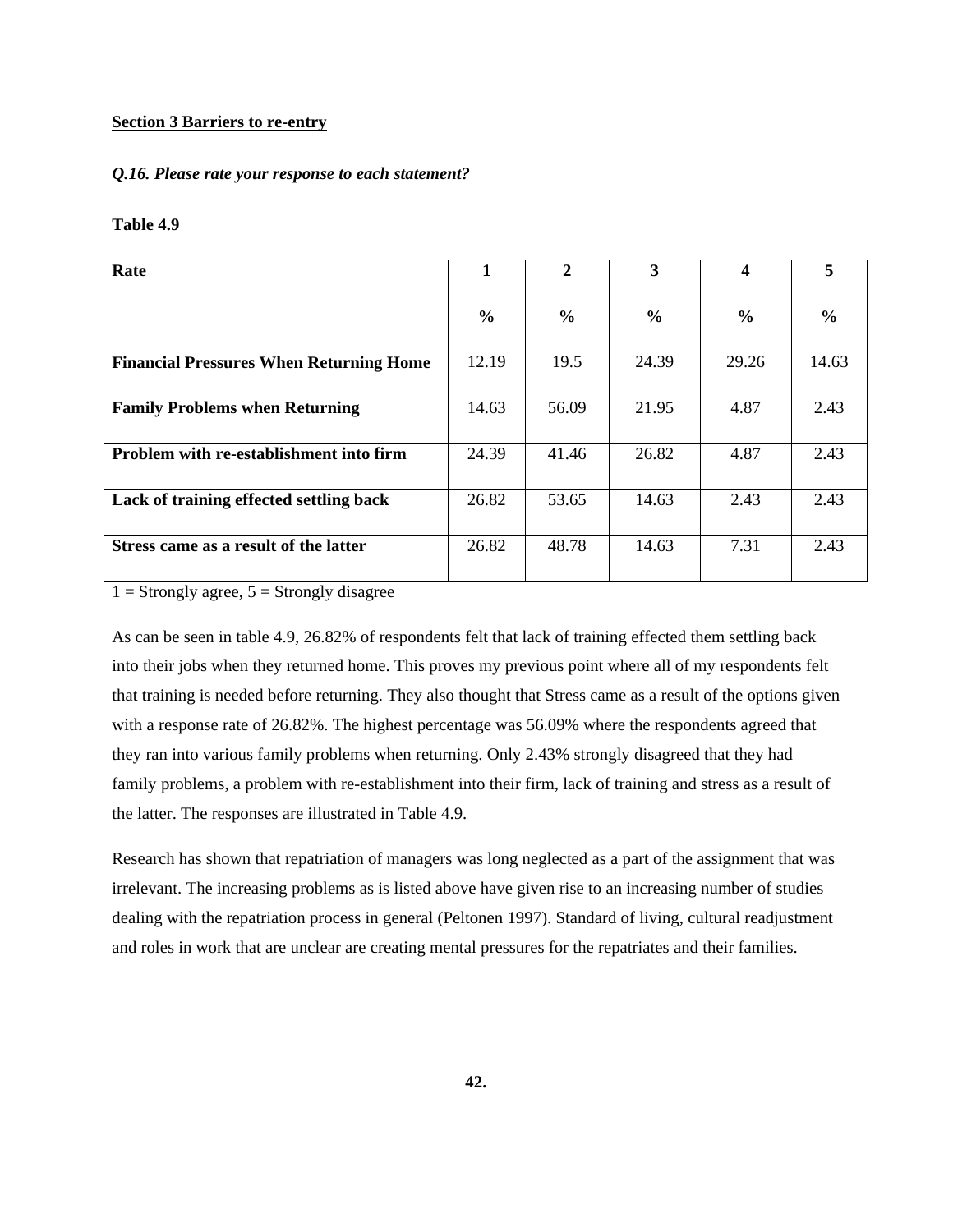**Section 3 Barriers to re-entry**

***Q.16. Please rate your response to each statement?***

**Table 4.9**

| **Rate** | **1** | **2** | **3** | **4** | **5** |
|---|---|---|---|---|---|
| | **%** | **%** | **%** | **%** | **%** |
| **Financial Pressures When Returning Home** | 12.19 | 19.5 | 24.39 | 29.26 | 14.63 |
| **Family Problems when Returning** | 14.63 | 56.09 | 21.95 | 4.87 | 2.43 |
| **Problem with re-establishment into firm** | 24.39 | 41.46 | 26.82 | 4.87 | 2.43 |
| **Lack of training effected settling back** | 26.82 | 53.65 | 14.63 | 2.43 | 2.43 |
| **Stress came as a result of the latter** | 26.82 | 48.78 | 14.63 | 7.31 | 2.43 |

1 = Strongly agree, 5 = Strongly disagree

As can be seen in table 4.9, 26.82% of respondents felt that lack of training effected them settling back into their jobs when they returned home. This proves my previous point where all of my respondents felt that training is needed before returning. They also thought that Stress came as a result of the options given with a response rate of 26.82%. The highest percentage was 56.09% where the respondents agreed that they ran into various family problems when returning. Only 2.43% strongly disagreed that they had family problems, a problem with re-establishment into their firm, lack of training and stress as a result of the latter. The responses are illustrated in Table 4.9.

Research has shown that repatriation of managers was long neglected as a part of the assignment that was irrelevant. The increasing problems as is listed above have given rise to an increasing number of studies dealing with the repatriation process in general (Peltonen 1997). Standard of living, cultural readjustment and roles in work that are unclear are creating mental pressures for the repatriates and their families.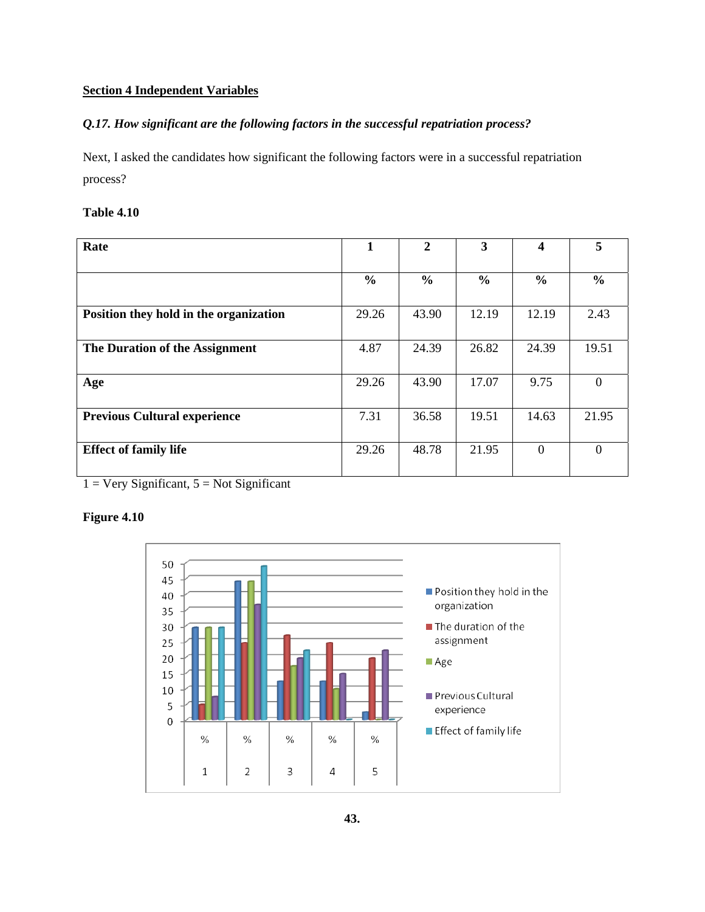**Section 4 Independent Variables**

***Q.17. How significant are the following factors in the successful repatriation process?***

Next, I asked the candidates how significant the following factors were in a successful repatriation process?

**Table 4.10**

| **Rate** | **1** | **2** | **3** | **4** | **5** |
|---|---|---|---|---|---|
| | **%** | **%** | **%** | **%** | **%** |
| **Position they hold in the organization** | 29.26 | 43.90 | 12.19 | 12.19 | 2.43 |
| **The Duration of the Assignment** | 4.87 | 24.39 | 26.82 | 24.39 | 19.51 |
| **Age** | 29.26 | 43.90 | 17.07 | 9.75 | 0 |
| **Previous Cultural experience** | 7.31 | 36.58 | 19.51 | 14.63 | 21.95 |
| **Effect of family life** | 29.26 | 48.78 | 21.95 | 0 | 0 |

1 = Very Significant, 5 = Not Significant

**Figure 4.10**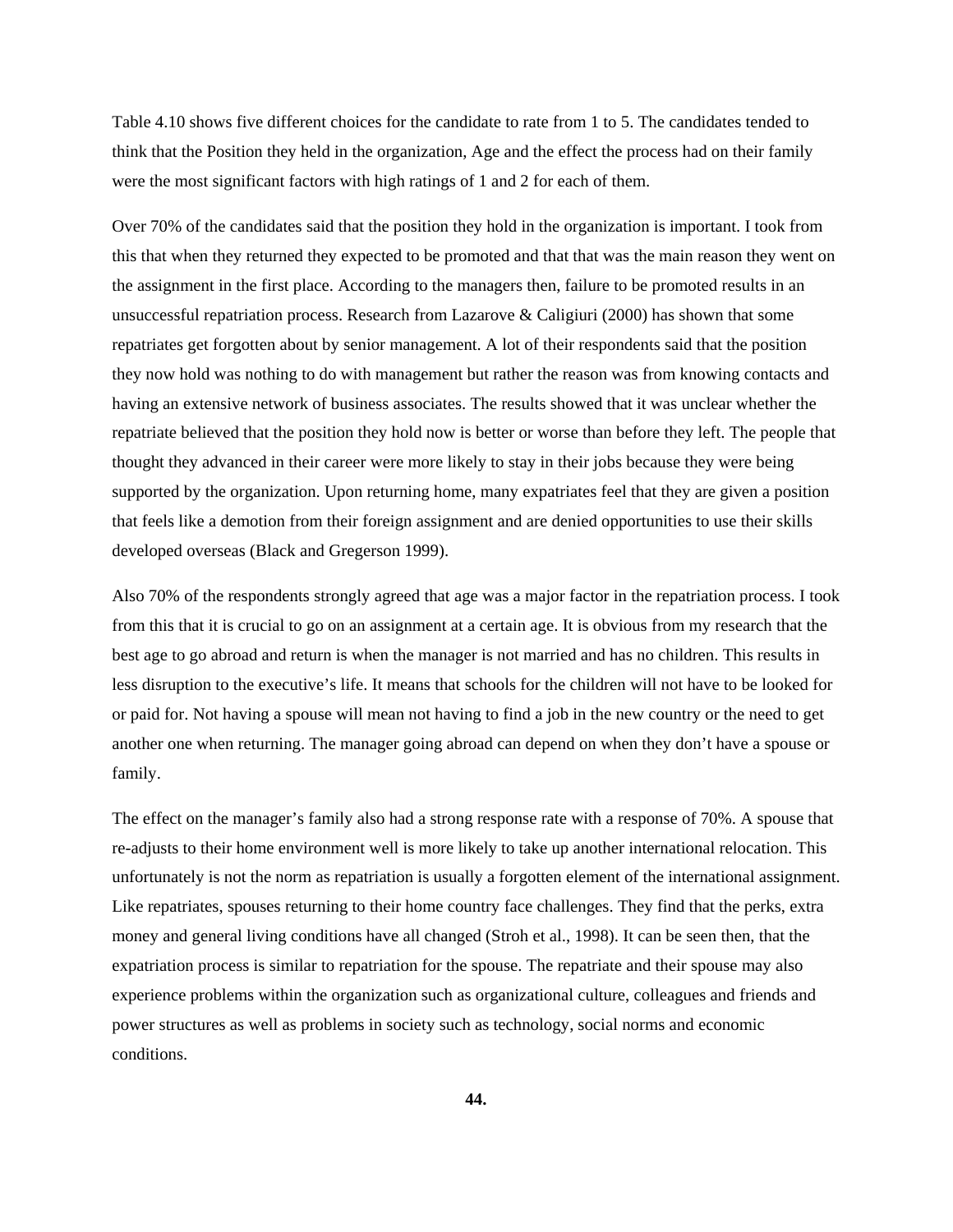Table 4.10 shows five different choices for the candidate to rate from 1 to 5. The candidates tended to think that the Position they held in the organization, Age and the effect the process had on their family were the most significant factors with high ratings of 1 and 2 for each of them.

Over 70% of the candidates said that the position they hold in the organization is important. I took from this that when they returned they expected to be promoted and that that was the main reason they went on the assignment in the first place. According to the managers then, failure to be promoted results in an unsuccessful repatriation process. Research from Lazarove & Caligiuri (2000) has shown that some repatriates get forgotten about by senior management. A lot of their respondents said that the position they now hold was nothing to do with management but rather the reason was from knowing contacts and having an extensive network of business associates. The results showed that it was unclear whether the repatriate believed that the position they hold now is better or worse than before they left. The people that thought they advanced in their career were more likely to stay in their jobs because they were being supported by the organization. Upon returning home, many expatriates feel that they are given a position that feels like a demotion from their foreign assignment and are denied opportunities to use their skills developed overseas (Black and Gregerson 1999).

Also 70% of the respondents strongly agreed that age was a major factor in the repatriation process. I took from this that it is crucial to go on an assignment at a certain age. It is obvious from my research that the best age to go abroad and return is when the manager is not married and has no children. This results in less disruption to the executive's life. It means that schools for the children will not have to be looked for or paid for. Not having a spouse will mean not having to find a job in the new country or the need to get another one when returning. The manager going abroad can depend on when they don't have a spouse or family.

The effect on the manager's family also had a strong response rate with a response of 70%. A spouse that re-adjusts to their home environment well is more likely to take up another international relocation. This unfortunately is not the norm as repatriation is usually a forgotten element of the international assignment. Like repatriates, spouses returning to their home country face challenges. They find that the perks, extra money and general living conditions have all changed (Stroh et al., 1998). It can be seen then, that the expatriation process is similar to repatriation for the spouse. The repatriate and their spouse may also experience problems within the organization such as organizational culture, colleagues and friends and power structures as well as problems in society such as technology, social norms and economic conditions.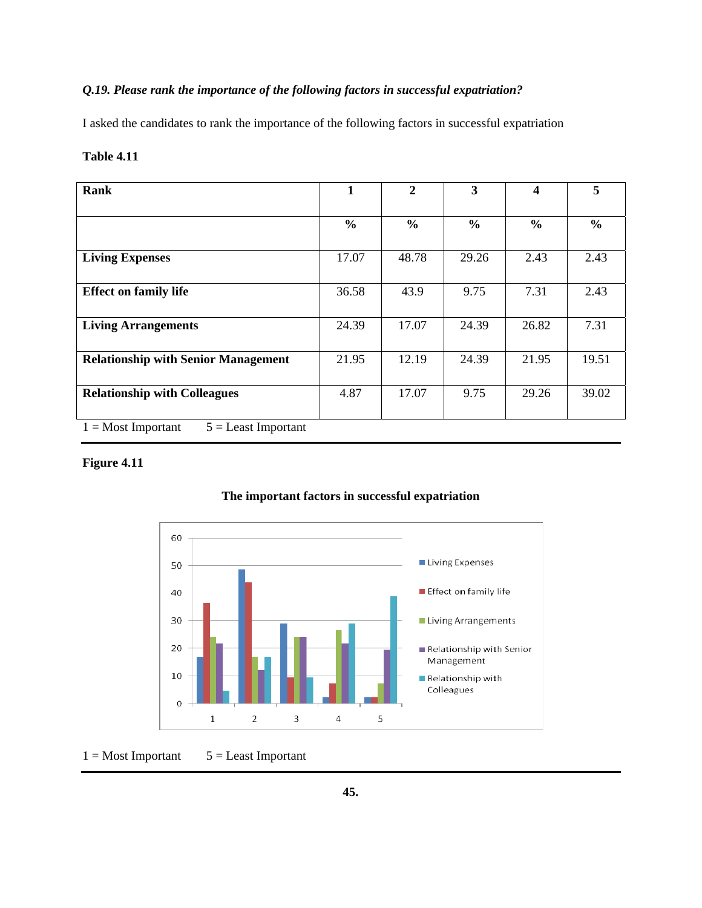***Q.19. Please rank the importance of the following factors in successful expatriation?***

I asked the candidates to rank the importance of the following factors in successful expatriation

**Table 4.11**

| **Rank** | **1** | **2** | **3** | **4** | **5** |
|---|---|---|---|---|---|
| | **%** | **%** | **%** | **%** | **%** |
| **Living Expenses** | 17.07 | 48.78 | 29.26 | 2.43 | 2.43 |
| **Effect on family life** | 36.58 | 43.9 | 9.75 | 7.31 | 2.43 |
| **Living Arrangements** | 24.39 | 17.07 | 24.39 | 26.82 | 7.31 |
| **Relationship with Senior Management** | 21.95 | 12.19 | 24.39 | 21.95 | 19.51 |
| **Relationship with Colleagues** | 4.87 | 17.07 | 9.75 | 29.26 | 39.02 |

1 = Most Important 5 = Least Important

**Figure 4.11**

**The important factors in successful expatriation**

1 = Most Important 5 = Least Important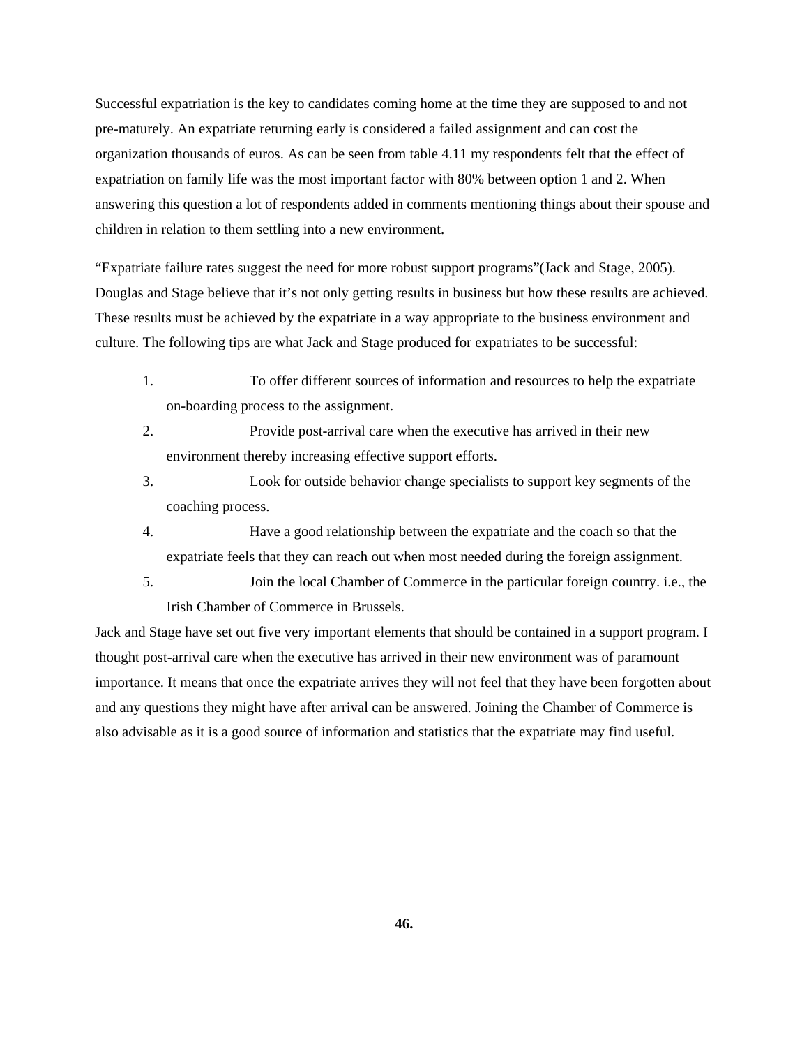Successful expatriation is the key to candidates coming home at the time they are supposed to and not pre-maturely. An expatriate returning early is considered a failed assignment and can cost the organization thousands of euros. As can be seen from table 4.11 my respondents felt that the effect of expatriation on family life was the most important factor with 80% between option 1 and 2. When answering this question a lot of respondents added in comments mentioning things about their spouse and children in relation to them settling into a new environment.

"Expatriate failure rates suggest the need for more robust support programs"(Jack and Stage, 2005). Douglas and Stage believe that it's not only getting results in business but how these results are achieved. These results must be achieved by the expatriate in a way appropriate to the business environment and culture. The following tips are what Jack and Stage produced for expatriates to be successful:

1. To offer different sources of information and resources to help the expatriate on-boarding process to the assignment.
2. Provide post-arrival care when the executive has arrived in their new environment thereby increasing effective support efforts.
3. Look for outside behavior change specialists to support key segments of the coaching process.
4. Have a good relationship between the expatriate and the coach so that the expatriate feels that they can reach out when most needed during the foreign assignment.
5. Join the local Chamber of Commerce in the particular foreign country. i.e., the Irish Chamber of Commerce in Brussels.

Jack and Stage have set out five very important elements that should be contained in a support program. I thought post-arrival care when the executive has arrived in their new environment was of paramount importance. It means that once the expatriate arrives they will not feel that they have been forgotten about and any questions they might have after arrival can be answered. Joining the Chamber of Commerce is also advisable as it is a good source of information and statistics that the expatriate may find useful.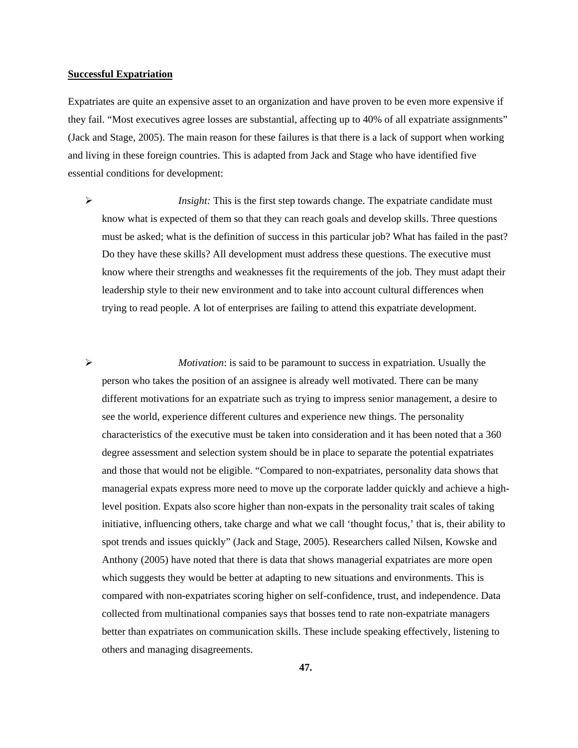**Successful Expatriation**

Expatriates are quite an expensive asset to an organization and have proven to be even more expensive if they fail. "Most executives agree losses are substantial, affecting up to 40% of all expatriate assignments" (Jack and Stage, 2005). The main reason for these failures is that there is a lack of support when working and living in these foreign countries. This is adapted from Jack and Stage who have identified five essential conditions for development:

- *Insight:* This is the first step towards change. The expatriate candidate must know what is expected of them so that they can reach goals and develop skills. Three questions must be asked; what is the definition of success in this particular job? What has failed in the past? Do they have these skills? All development must address these questions. The executive must know where their strengths and weaknesses fit the requirements of the job. They must adapt their leadership style to their new environment and to take into account cultural differences when trying to read people. A lot of enterprises are failing to attend this expatriate development.

- *Motivation*: is said to be paramount to success in expatriation. Usually the person who takes the position of an assignee is already well motivated. There can be many different motivations for an expatriate such as trying to impress senior management, a desire to see the world, experience different cultures and experience new things. The personality characteristics of the executive must be taken into consideration and it has been noted that a 360 degree assessment and selection system should be in place to separate the potential expatriates and those that would not be eligible. "Compared to non-expatriates, personality data shows that managerial expats express more need to move up the corporate ladder quickly and achieve a high-level position. Expats also score higher than non-expats in the personality trait scales of taking initiative, influencing others, take charge and what we call 'thought focus,' that is, their ability to spot trends and issues quickly" (Jack and Stage, 2005). Researchers called Nilsen, Kowske and Anthony (2005) have noted that there is data that shows managerial expatriates are more open which suggests they would be better at adapting to new situations and environments. This is compared with non-expatriates scoring higher on self-confidence, trust, and independence. Data collected from multinational companies says that bosses tend to rate non-expatriate managers better than expatriates on communication skills. These include speaking effectively, listening to others and managing disagreements.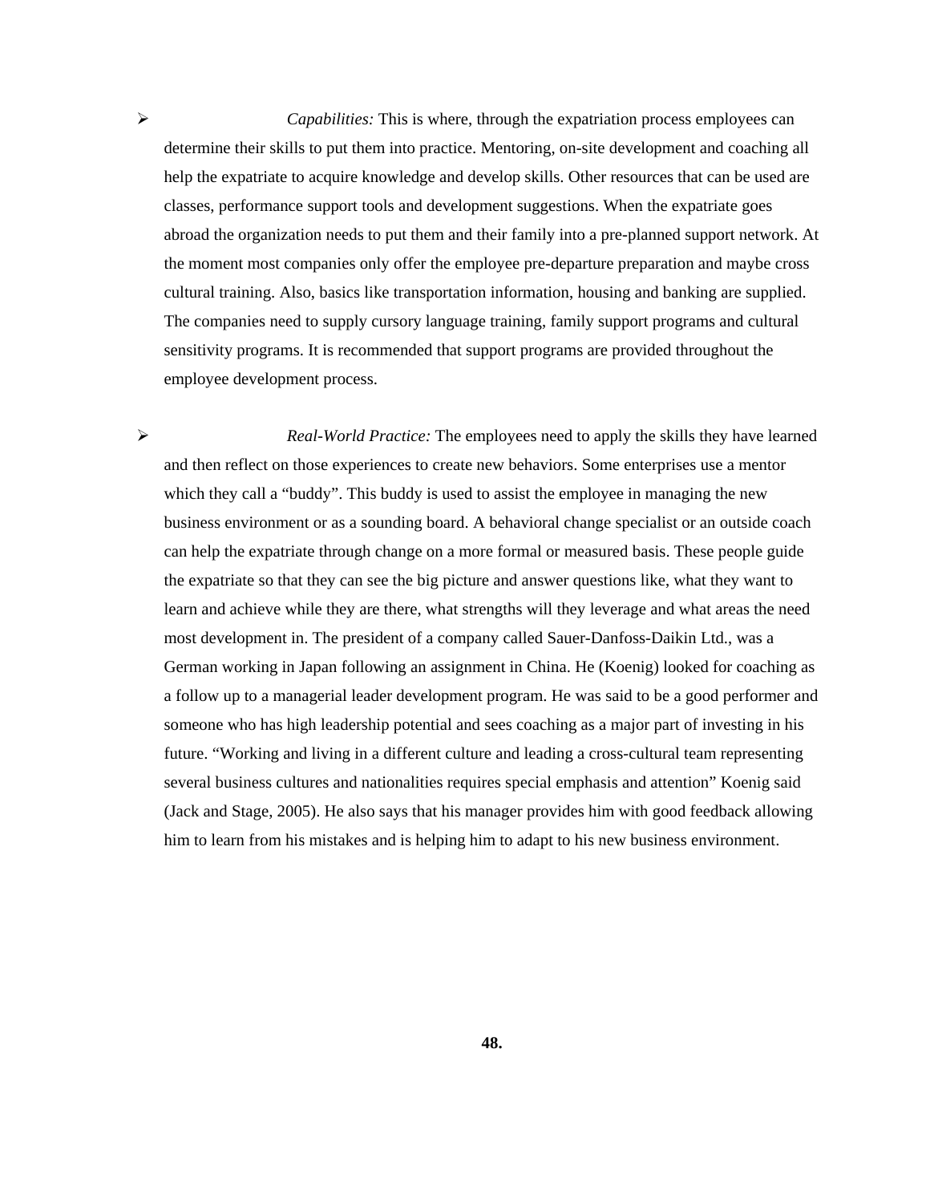- *Capabilities:* This is where, through the expatriation process employees can determine their skills to put them into practice. Mentoring, on-site development and coaching all help the expatriate to acquire knowledge and develop skills. Other resources that can be used are classes, performance support tools and development suggestions. When the expatriate goes abroad the organization needs to put them and their family into a pre-planned support network. At the moment most companies only offer the employee pre-departure preparation and maybe cross cultural training. Also, basics like transportation information, housing and banking are supplied. The companies need to supply cursory language training, family support programs and cultural sensitivity programs. It is recommended that support programs are provided throughout the employee development process.

- *Real-World Practice:* The employees need to apply the skills they have learned and then reflect on those experiences to create new behaviors. Some enterprises use a mentor which they call a "buddy". This buddy is used to assist the employee in managing the new business environment or as a sounding board. A behavioral change specialist or an outside coach can help the expatriate through change on a more formal or measured basis. These people guide the expatriate so that they can see the big picture and answer questions like, what they want to learn and achieve while they are there, what strengths will they leverage and what areas the need most development in. The president of a company called Sauer-Danfoss-Daikin Ltd., was a German working in Japan following an assignment in China. He (Koenig) looked for coaching as a follow up to a managerial leader development program. He was said to be a good performer and someone who has high leadership potential and sees coaching as a major part of investing in his future. "Working and living in a different culture and leading a cross-cultural team representing several business cultures and nationalities requires special emphasis and attention" Koenig said (Jack and Stage, 2005). He also says that his manager provides him with good feedback allowing him to learn from his mistakes and is helping him to adapt to his new business environment.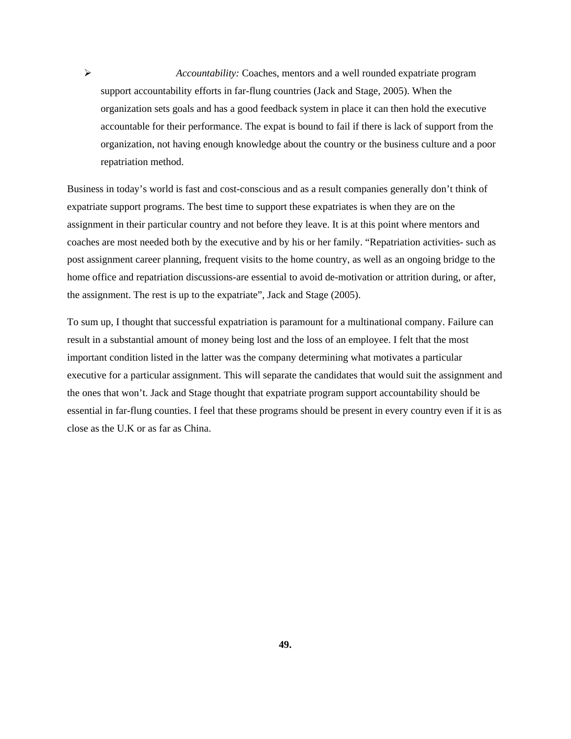- *Accountability:* Coaches, mentors and a well rounded expatriate program support accountability efforts in far-flung countries (Jack and Stage, 2005). When the organization sets goals and has a good feedback system in place it can then hold the executive accountable for their performance. The expat is bound to fail if there is lack of support from the organization, not having enough knowledge about the country or the business culture and a poor repatriation method.

Business in today's world is fast and cost-conscious and as a result companies generally don't think of expatriate support programs. The best time to support these expatriates is when they are on the assignment in their particular country and not before they leave. It is at this point where mentors and coaches are most needed both by the executive and by his or her family. "Repatriation activities- such as post assignment career planning, frequent visits to the home country, as well as an ongoing bridge to the home office and repatriation discussions-are essential to avoid de-motivation or attrition during, or after, the assignment. The rest is up to the expatriate", Jack and Stage (2005).

To sum up, I thought that successful expatriation is paramount for a multinational company. Failure can result in a substantial amount of money being lost and the loss of an employee. I felt that the most important condition listed in the latter was the company determining what motivates a particular executive for a particular assignment. This will separate the candidates that would suit the assignment and the ones that won't. Jack and Stage thought that expatriate program support accountability should be essential in far-flung counties. I feel that these programs should be present in every country even if it is as close as the U.K or as far as China.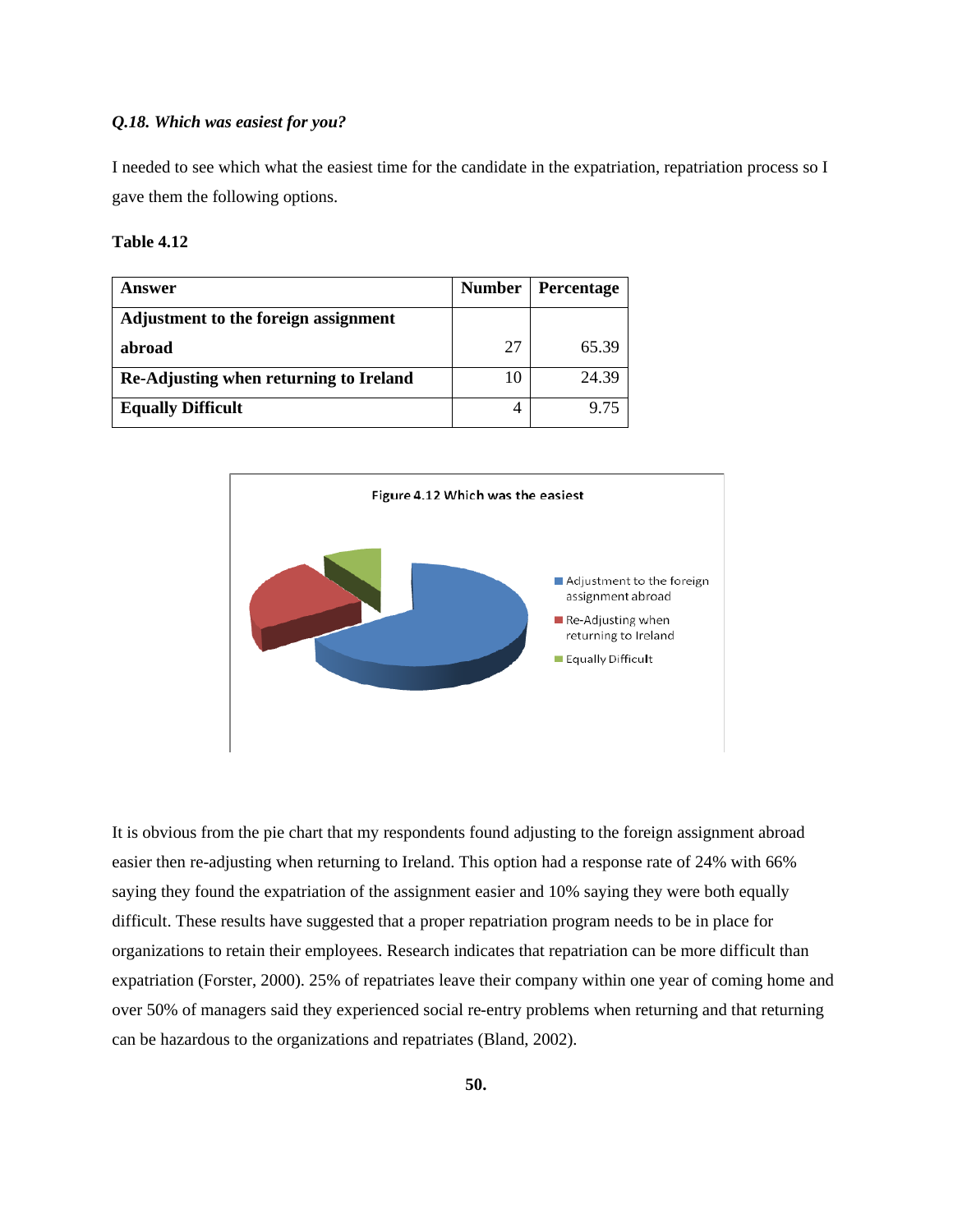***Q.18. Which was easiest for you?***

I needed to see which what the easiest time for the candidate in the expatriation, repatriation process so I gave them the following options.

**Table 4.12**

| Answer | Number | Percentage |
|---|---|---|
| **Adjustment to the foreign assignment abroad** | 27 | 65.39 |
| **Re-Adjusting when returning to Ireland** | 10 | 24.39 |
| **Equally Difficult** | 4 | 9.75 |

Figure 4.12 Which was the easiest

It is obvious from the pie chart that my respondents found adjusting to the foreign assignment abroad easier then re-adjusting when returning to Ireland. This option had a response rate of 24% with 66% saying they found the expatriation of the assignment easier and 10% saying they were both equally difficult. These results have suggested that a proper repatriation program needs to be in place for organizations to retain their employees. Research indicates that repatriation can be more difficult than expatriation (Forster, 2000). 25% of repatriates leave their company within one year of coming home and over 50% of managers said they experienced social re-entry problems when returning and that returning can be hazardous to the organizations and repatriates (Bland, 2002).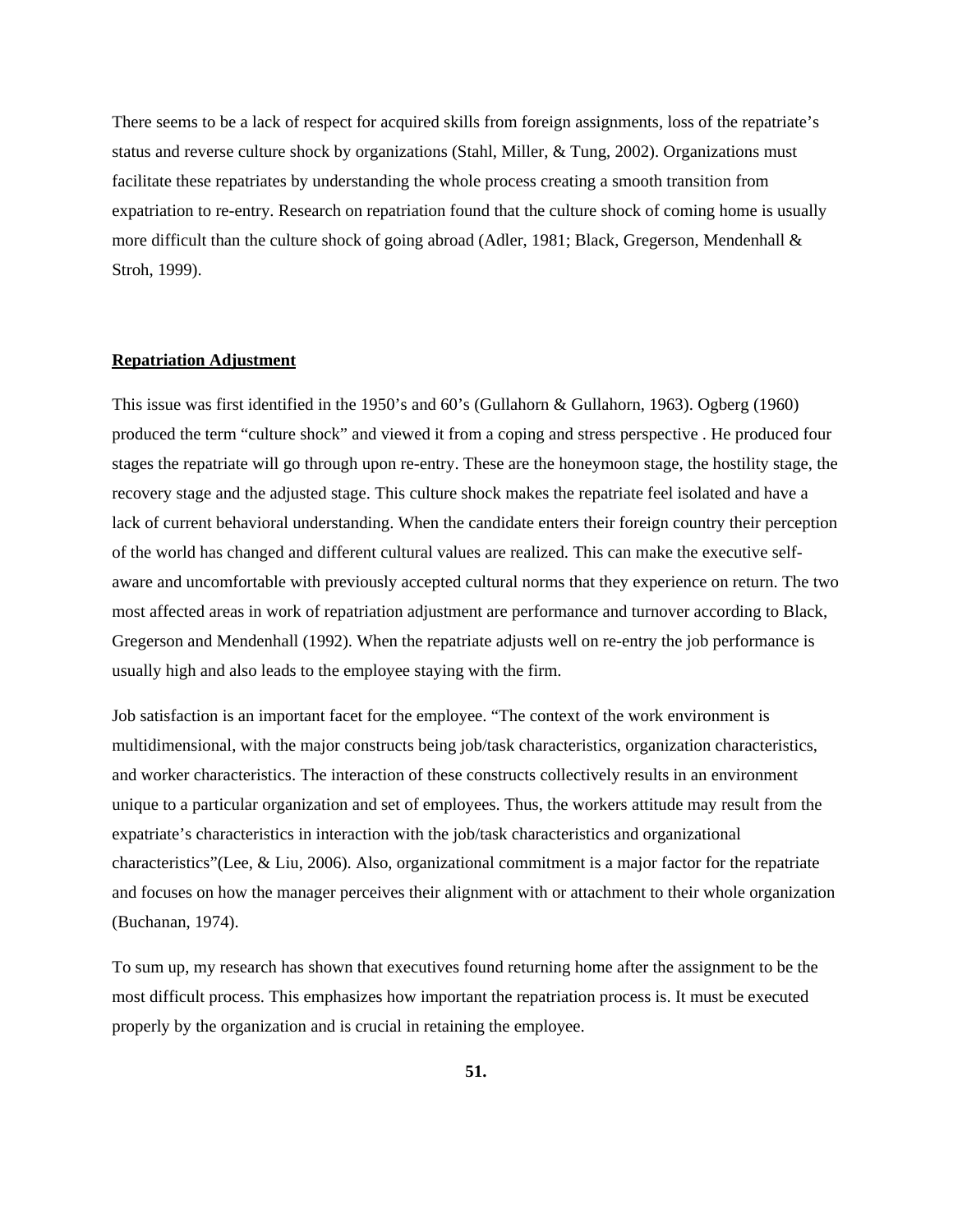There seems to be a lack of respect for acquired skills from foreign assignments, loss of the repatriate's status and reverse culture shock by organizations (Stahl, Miller, & Tung, 2002). Organizations must facilitate these repatriates by understanding the whole process creating a smooth transition from expatriation to re-entry. Research on repatriation found that the culture shock of coming home is usually more difficult than the culture shock of going abroad (Adler, 1981; Black, Gregerson, Mendenhall & Stroh, 1999).

**Repatriation Adjustment**

This issue was first identified in the 1950's and 60's (Gullahorn & Gullahorn, 1963). Ogberg (1960) produced the term "culture shock" and viewed it from a coping and stress perspective . He produced four stages the repatriate will go through upon re-entry. These are the honeymoon stage, the hostility stage, the recovery stage and the adjusted stage. This culture shock makes the repatriate feel isolated and have a lack of current behavioral understanding. When the candidate enters their foreign country their perception of the world has changed and different cultural values are realized. This can make the executive self-aware and uncomfortable with previously accepted cultural norms that they experience on return. The two most affected areas in work of repatriation adjustment are performance and turnover according to Black, Gregerson and Mendenhall (1992). When the repatriate adjusts well on re-entry the job performance is usually high and also leads to the employee staying with the firm.

Job satisfaction is an important facet for the employee. "The context of the work environment is multidimensional, with the major constructs being job/task characteristics, organization characteristics, and worker characteristics. The interaction of these constructs collectively results in an environment unique to a particular organization and set of employees. Thus, the workers attitude may result from the expatriate's characteristics in interaction with the job/task characteristics and organizational characteristics"(Lee, & Liu, 2006). Also, organizational commitment is a major factor for the repatriate and focuses on how the manager perceives their alignment with or attachment to their whole organization (Buchanan, 1974).

To sum up, my research has shown that executives found returning home after the assignment to be the most difficult process. This emphasizes how important the repatriation process is. It must be executed properly by the organization and is crucial in retaining the employee.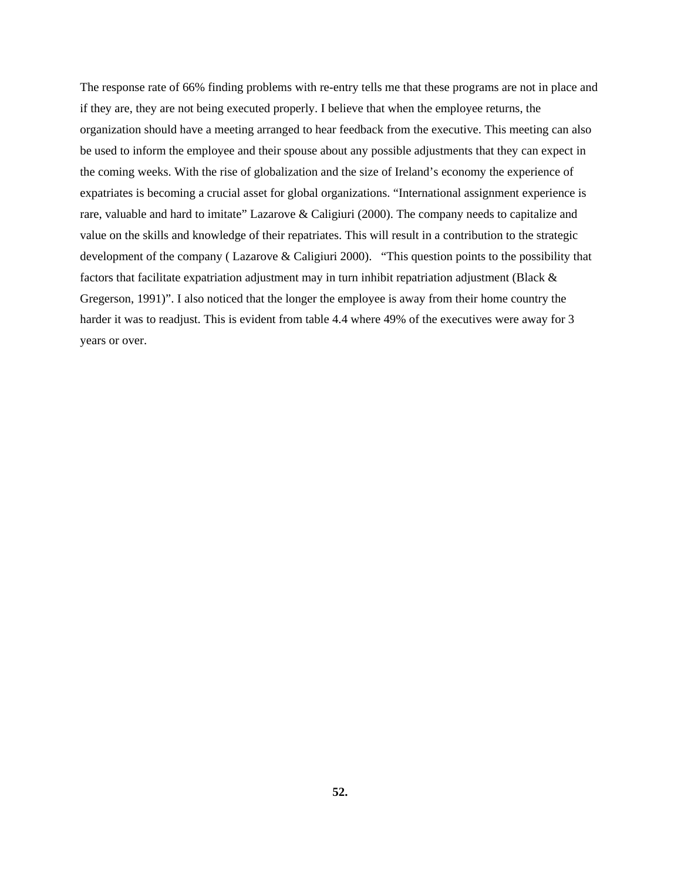The response rate of 66% finding problems with re-entry tells me that these programs are not in place and if they are, they are not being executed properly. I believe that when the employee returns, the organization should have a meeting arranged to hear feedback from the executive. This meeting can also be used to inform the employee and their spouse about any possible adjustments that they can expect in the coming weeks. With the rise of globalization and the size of Ireland’s economy the experience of expatriates is becoming a crucial asset for global organizations. “International assignment experience is rare, valuable and hard to imitate” Lazarove & Caligiuri (2000). The company needs to capitalize and value on the skills and knowledge of their repatriates. This will result in a contribution to the strategic development of the company ( Lazarove & Caligiuri 2000).   “This question points to the possibility that factors that facilitate expatriation adjustment may in turn inhibit repatriation adjustment (Black & Gregerson, 1991)”. I also noticed that the longer the employee is away from their home country the harder it was to readjust. This is evident from table 4.4 where 49% of the executives were away for 3 years or over.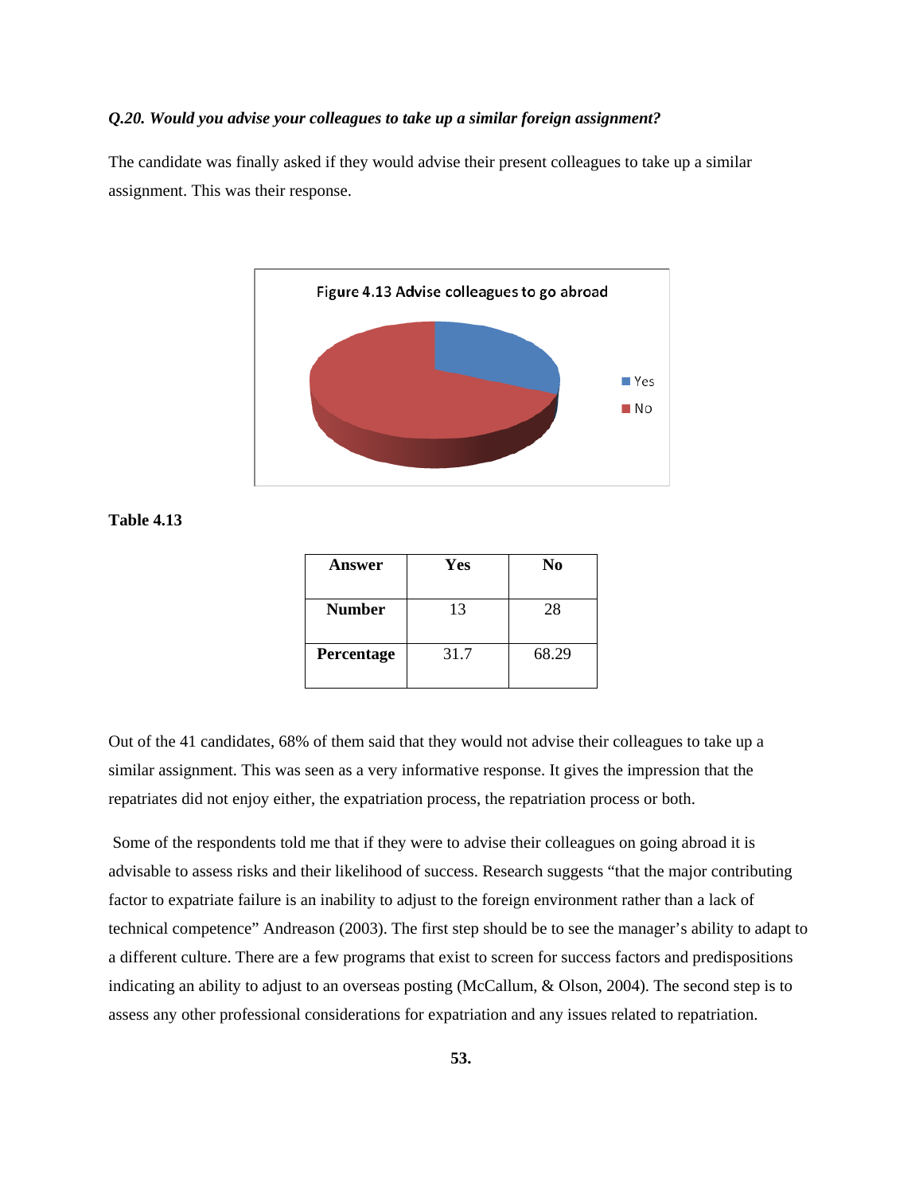***Q.20. Would you advise your colleagues to take up a similar foreign assignment?***

The candidate was finally asked if they would advise their present colleagues to take up a similar assignment. This was their response.

Figure 4.13 Advise colleagues to go abroad

**Table 4.13**

| **Answer** | **Yes** | **No** |
|---|---|---|
| **Number** | 13 | 28 |
| **Percentage** | 31.7 | 68.29 |

Out of the 41 candidates, 68% of them said that they would not advise their colleagues to take up a similar assignment. This was seen as a very informative response. It gives the impression that the repatriates did not enjoy either, the expatriation process, the repatriation process or both.

Some of the respondents told me that if they were to advise their colleagues on going abroad it is advisable to assess risks and their likelihood of success. Research suggests "that the major contributing factor to expatriate failure is an inability to adjust to the foreign environment rather than a lack of technical competence" Andreason (2003). The first step should be to see the manager's ability to adapt to a different culture. There are a few programs that exist to screen for success factors and predispositions indicating an ability to adjust to an overseas posting (McCallum, & Olson, 2004). The second step is to assess any other professional considerations for expatriation and any issues related to repatriation.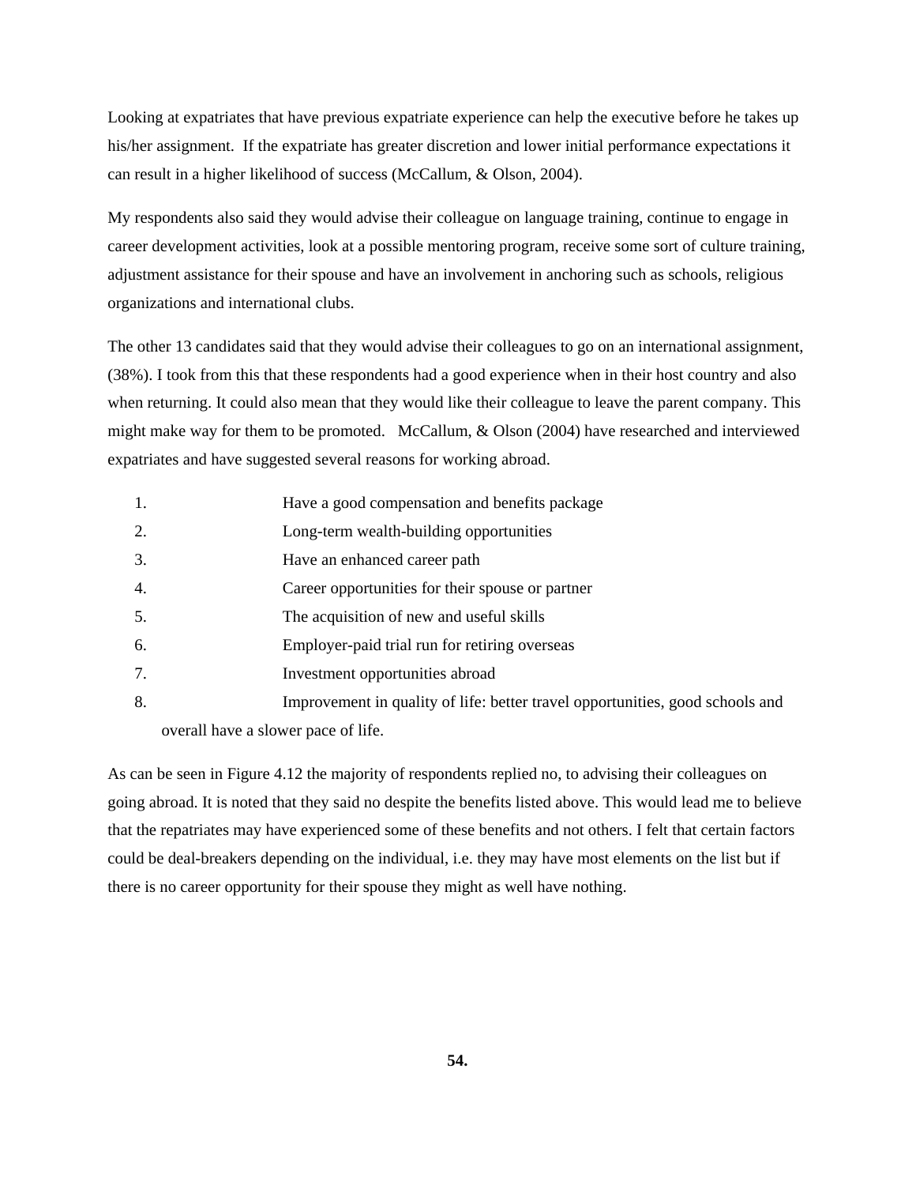Looking at expatriates that have previous expatriate experience can help the executive before he takes up his/her assignment. If the expatriate has greater discretion and lower initial performance expectations it can result in a higher likelihood of success (McCallum, & Olson, 2004).

My respondents also said they would advise their colleague on language training, continue to engage in career development activities, look at a possible mentoring program, receive some sort of culture training, adjustment assistance for their spouse and have an involvement in anchoring such as schools, religious organizations and international clubs.

The other 13 candidates said that they would advise their colleagues to go on an international assignment, (38%). I took from this that these respondents had a good experience when in their host country and also when returning. It could also mean that they would like their colleague to leave the parent company. This might make way for them to be promoted. McCallum, & Olson (2004) have researched and interviewed expatriates and have suggested several reasons for working abroad.

1. Have a good compensation and benefits package
2. Long-term wealth-building opportunities
3. Have an enhanced career path
4. Career opportunities for their spouse or partner
5. The acquisition of new and useful skills
6. Employer-paid trial run for retiring overseas
7. Investment opportunities abroad
8. Improvement in quality of life: better travel opportunities, good schools and overall have a slower pace of life.

As can be seen in Figure 4.12 the majority of respondents replied no, to advising their colleagues on going abroad. It is noted that they said no despite the benefits listed above. This would lead me to believe that the repatriates may have experienced some of these benefits and not others. I felt that certain factors could be deal-breakers depending on the individual, i.e. they may have most elements on the list but if there is no career opportunity for their spouse they might as well have nothing.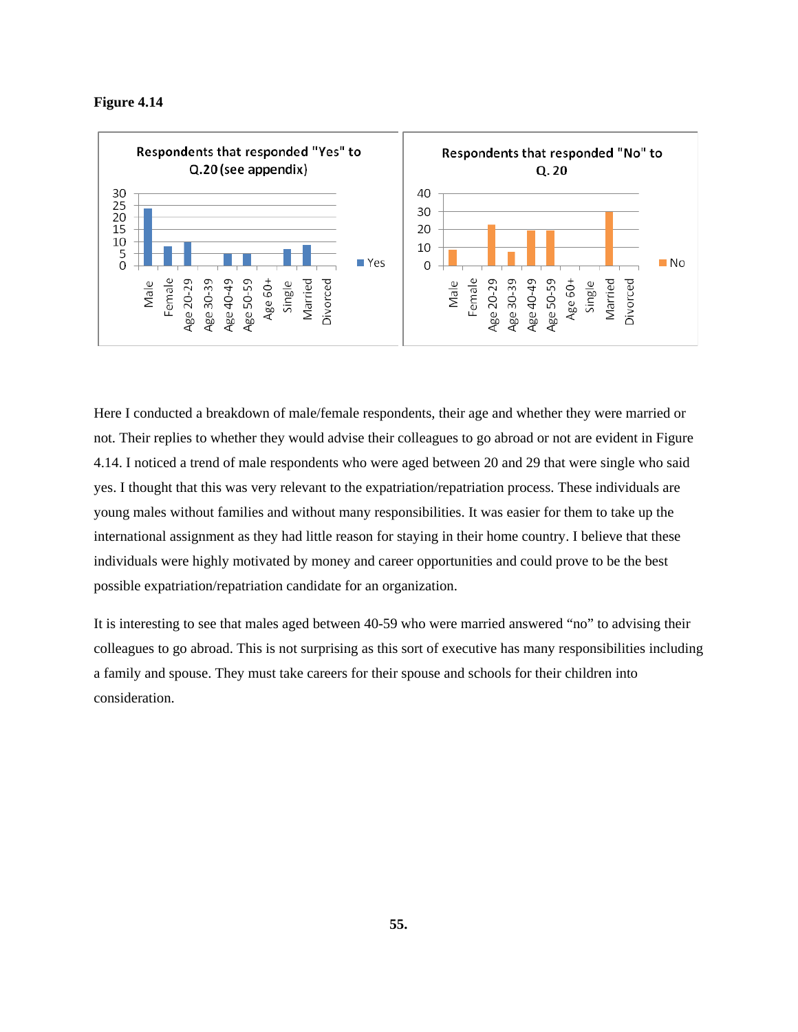**Figure 4.14**

Respondents that responded "Yes" to Q.20 (see appendix)

Respondents that responded "No" to Q. 20

Here I conducted a breakdown of male/female respondents, their age and whether they were married or not. Their replies to whether they would advise their colleagues to go abroad or not are evident in Figure 4.14. I noticed a trend of male respondents who were aged between 20 and 29 that were single who said yes. I thought that this was very relevant to the expatriation/repatriation process. These individuals are young males without families and without many responsibilities. It was easier for them to take up the international assignment as they had little reason for staying in their home country. I believe that these individuals were highly motivated by money and career opportunities and could prove to be the best possible expatriation/repatriation candidate for an organization.

It is interesting to see that males aged between 40-59 who were married answered "no" to advising their colleagues to go abroad. This is not surprising as this sort of executive has many responsibilities including a family and spouse. They must take careers for their spouse and schools for their children into consideration.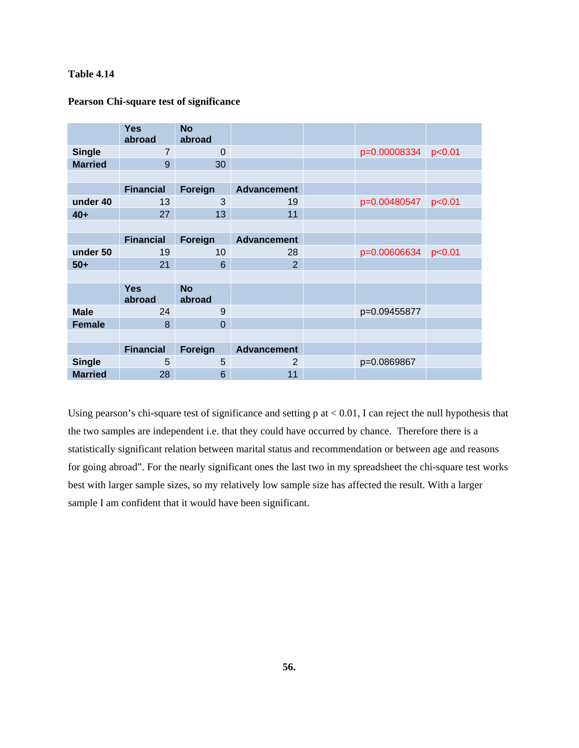**Table 4.14**

**Pearson Chi-square test of significance**

| | Yes abroad | No abroad | | | | |
|---|---|---|---|---|---|---|
| **Single** | 7 | 0 | | | p=0.00008334 | p<0.01 |
| **Married** | 9 | 30 | | | | |
| | | | | | | |
| | **Financial** | **Foreign** | **Advancement** | | | |
| **under 40** | 13 | 3 | 19 | | p=0.00480547 | p<0.01 |
| **40+** | 27 | 13 | 11 | | | |
| | | | | | | |
| | **Financial** | **Foreign** | **Advancement** | | | |
| **under 50** | 19 | 10 | 28 | | p=0.00606634 | p<0.01 |
| **50+** | 21 | 6 | 2 | | | |
| | | | | | | |
| | **Yes abroad** | **No abroad** | | | | |
| **Male** | 24 | 9 | | | p=0.09455877 | |
| **Female** | 8 | 0 | | | | |
| | | | | | | |
| | **Financial** | **Foreign** | **Advancement** | | | |
| **Single** | 5 | 5 | 2 | | p=0.0869867 | |
| **Married** | 28 | 6 | 11 | | | |

Using pearson's chi-square test of significance and setting p at < 0.01, I can reject the null hypothesis that the two samples are independent i.e. that they could have occurred by chance. Therefore there is a statistically significant relation between marital status and recommendation or between age and reasons for going abroad". For the nearly significant ones the last two in my spreadsheet the chi-square test works best with larger sample sizes, so my relatively low sample size has affected the result. With a larger sample I am confident that it would have been significant.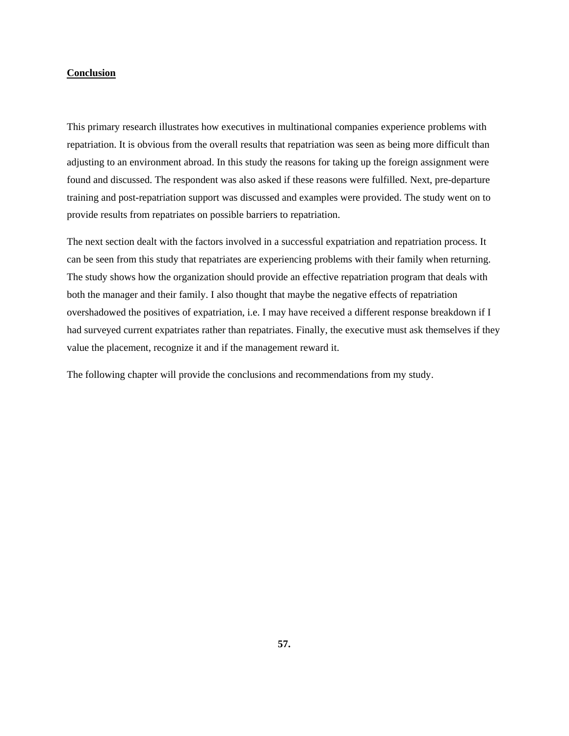## Conclusion

This primary research illustrates how executives in multinational companies experience problems with repatriation. It is obvious from the overall results that repatriation was seen as being more difficult than adjusting to an environment abroad. In this study the reasons for taking up the foreign assignment were found and discussed. The respondent was also asked if these reasons were fulfilled. Next, pre-departure training and post-repatriation support was discussed and examples were provided. The study went on to provide results from repatriates on possible barriers to repatriation.

The next section dealt with the factors involved in a successful expatriation and repatriation process. It can be seen from this study that repatriates are experiencing problems with their family when returning. The study shows how the organization should provide an effective repatriation program that deals with both the manager and their family. I also thought that maybe the negative effects of repatriation overshadowed the positives of expatriation, i.e. I may have received a different response breakdown if I had surveyed current expatriates rather than repatriates. Finally, the executive must ask themselves if they value the placement, recognize it and if the management reward it.

The following chapter will provide the conclusions and recommendations from my study.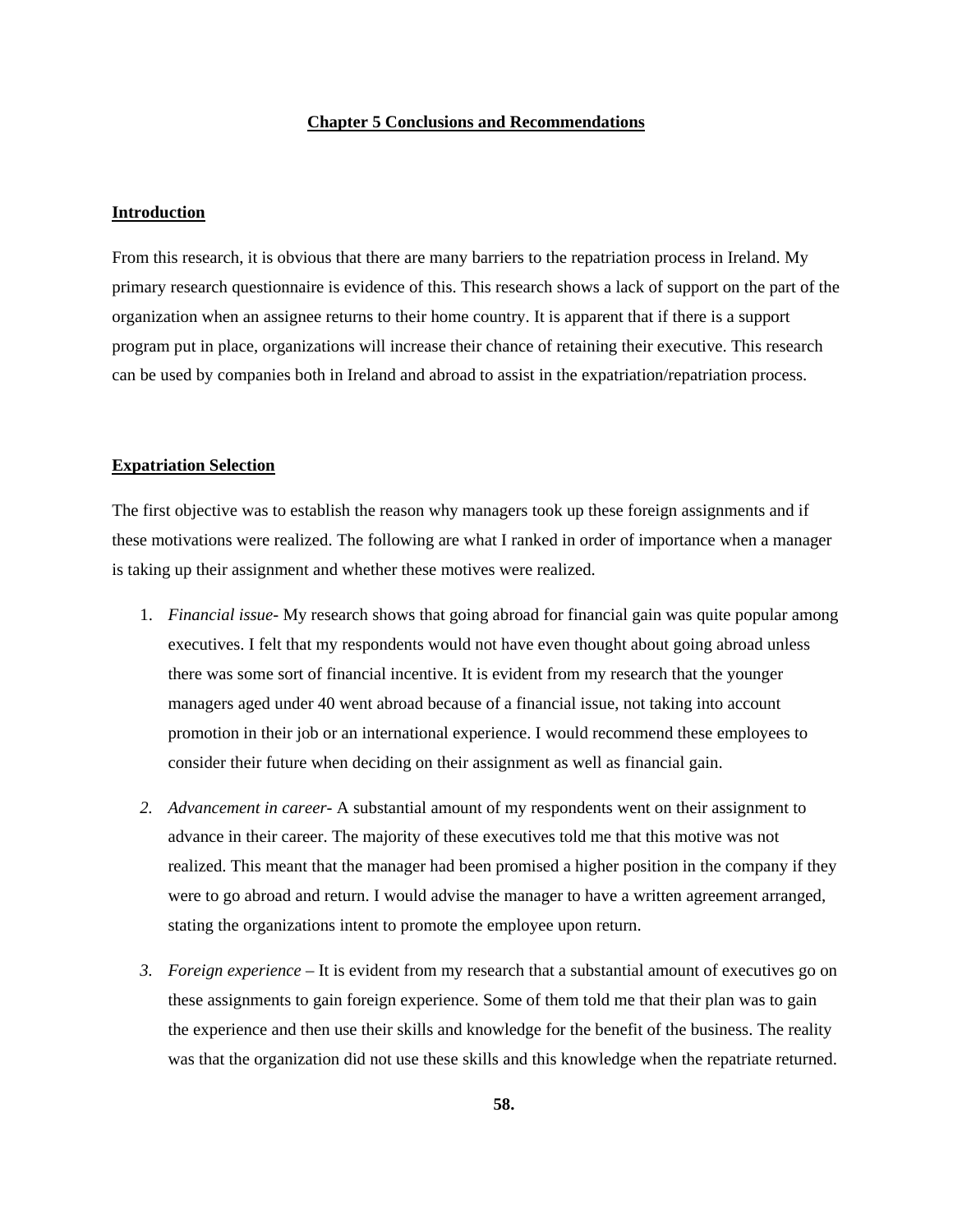# Chapter 5 Conclusions and Recommendations

## Introduction

From this research, it is obvious that there are many barriers to the repatriation process in Ireland. My primary research questionnaire is evidence of this. This research shows a lack of support on the part of the organization when an assignee returns to their home country. It is apparent that if there is a support program put in place, organizations will increase their chance of retaining their executive. This research can be used by companies both in Ireland and abroad to assist in the expatriation/repatriation process.

## Expatriation Selection

The first objective was to establish the reason why managers took up these foreign assignments and if these motivations were realized. The following are what I ranked in order of importance when a manager is taking up their assignment and whether these motives were realized.

1. *Financial issue*- My research shows that going abroad for financial gain was quite popular among executives. I felt that my respondents would not have even thought about going abroad unless there was some sort of financial incentive. It is evident from my research that the younger managers aged under 40 went abroad because of a financial issue, not taking into account promotion in their job or an international experience. I would recommend these employees to consider their future when deciding on their assignment as well as financial gain.
2. *Advancement in career*- A substantial amount of my respondents went on their assignment to advance in their career. The majority of these executives told me that this motive was not realized. This meant that the manager had been promised a higher position in the company if they were to go abroad and return. I would advise the manager to have a written agreement arranged, stating the organizations intent to promote the employee upon return.
3. *Foreign experience* – It is evident from my research that a substantial amount of executives go on these assignments to gain foreign experience. Some of them told me that their plan was to gain the experience and then use their skills and knowledge for the benefit of the business. The reality was that the organization did not use these skills and this knowledge when the repatriate returned.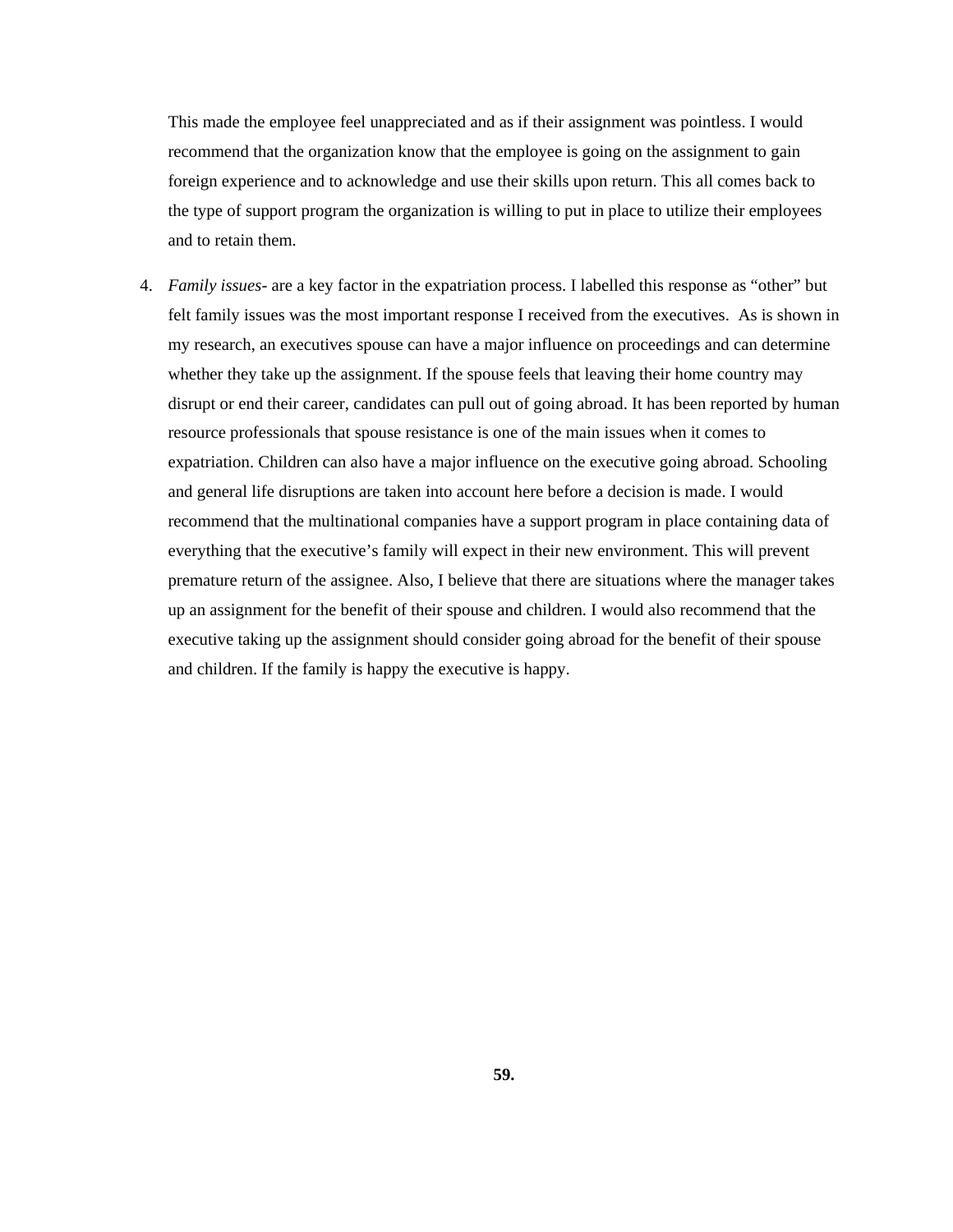This made the employee feel unappreciated and as if their assignment was pointless. I would recommend that the organization know that the employee is going on the assignment to gain foreign experience and to acknowledge and use their skills upon return. This all comes back to the type of support program the organization is willing to put in place to utilize their employees and to retain them.

4. *Family issues*- are a key factor in the expatriation process. I labelled this response as "other" but felt family issues was the most important response I received from the executives. As is shown in my research, an executives spouse can have a major influence on proceedings and can determine whether they take up the assignment. If the spouse feels that leaving their home country may disrupt or end their career, candidates can pull out of going abroad. It has been reported by human resource professionals that spouse resistance is one of the main issues when it comes to expatriation. Children can also have a major influence on the executive going abroad. Schooling and general life disruptions are taken into account here before a decision is made. I would recommend that the multinational companies have a support program in place containing data of everything that the executive's family will expect in their new environment. This will prevent premature return of the assignee. Also, I believe that there are situations where the manager takes up an assignment for the benefit of their spouse and children. I would also recommend that the executive taking up the assignment should consider going abroad for the benefit of their spouse and children. If the family is happy the executive is happy.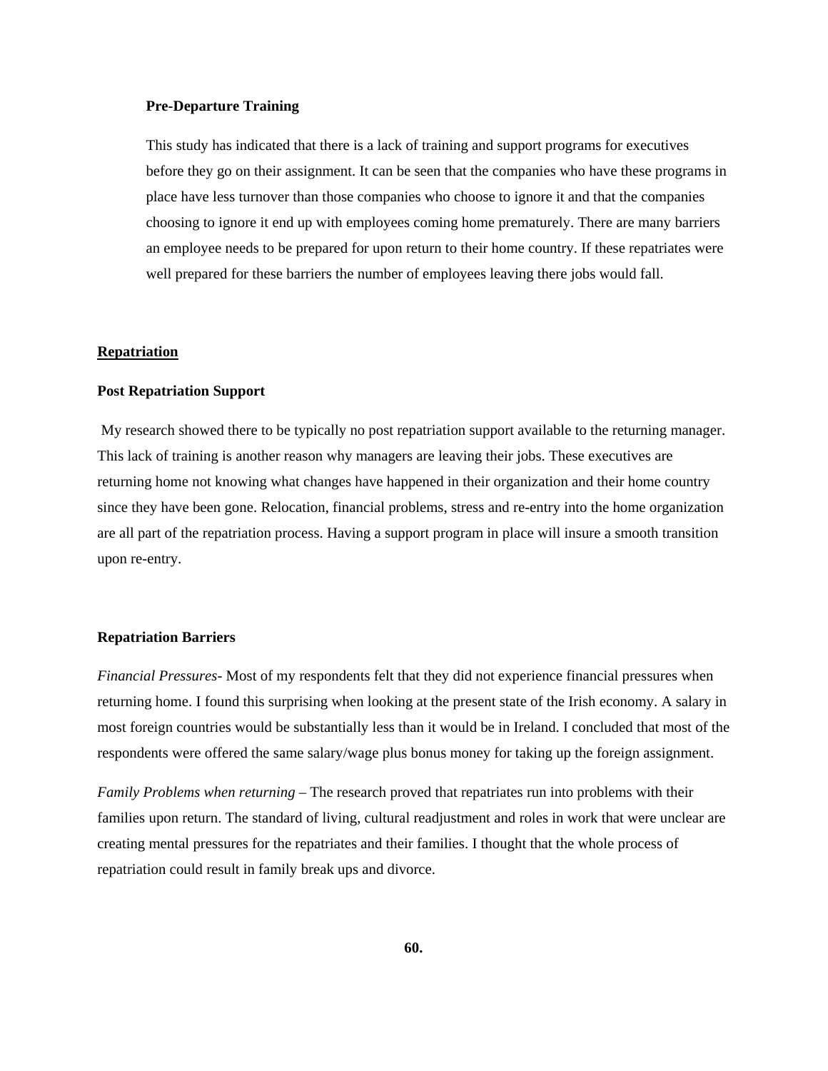**Pre-Departure Training**

This study has indicated that there is a lack of training and support programs for executives before they go on their assignment. It can be seen that the companies who have these programs in place have less turnover than those companies who choose to ignore it and that the companies choosing to ignore it end up with employees coming home prematurely. There are many barriers an employee needs to be prepared for upon return to their home country. If these repatriates were well prepared for these barriers the number of employees leaving there jobs would fall.

## Repatriation

**Post Repatriation Support**

My research showed there to be typically no post repatriation support available to the returning manager. This lack of training is another reason why managers are leaving their jobs. These executives are returning home not knowing what changes have happened in their organization and their home country since they have been gone. Relocation, financial problems, stress and re-entry into the home organization are all part of the repatriation process. Having a support program in place will insure a smooth transition upon re-entry.

**Repatriation Barriers**

*Financial Pressures*- Most of my respondents felt that they did not experience financial pressures when returning home. I found this surprising when looking at the present state of the Irish economy. A salary in most foreign countries would be substantially less than it would be in Ireland. I concluded that most of the respondents were offered the same salary/wage plus bonus money for taking up the foreign assignment.

*Family Problems when returning* – The research proved that repatriates run into problems with their families upon return. The standard of living, cultural readjustment and roles in work that were unclear are creating mental pressures for the repatriates and their families. I thought that the whole process of repatriation could result in family break ups and divorce.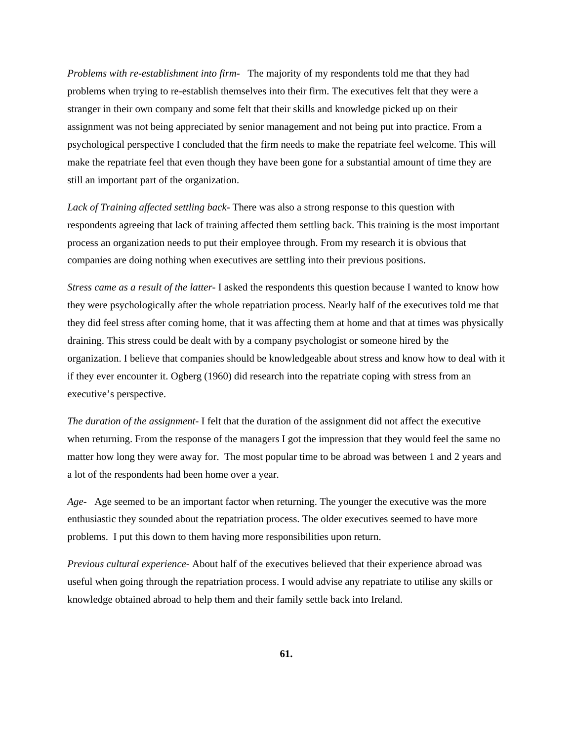*Problems with re-establishment into firm-* The majority of my respondents told me that they had problems when trying to re-establish themselves into their firm. The executives felt that they were a stranger in their own company and some felt that their skills and knowledge picked up on their assignment was not being appreciated by senior management and not being put into practice. From a psychological perspective I concluded that the firm needs to make the repatriate feel welcome. This will make the repatriate feel that even though they have been gone for a substantial amount of time they are still an important part of the organization.

*Lack of Training affected settling back-* There was also a strong response to this question with respondents agreeing that lack of training affected them settling back. This training is the most important process an organization needs to put their employee through. From my research it is obvious that companies are doing nothing when executives are settling into their previous positions.

*Stress came as a result of the latter-* I asked the respondents this question because I wanted to know how they were psychologically after the whole repatriation process. Nearly half of the executives told me that they did feel stress after coming home, that it was affecting them at home and that at times was physically draining. This stress could be dealt with by a company psychologist or someone hired by the organization. I believe that companies should be knowledgeable about stress and know how to deal with it if they ever encounter it. Ogberg (1960) did research into the repatriate coping with stress from an executive's perspective.

*The duration of the assignment-* I felt that the duration of the assignment did not affect the executive when returning. From the response of the managers I got the impression that they would feel the same no matter how long they were away for. The most popular time to be abroad was between 1 and 2 years and a lot of the respondents had been home over a year.

*Age-* Age seemed to be an important factor when returning. The younger the executive was the more enthusiastic they sounded about the repatriation process. The older executives seemed to have more problems. I put this down to them having more responsibilities upon return.

*Previous cultural experience-* About half of the executives believed that their experience abroad was useful when going through the repatriation process. I would advise any repatriate to utilise any skills or knowledge obtained abroad to help them and their family settle back into Ireland.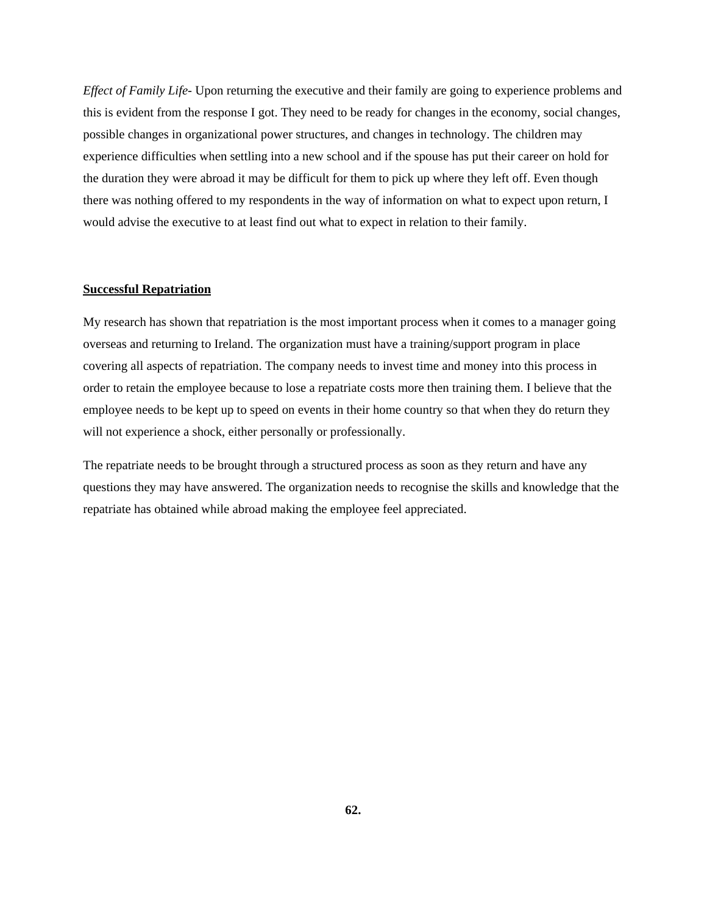*Effect of Family Life*- Upon returning the executive and their family are going to experience problems and this is evident from the response I got. They need to be ready for changes in the economy, social changes, possible changes in organizational power structures, and changes in technology. The children may experience difficulties when settling into a new school and if the spouse has put their career on hold for the duration they were abroad it may be difficult for them to pick up where they left off. Even though there was nothing offered to my respondents in the way of information on what to expect upon return, I would advise the executive to at least find out what to expect in relation to their family.

## Successful Repatriation

My research has shown that repatriation is the most important process when it comes to a manager going overseas and returning to Ireland. The organization must have a training/support program in place covering all aspects of repatriation. The company needs to invest time and money into this process in order to retain the employee because to lose a repatriate costs more then training them. I believe that the employee needs to be kept up to speed on events in their home country so that when they do return they will not experience a shock, either personally or professionally.

The repatriate needs to be brought through a structured process as soon as they return and have any questions they may have answered. The organization needs to recognise the skills and knowledge that the repatriate has obtained while abroad making the employee feel appreciated.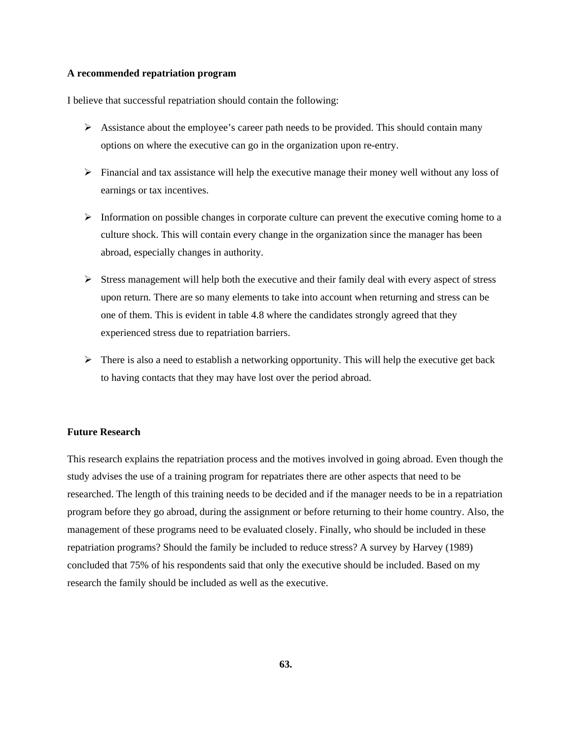**A recommended repatriation program**

I believe that successful repatriation should contain the following:

- Assistance about the employee's career path needs to be provided. This should contain many options on where the executive can go in the organization upon re-entry.

- Financial and tax assistance will help the executive manage their money well without any loss of earnings or tax incentives.

- Information on possible changes in corporate culture can prevent the executive coming home to a culture shock. This will contain every change in the organization since the manager has been abroad, especially changes in authority.

- Stress management will help both the executive and their family deal with every aspect of stress upon return. There are so many elements to take into account when returning and stress can be one of them. This is evident in table 4.8 where the candidates strongly agreed that they experienced stress due to repatriation barriers.

- There is also a need to establish a networking opportunity. This will help the executive get back to having contacts that they may have lost over the period abroad.

**Future Research**

This research explains the repatriation process and the motives involved in going abroad. Even though the study advises the use of a training program for repatriates there are other aspects that need to be researched. The length of this training needs to be decided and if the manager needs to be in a repatriation program before they go abroad, during the assignment or before returning to their home country. Also, the management of these programs need to be evaluated closely. Finally, who should be included in these repatriation programs? Should the family be included to reduce stress? A survey by Harvey (1989) concluded that 75% of his respondents said that only the executive should be included. Based on my research the family should be included as well as the executive.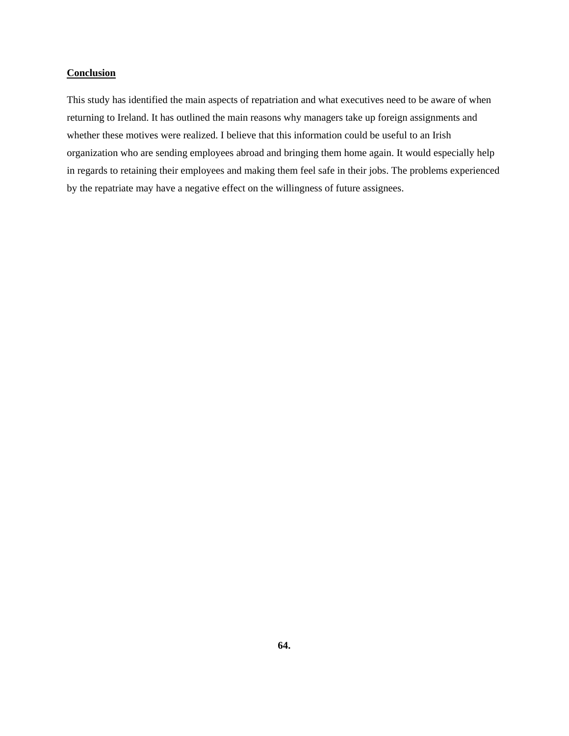## Conclusion

This study has identified the main aspects of repatriation and what executives need to be aware of when returning to Ireland. It has outlined the main reasons why managers take up foreign assignments and whether these motives were realized. I believe that this information could be useful to an Irish organization who are sending employees abroad and bringing them home again. It would especially help in regards to retaining their employees and making them feel safe in their jobs. The problems experienced by the repatriate may have a negative effect on the willingness of future assignees.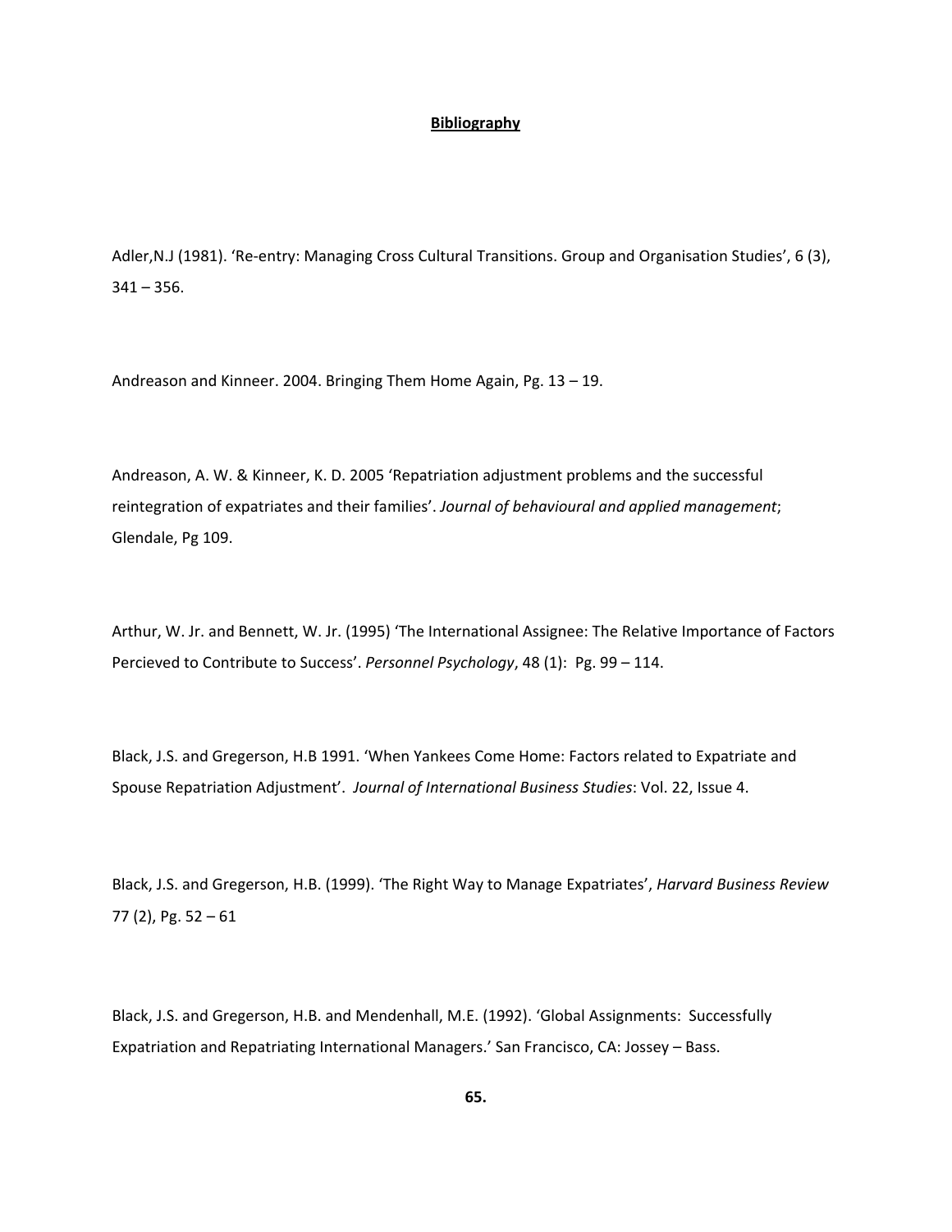**Bibliography**

Adler,N.J (1981). 'Re-entry: Managing Cross Cultural Transitions. Group and Organisation Studies', 6 (3), 341 – 356.

Andreason and Kinneer. 2004. Bringing Them Home Again, Pg. 13 – 19.

Andreason, A. W. & Kinneer, K. D. 2005 'Repatriation adjustment problems and the successful reintegration of expatriates and their families'. *Journal of behavioural and applied management*; Glendale, Pg 109.

Arthur, W. Jr. and Bennett, W. Jr. (1995) 'The International Assignee: The Relative Importance of Factors Percieved to Contribute to Success'. *Personnel Psychology*, 48 (1): Pg. 99 – 114.

Black, J.S. and Gregerson, H.B 1991. 'When Yankees Come Home: Factors related to Expatriate and Spouse Repatriation Adjustment'. *Journal of International Business Studies*: Vol. 22, Issue 4.

Black, J.S. and Gregerson, H.B. (1999). 'The Right Way to Manage Expatriates', *Harvard Business Review* 77 (2), Pg. 52 – 61

Black, J.S. and Gregerson, H.B. and Mendenhall, M.E. (1992). 'Global Assignments: Successfully Expatriation and Repatriating International Managers.' San Francisco, CA: Jossey – Bass.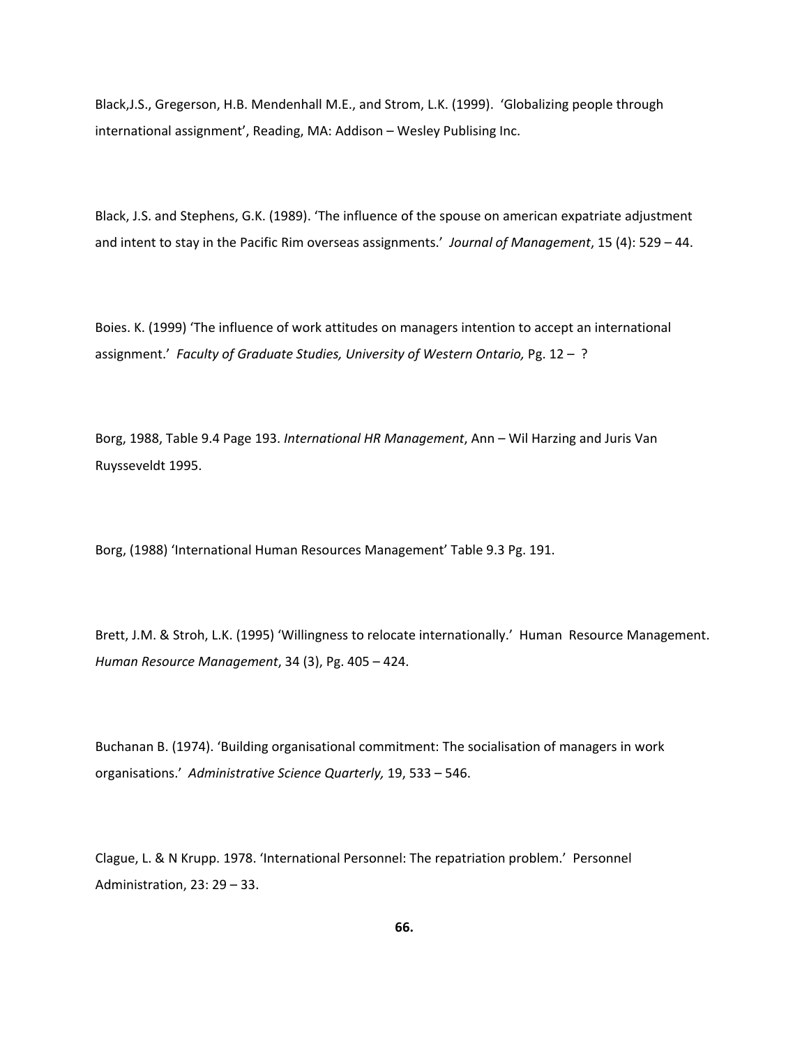Black,J.S., Gregerson, H.B. Mendenhall M.E., and Strom, L.K. (1999). 'Globalizing people through international assignment', Reading, MA: Addison – Wesley Publising Inc.

Black, J.S. and Stephens, G.K. (1989). 'The influence of the spouse on american expatriate adjustment and intent to stay in the Pacific Rim overseas assignments.' *Journal of Management*, 15 (4): 529 – 44.

Boies. K. (1999) 'The influence of work attitudes on managers intention to accept an international assignment.' *Faculty of Graduate Studies, University of Western Ontario,* Pg. 12 – ?

Borg, 1988, Table 9.4 Page 193. *International HR Management*, Ann – Wil Harzing and Juris Van Ruysseveldt 1995.

Borg, (1988) 'International Human Resources Management' Table 9.3 Pg. 191.

Brett, J.M. & Stroh, L.K. (1995) 'Willingness to relocate internationally.' Human Resource Management. *Human Resource Management*, 34 (3), Pg. 405 – 424.

Buchanan B. (1974). 'Building organisational commitment: The socialisation of managers in work organisations.' *Administrative Science Quarterly,* 19, 533 – 546.

Clague, L. & N Krupp. 1978. 'International Personnel: The repatriation problem.' Personnel Administration, 23: 29 – 33.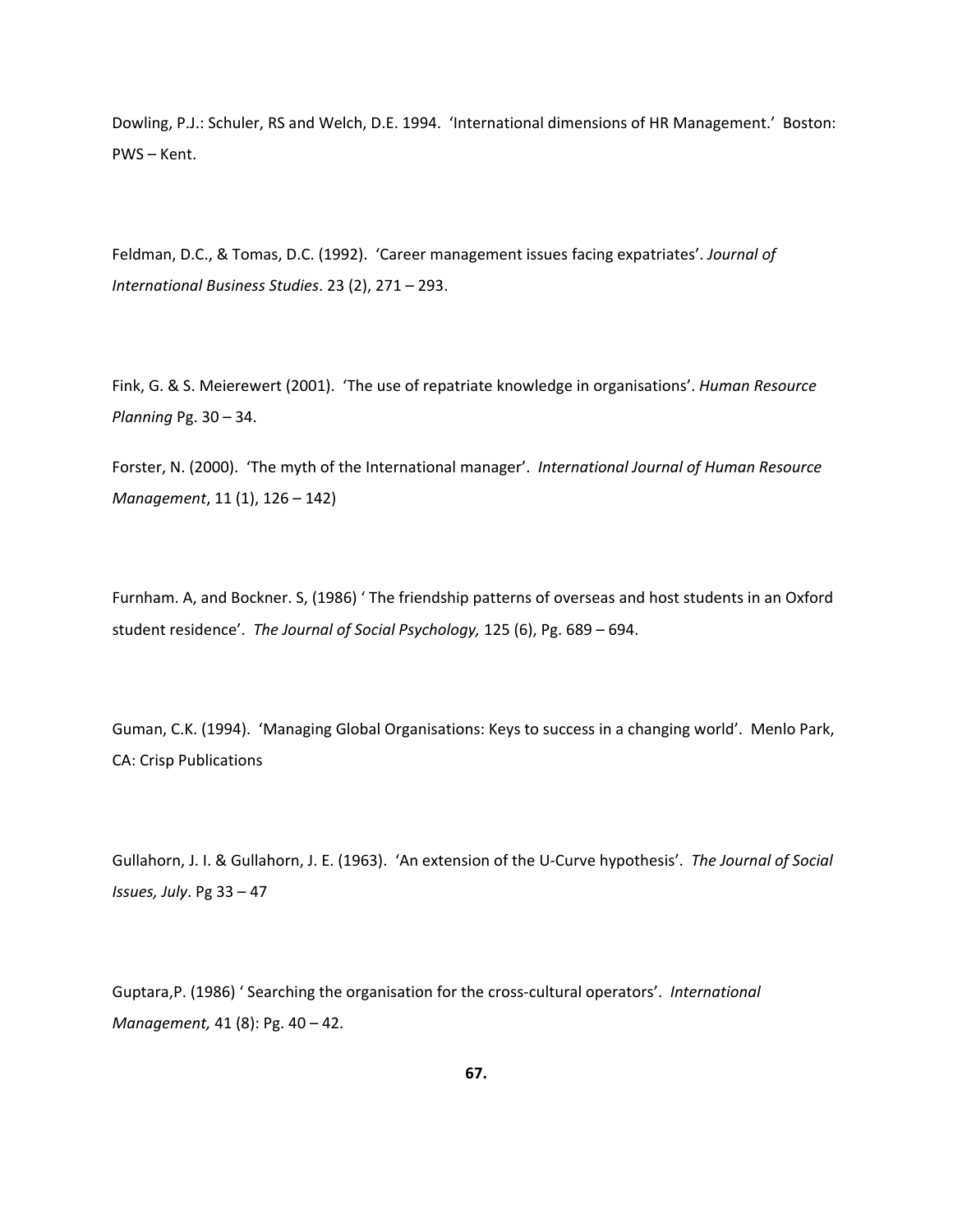Dowling, P.J.: Schuler, RS and Welch, D.E. 1994. 'International dimensions of HR Management.' Boston: PWS – Kent.

Feldman, D.C., & Tomas, D.C. (1992). 'Career management issues facing expatriates'. *Journal of International Business Studies*. 23 (2), 271 – 293.

Fink, G. & S. Meierewert (2001). 'The use of repatriate knowledge in organisations'. *Human Resource Planning* Pg. 30 – 34.

Forster, N. (2000). 'The myth of the International manager'. *International Journal of Human Resource Management*, 11 (1), 126 – 142)

Furnham. A, and Bockner. S, (1986) ' The friendship patterns of overseas and host students in an Oxford student residence'. *The Journal of Social Psychology,* 125 (6), Pg. 689 – 694.

Guman, C.K. (1994). 'Managing Global Organisations: Keys to success in a changing world'. Menlo Park, CA: Crisp Publications

Gullahorn, J. I. & Gullahorn, J. E. (1963). 'An extension of the U-Curve hypothesis'. *The Journal of Social Issues, July*. Pg 33 – 47

Guptara,P. (1986) ' Searching the organisation for the cross-cultural operators'. *International Management,* 41 (8): Pg. 40 – 42.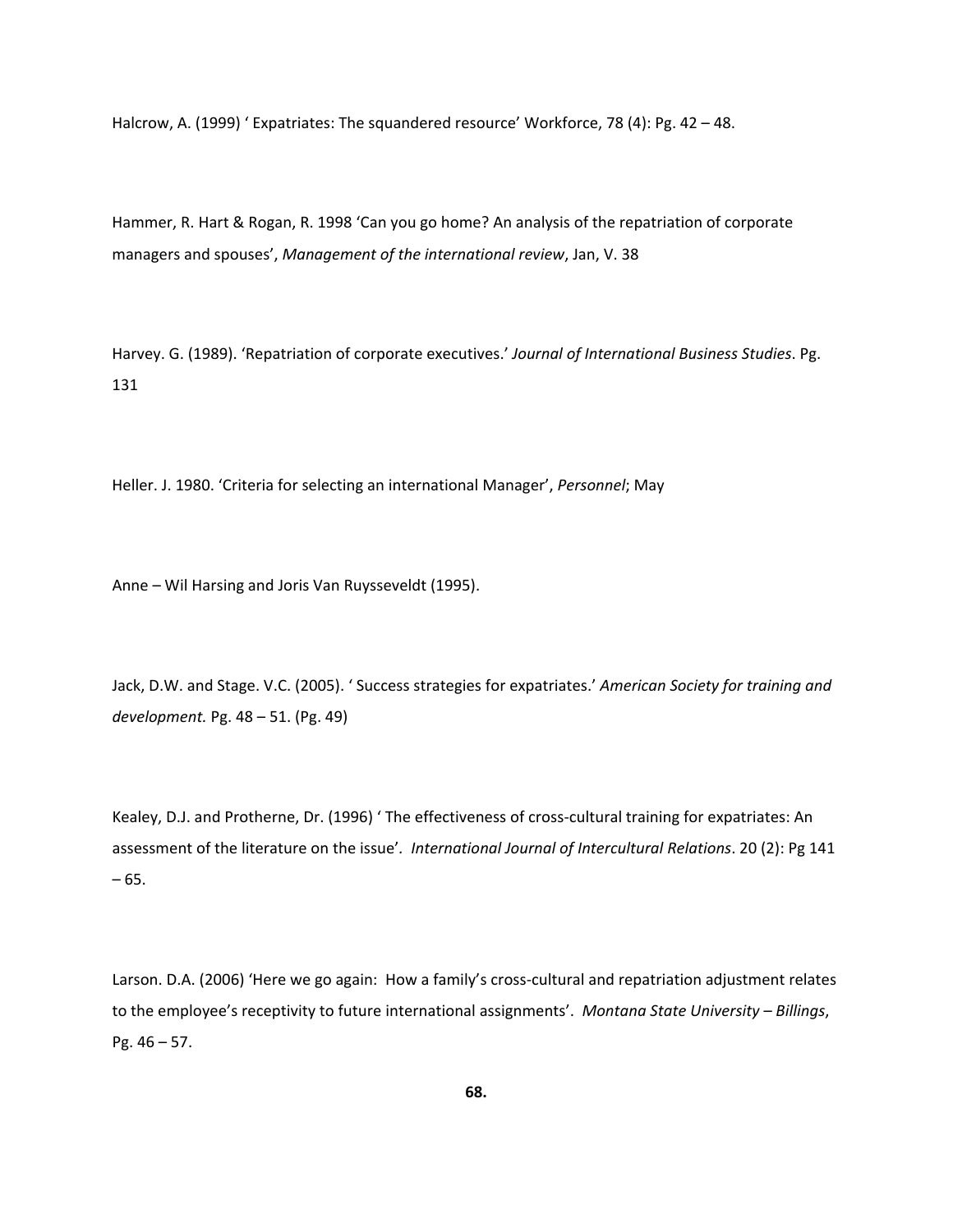Halcrow, A. (1999) ' Expatriates: The squandered resource' Workforce, 78 (4): Pg. 42 – 48.

Hammer, R. Hart & Rogan, R. 1998 'Can you go home? An analysis of the repatriation of corporate managers and spouses', *Management of the international review*, Jan, V. 38

Harvey. G. (1989). 'Repatriation of corporate executives.' *Journal of International Business Studies*. Pg. 131

Heller. J. 1980. 'Criteria for selecting an international Manager', *Personnel*; May

Anne – Wil Harsing and Joris Van Ruysseveldt (1995).

Jack, D.W. and Stage. V.C. (2005). ' Success strategies for expatriates.' *American Society for training and development.* Pg. 48 – 51. (Pg. 49)

Kealey, D.J. and Protherne, Dr. (1996) ' The effectiveness of cross-cultural training for expatriates: An assessment of the literature on the issue'. *International Journal of Intercultural Relations*. 20 (2): Pg 141 – 65.

Larson. D.A. (2006) 'Here we go again: How a family's cross-cultural and repatriation adjustment relates to the employee's receptivity to future international assignments'. *Montana State University – Billings*, Pg. 46 – 57.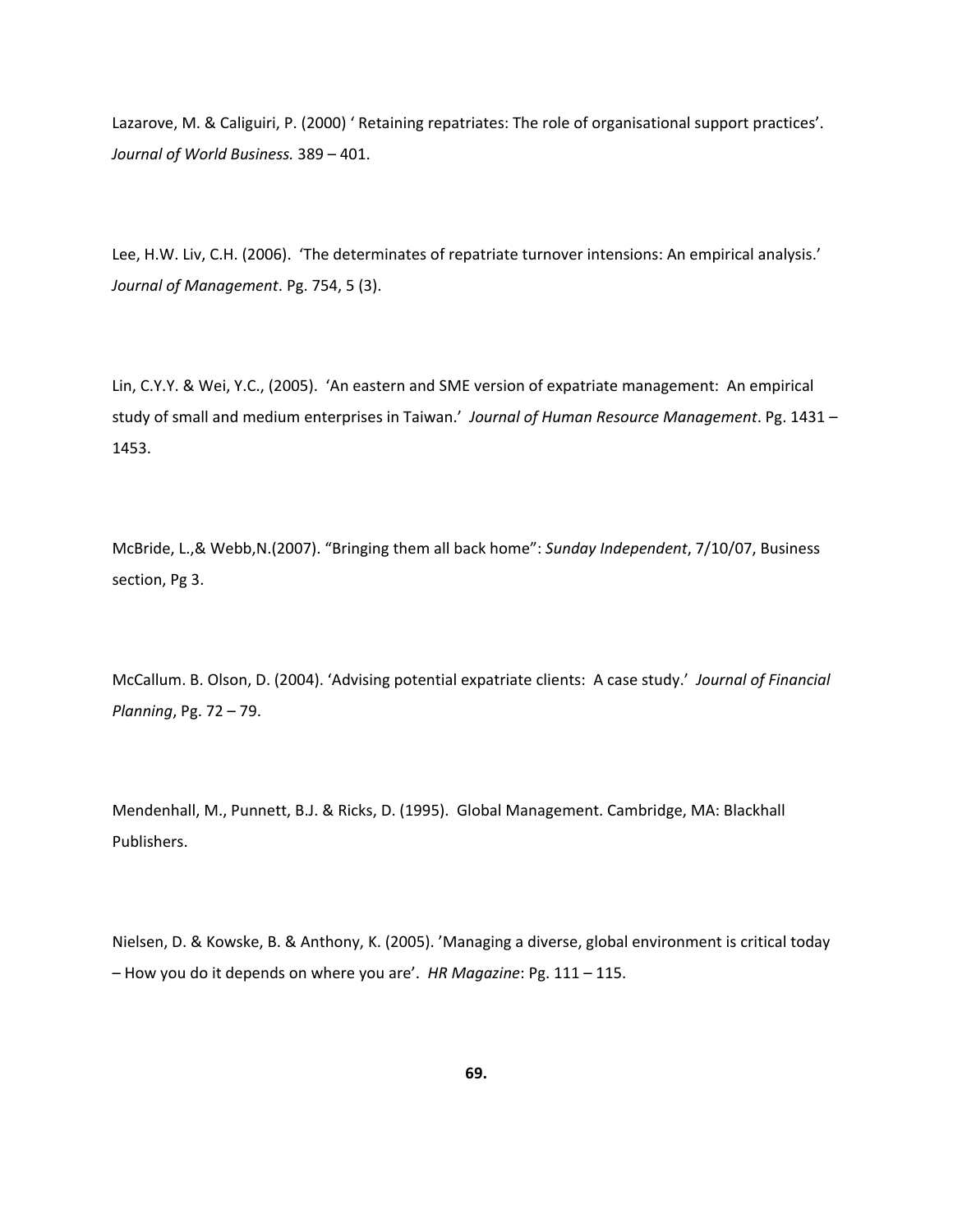Lazarove, M. & Caliguiri, P. (2000) ' Retaining repatriates: The role of organisational support practices'. *Journal of World Business.* 389 – 401.

Lee, H.W. Liv, C.H. (2006). 'The determinates of repatriate turnover intensions: An empirical analysis.' *Journal of Management*. Pg. 754, 5 (3).

Lin, C.Y.Y. & Wei, Y.C., (2005). 'An eastern and SME version of expatriate management: An empirical study of small and medium enterprises in Taiwan.' *Journal of Human Resource Management*. Pg. 1431 – 1453.

McBride, L.,& Webb,N.(2007). "Bringing them all back home": *Sunday Independent*, 7/10/07, Business section, Pg 3.

McCallum. B. Olson, D. (2004). 'Advising potential expatriate clients: A case study.' *Journal of Financial Planning*, Pg. 72 – 79.

Mendenhall, M., Punnett, B.J. & Ricks, D. (1995). Global Management. Cambridge, MA: Blackhall Publishers.

Nielsen, D. & Kowske, B. & Anthony, K. (2005). 'Managing a diverse, global environment is critical today – How you do it depends on where you are'. *HR Magazine*: Pg. 111 – 115.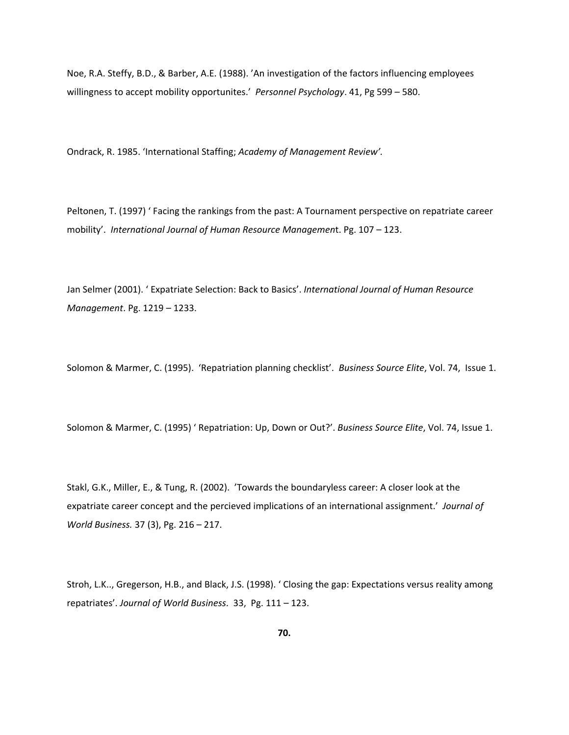Noe, R.A. Steffy, B.D., & Barber, A.E. (1988). 'An investigation of the factors influencing employees willingness to accept mobility opportunites.' *Personnel Psychology*. 41, Pg 599 – 580.

Ondrack, R. 1985. 'International Staffing; *Academy of Management Review'.*

Peltonen, T. (1997) ' Facing the rankings from the past: A Tournament perspective on repatriate career mobility'. *International Journal of Human Resource Managemen*t. Pg. 107 – 123.

Jan Selmer (2001). ' Expatriate Selection: Back to Basics'. *International Journal of Human Resource Management*. Pg. 1219 – 1233.

Solomon & Marmer, C. (1995). 'Repatriation planning checklist'. *Business Source Elite*, Vol. 74, Issue 1.

Solomon & Marmer, C. (1995) ' Repatriation: Up, Down or Out?'. *Business Source Elite*, Vol. 74, Issue 1.

Stakl, G.K., Miller, E., & Tung, R. (2002). 'Towards the boundaryless career: A closer look at the expatriate career concept and the percieved implications of an international assignment.' *Journal of World Business.* 37 (3), Pg. 216 – 217.

Stroh, L.K.., Gregerson, H.B., and Black, J.S. (1998). ' Closing the gap: Expectations versus reality among repatriates'. *Journal of World Business*. 33, Pg. 111 – 123.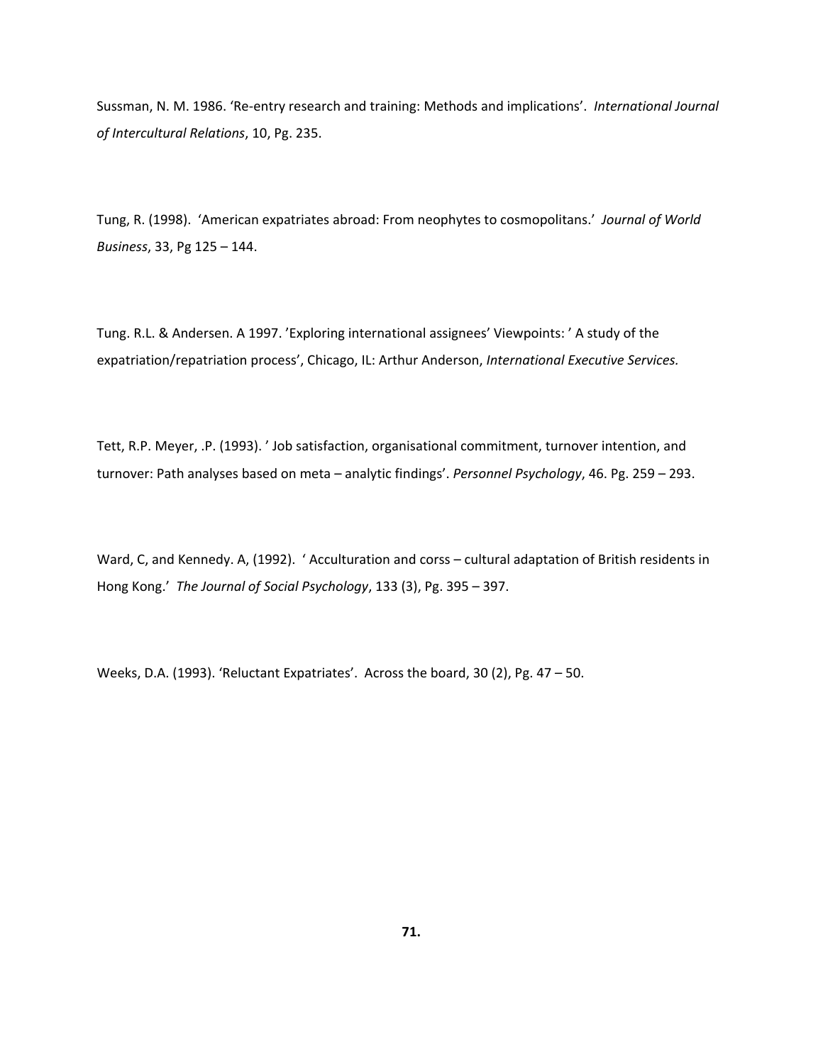Sussman, N. M. 1986. 'Re-entry research and training: Methods and implications'. *International Journal of Intercultural Relations*, 10, Pg. 235.

Tung, R. (1998). 'American expatriates abroad: From neophytes to cosmopolitans.' *Journal of World Business*, 33, Pg 125 – 144.

Tung. R.L. & Andersen. A 1997. 'Exploring international assignees' Viewpoints: ' A study of the expatriation/repatriation process', Chicago, IL: Arthur Anderson, *International Executive Services.*

Tett, R.P. Meyer, .P. (1993). ' Job satisfaction, organisational commitment, turnover intention, and turnover: Path analyses based on meta – analytic findings'. *Personnel Psychology*, 46. Pg. 259 – 293.

Ward, C, and Kennedy. A, (1992). ' Acculturation and corss – cultural adaptation of British residents in Hong Kong.' *The Journal of Social Psychology*, 133 (3), Pg. 395 – 397.

Weeks, D.A. (1993). 'Reluctant Expatriates'. Across the board, 30 (2), Pg. 47 – 50.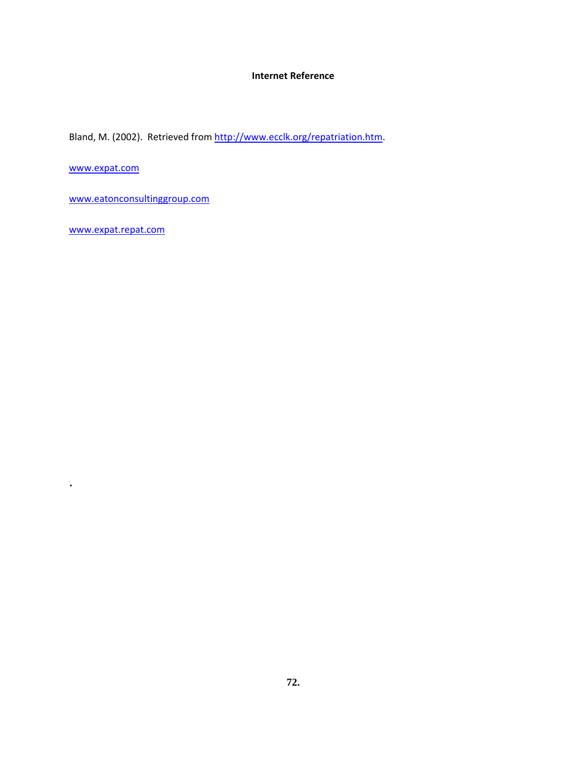## Internet Reference

Bland, M. (2002). Retrieved from http://www.ecclk.org/repatriation.htm.

www.expat.com

www.eatonconsultinggroup.com

www.expat.repat.com

.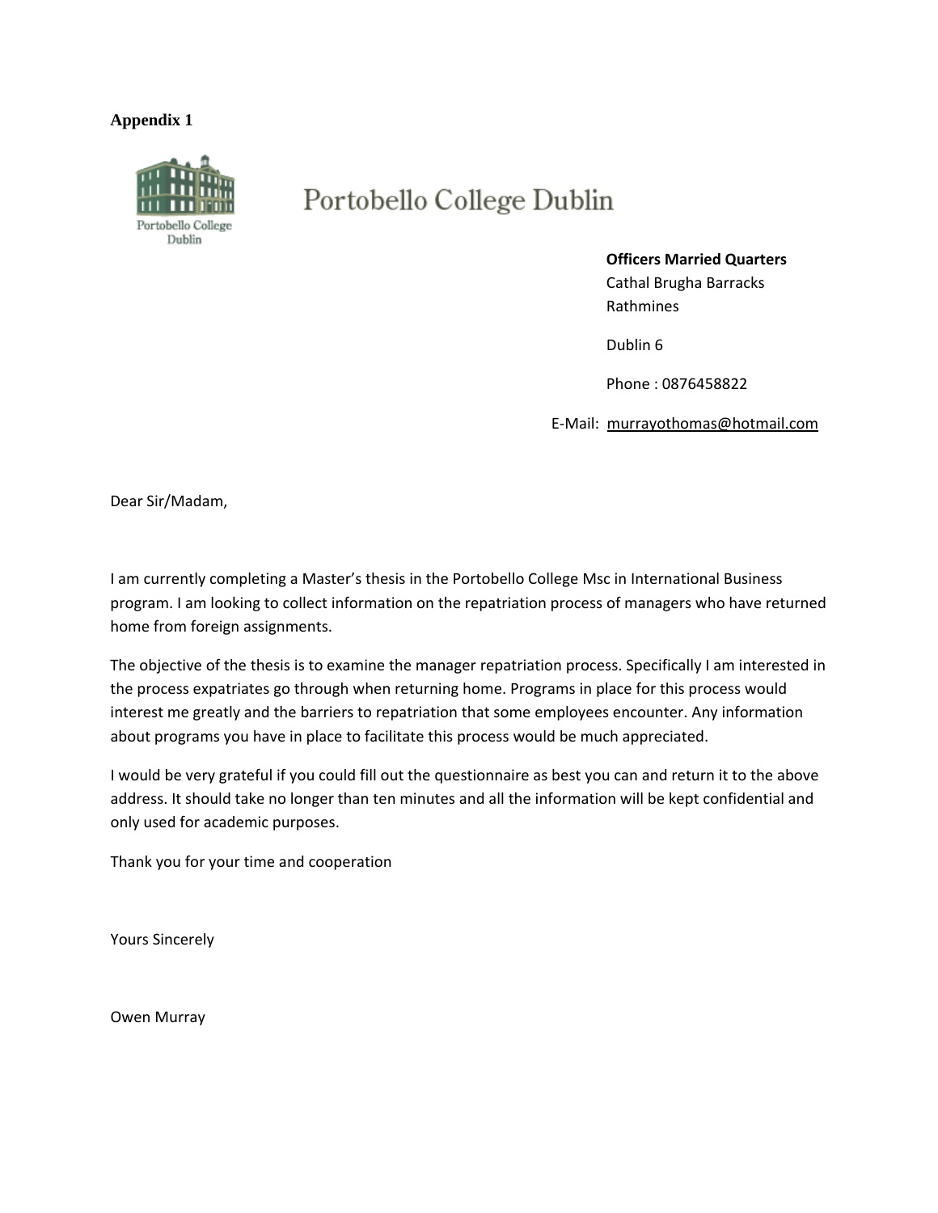**Appendix 1**

Portobello College Dublin

**Officers Married Quarters**
Cathal Brugha Barracks
Rathmines

Dublin 6

Phone : 0876458822

E-Mail: murrayothomas@hotmail.com

Dear Sir/Madam,

I am currently completing a Master's thesis in the Portobello College Msc in International Business program. I am looking to collect information on the repatriation process of managers who have returned home from foreign assignments.

The objective of the thesis is to examine the manager repatriation process. Specifically I am interested in the process expatriates go through when returning home. Programs in place for this process would interest me greatly and the barriers to repatriation that some employees encounter. Any information about programs you have in place to facilitate this process would be much appreciated.

I would be very grateful if you could fill out the questionnaire as best you can and return it to the above address. It should take no longer than ten minutes and all the information will be kept confidential and only used for academic purposes.

Thank you for your time and cooperation

Yours Sincerely

Owen Murray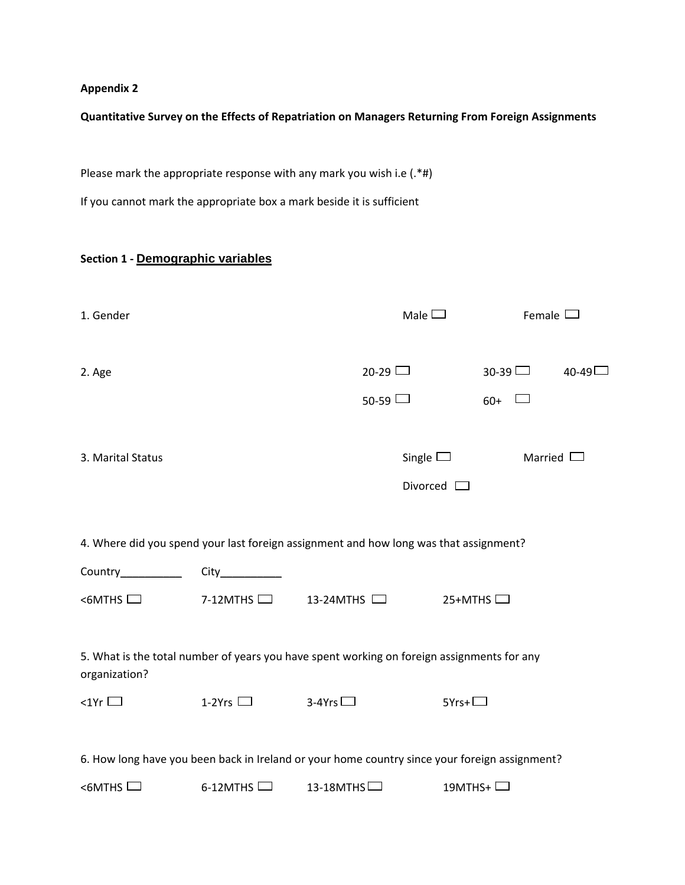**Appendix 2**

**Quantitative Survey on the Effects of Repatriation on Managers Returning From Foreign Assignments**

Please mark the appropriate response with any mark you wish i.e (.*#)

If you cannot mark the appropriate box a mark beside it is sufficient

**Section 1 - Demographic variables**

1. Gender

Male ☐ Female ☐

2. Age

20-29 ☐ 30-39 ☐ 40-49 ☐

50-59 ☐ 60+ ☐

3. Marital Status

Single ☐ Married ☐

Divorced ☐

4. Where did you spend your last foreign assignment and how long was that assignment?

Country__________ City__________

<6MTHS ☐ 7-12MTHS ☐ 13-24MTHS ☐ 25+MTHS ☐

5. What is the total number of years you have spent working on foreign assignments for any organization?

<1Yr ☐ 1-2Yrs ☐ 3-4Yrs ☐ 5Yrs+ ☐

6. How long have you been back in Ireland or your home country since your foreign assignment?

<6MTHS ☐ 6-12MTHS ☐ 13-18MTHS ☐ 19MTHS+ ☐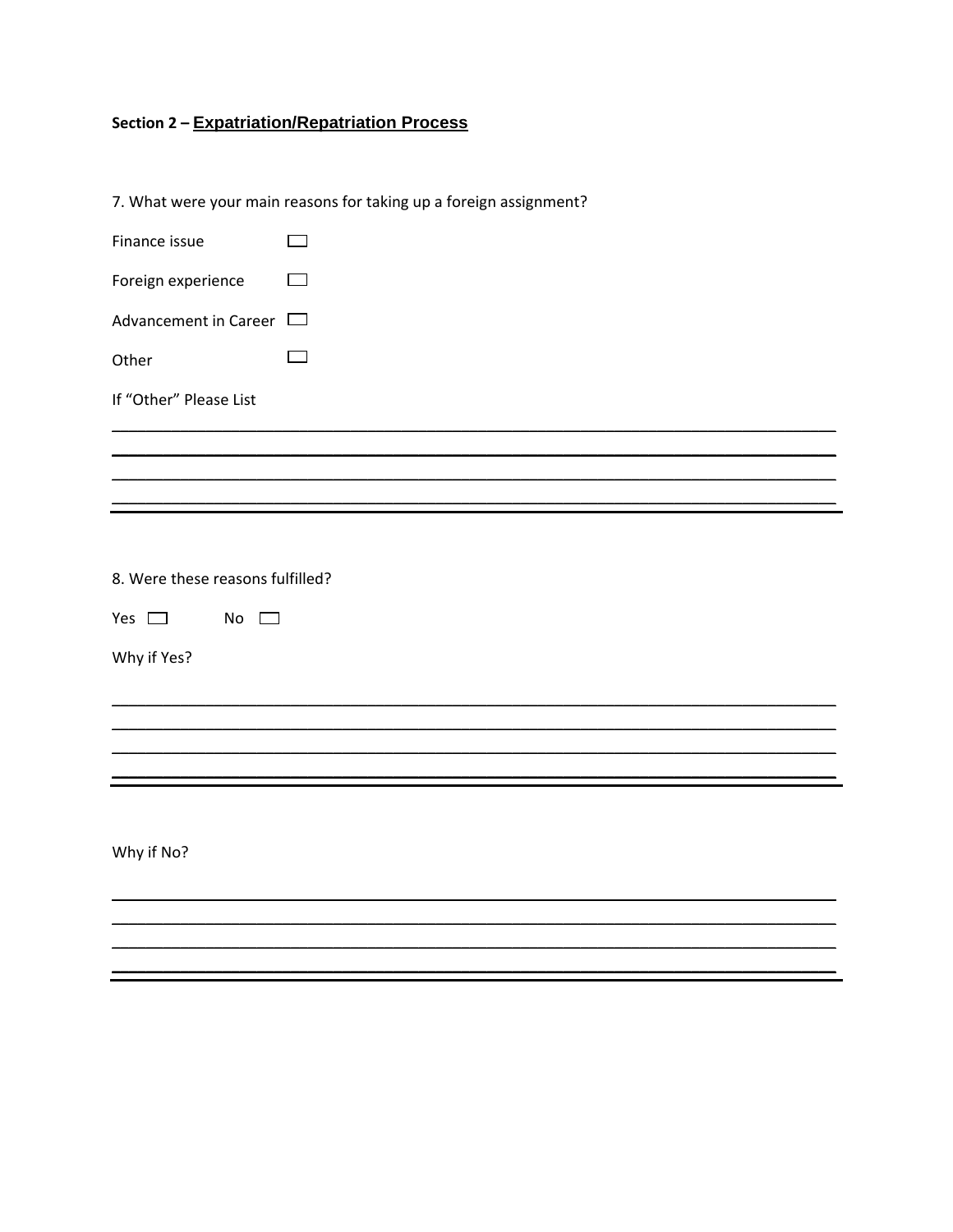## Section 2 – Expatriation/Repatriation Process

7. What were your main reasons for taking up a foreign assignment?

Finance issue ☐

Foreign experience ☐

Advancement in Career ☐

Other ☐

If "Other" Please List

\_\_\_\_\_\_\_\_\_\_\_\_\_\_\_\_\_\_\_\_\_\_\_\_\_\_\_\_\_\_\_\_\_\_\_\_\_\_\_\_\_\_\_\_\_\_\_\_\_\_\_\_\_\_\_\_\_\_\_\_\_\_\_\_\_\_\_\_\_\_\_\_\_\_\_\_

\_\_\_\_\_\_\_\_\_\_\_\_\_\_\_\_\_\_\_\_\_\_\_\_\_\_\_\_\_\_\_\_\_\_\_\_\_\_\_\_\_\_\_\_\_\_\_\_\_\_\_\_\_\_\_\_\_\_\_\_\_\_\_\_\_\_\_\_\_\_\_\_\_\_\_\_

\_\_\_\_\_\_\_\_\_\_\_\_\_\_\_\_\_\_\_\_\_\_\_\_\_\_\_\_\_\_\_\_\_\_\_\_\_\_\_\_\_\_\_\_\_\_\_\_\_\_\_\_\_\_\_\_\_\_\_\_\_\_\_\_\_\_\_\_\_\_\_\_\_\_\_\_

\_\_\_\_\_\_\_\_\_\_\_\_\_\_\_\_\_\_\_\_\_\_\_\_\_\_\_\_\_\_\_\_\_\_\_\_\_\_\_\_\_\_\_\_\_\_\_\_\_\_\_\_\_\_\_\_\_\_\_\_\_\_\_\_\_\_\_\_\_\_\_\_\_\_\_\_

8. Were these reasons fulfilled?

Yes ☐ No ☐

Why if Yes?

\_\_\_\_\_\_\_\_\_\_\_\_\_\_\_\_\_\_\_\_\_\_\_\_\_\_\_\_\_\_\_\_\_\_\_\_\_\_\_\_\_\_\_\_\_\_\_\_\_\_\_\_\_\_\_\_\_\_\_\_\_\_\_\_\_\_\_\_\_\_\_\_\_\_\_\_

\_\_\_\_\_\_\_\_\_\_\_\_\_\_\_\_\_\_\_\_\_\_\_\_\_\_\_\_\_\_\_\_\_\_\_\_\_\_\_\_\_\_\_\_\_\_\_\_\_\_\_\_\_\_\_\_\_\_\_\_\_\_\_\_\_\_\_\_\_\_\_\_\_\_\_\_

\_\_\_\_\_\_\_\_\_\_\_\_\_\_\_\_\_\_\_\_\_\_\_\_\_\_\_\_\_\_\_\_\_\_\_\_\_\_\_\_\_\_\_\_\_\_\_\_\_\_\_\_\_\_\_\_\_\_\_\_\_\_\_\_\_\_\_\_\_\_\_\_\_\_\_\_

\_\_\_\_\_\_\_\_\_\_\_\_\_\_\_\_\_\_\_\_\_\_\_\_\_\_\_\_\_\_\_\_\_\_\_\_\_\_\_\_\_\_\_\_\_\_\_\_\_\_\_\_\_\_\_\_\_\_\_\_\_\_\_\_\_\_\_\_\_\_\_\_\_\_\_\_

Why if No?

\_\_\_\_\_\_\_\_\_\_\_\_\_\_\_\_\_\_\_\_\_\_\_\_\_\_\_\_\_\_\_\_\_\_\_\_\_\_\_\_\_\_\_\_\_\_\_\_\_\_\_\_\_\_\_\_\_\_\_\_\_\_\_\_\_\_\_\_\_\_\_\_\_\_\_\_

\_\_\_\_\_\_\_\_\_\_\_\_\_\_\_\_\_\_\_\_\_\_\_\_\_\_\_\_\_\_\_\_\_\_\_\_\_\_\_\_\_\_\_\_\_\_\_\_\_\_\_\_\_\_\_\_\_\_\_\_\_\_\_\_\_\_\_\_\_\_\_\_\_\_\_\_

\_\_\_\_\_\_\_\_\_\_\_\_\_\_\_\_\_\_\_\_\_\_\_\_\_\_\_\_\_\_\_\_\_\_\_\_\_\_\_\_\_\_\_\_\_\_\_\_\_\_\_\_\_\_\_\_\_\_\_\_\_\_\_\_\_\_\_\_\_\_\_\_\_\_\_\_

\_\_\_\_\_\_\_\_\_\_\_\_\_\_\_\_\_\_\_\_\_\_\_\_\_\_\_\_\_\_\_\_\_\_\_\_\_\_\_\_\_\_\_\_\_\_\_\_\_\_\_\_\_\_\_\_\_\_\_\_\_\_\_\_\_\_\_\_\_\_\_\_\_\_\_\_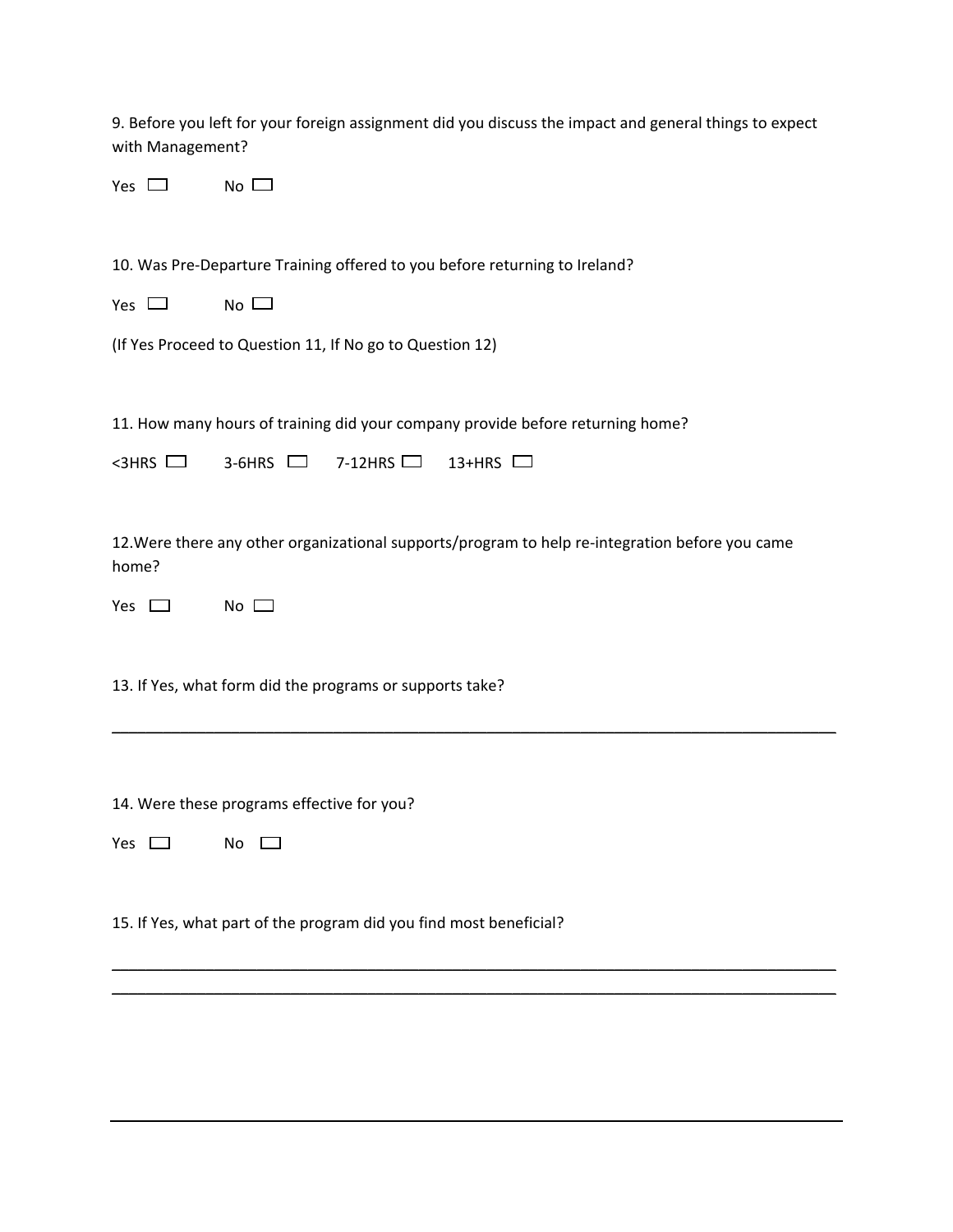9. Before you left for your foreign assignment did you discuss the impact and general things to expect with Management?

Yes ☐ No ☐

10. Was Pre-Departure Training offered to you before returning to Ireland?

Yes ☐ No ☐

(If Yes Proceed to Question 11, If No go to Question 12)

11. How many hours of training did your company provide before returning home?

<3HRS ☐ 3-6HRS ☐ 7-12HRS ☐ 13+HRS ☐

12.Were there any other organizational supports/program to help re-integration before you came home?

Yes ☐ No ☐

13. If Yes, what form did the programs or supports take?

_______________________________________________________________________________

14. Were these programs effective for you?

Yes ☐ No ☐

15. If Yes, what part of the program did you find most beneficial?

_______________________________________________________________________________
_______________________________________________________________________________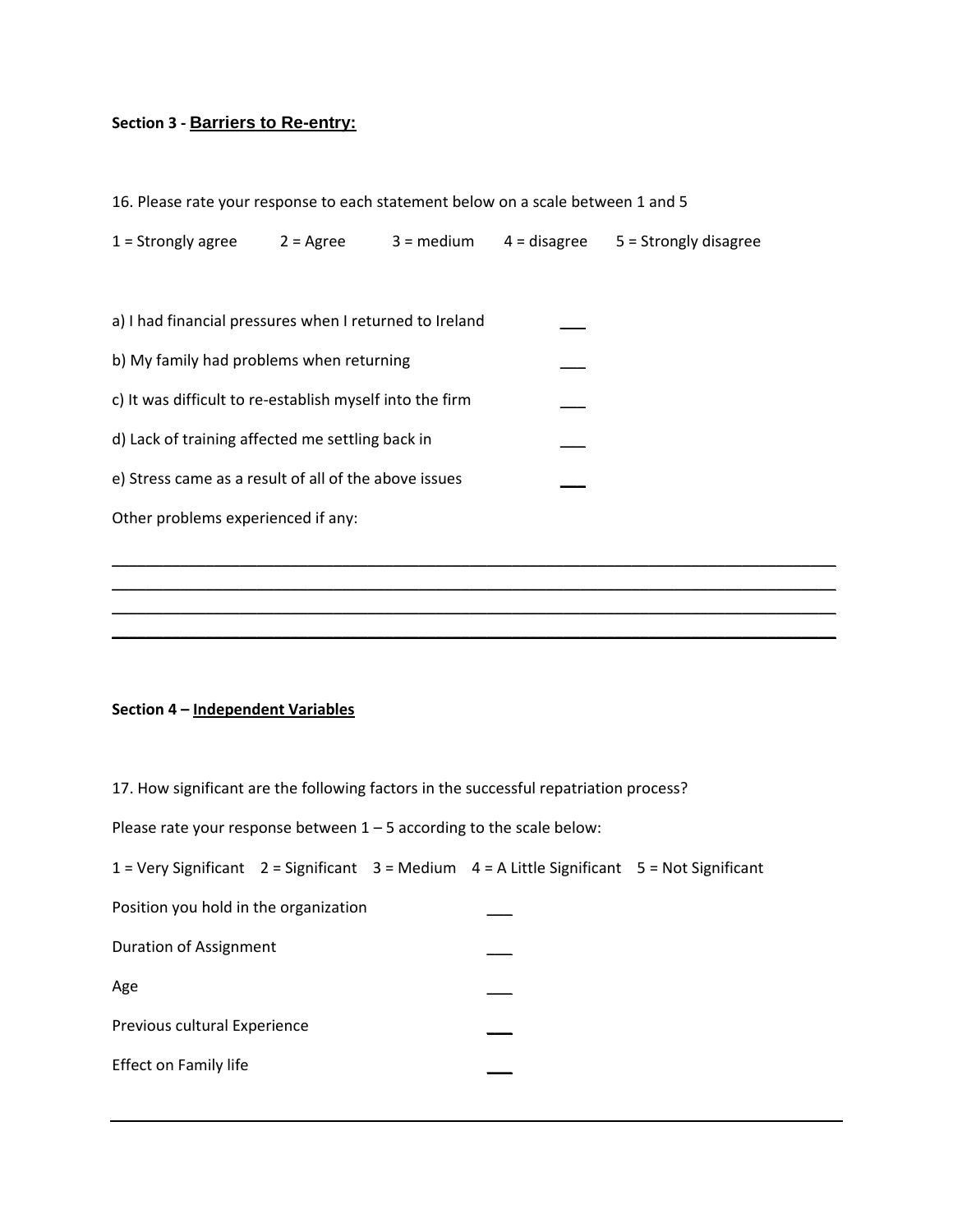**Section 3 - Barriers to Re-entry:**

16. Please rate your response to each statement below on a scale between 1 and 5

1 = Strongly agree    2 = Agree    3 = medium    4 = disagree    5 = Strongly disagree

a) I had financial pressures when I returned to Ireland ___

b) My family had problems when returning ___

c) It was difficult to re-establish myself into the firm ___

d) Lack of training affected me settling back in ___

e) Stress came as a result of all of the above issues ___

Other problems experienced if any:

______________________________________________________________________________

______________________________________________________________________________

______________________________________________________________________________

______________________________________________________________________________

**Section 4 – Independent Variables**

17. How significant are the following factors in the successful repatriation process?

Please rate your response between 1 – 5 according to the scale below:

1 = Very Significant    2 = Significant    3 = Medium    4 = A Little Significant    5 = Not Significant

Position you hold in the organization ___

Duration of Assignment ___

Age ___

Previous cultural Experience ___

Effect on Family life ___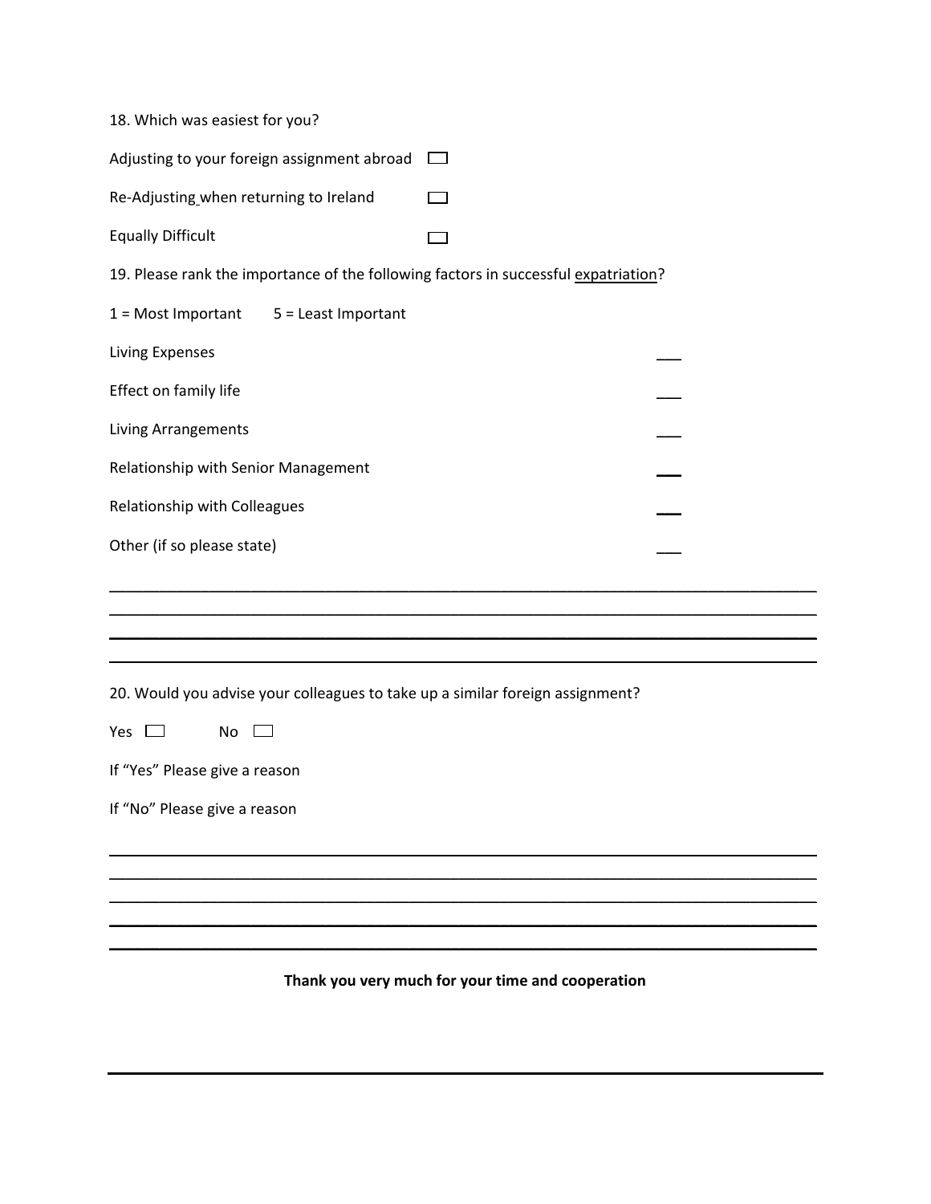18. Which was easiest for you?

Adjusting to your foreign assignment abroad ☐

Re-Adjusting when returning to Ireland ☐

Equally Difficult ☐

19. Please rank the importance of the following factors in successful expatriation?

1 = Most Important 5 = Least Important

Living Expenses ___

Effect on family life ___

Living Arrangements ___

Relationship with Senior Management ___

Relationship with Colleagues ___

Other (if so please state) ___

______________________________________________________________________________

______________________________________________________________________________

______________________________________________________________________________

______________________________________________________________________________

20. Would you advise your colleagues to take up a similar foreign assignment?

Yes ☐ No ☐

If "Yes" Please give a reason

If "No" Please give a reason

______________________________________________________________________________

______________________________________________________________________________

______________________________________________________________________________

______________________________________________________________________________

______________________________________________________________________________

**Thank you very much for your time and cooperation**